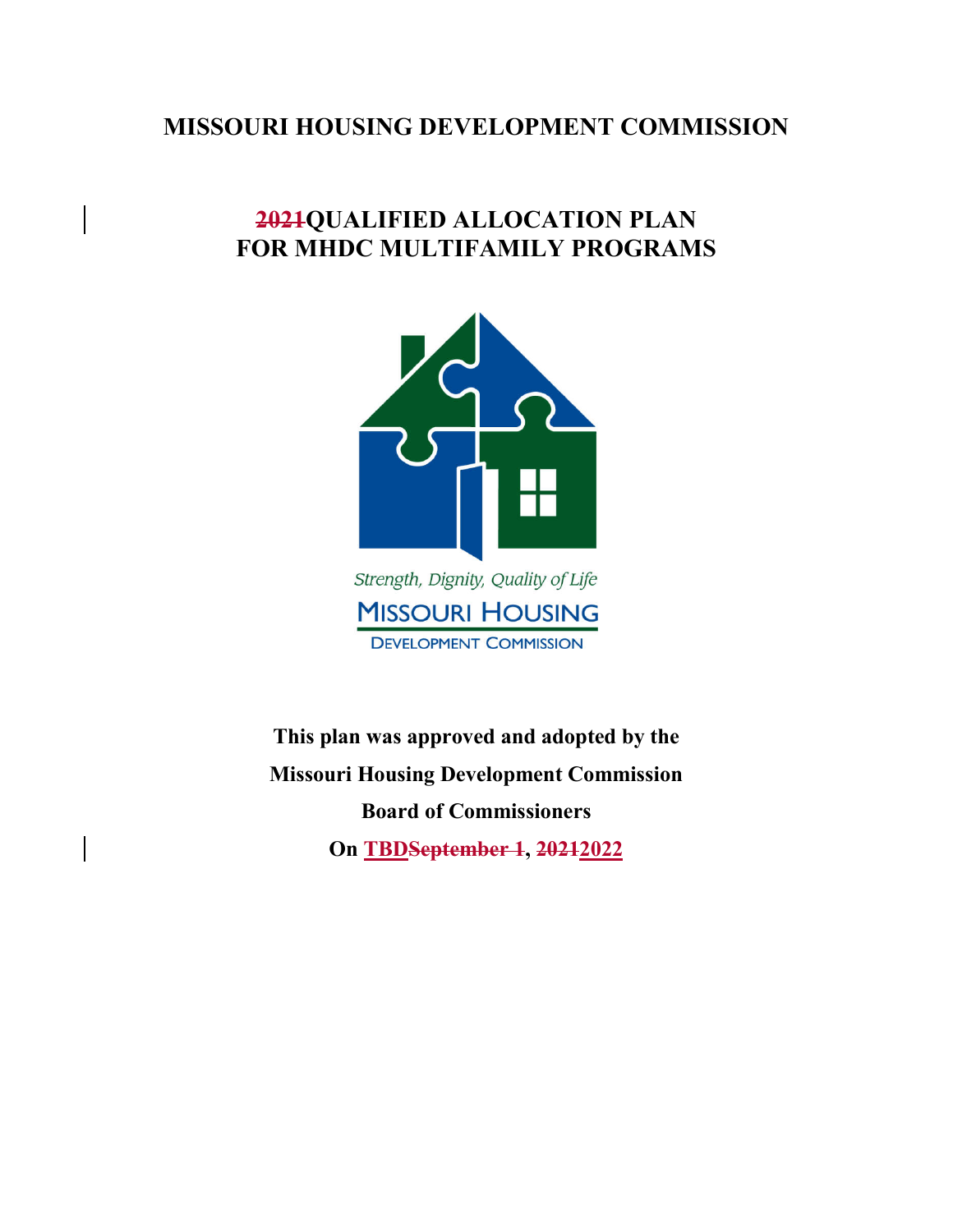# MISSOURI HOUSING DEVELOPMENT COMMISSION

## ~~2021~~QUALIFIED ALLOCATION PLAN FOR MHDC MULTIFAMILY PROGRAMS

*Strength, Dignity, Quality of Life*

MISSOURI HOUSING

DEVELOPMENT COMMISSION

**This plan was approved and adopted by the**

**Missouri Housing Development Commission**

**Board of Commissioners**

**On TBD~~September 1~~, ~~2021~~2022**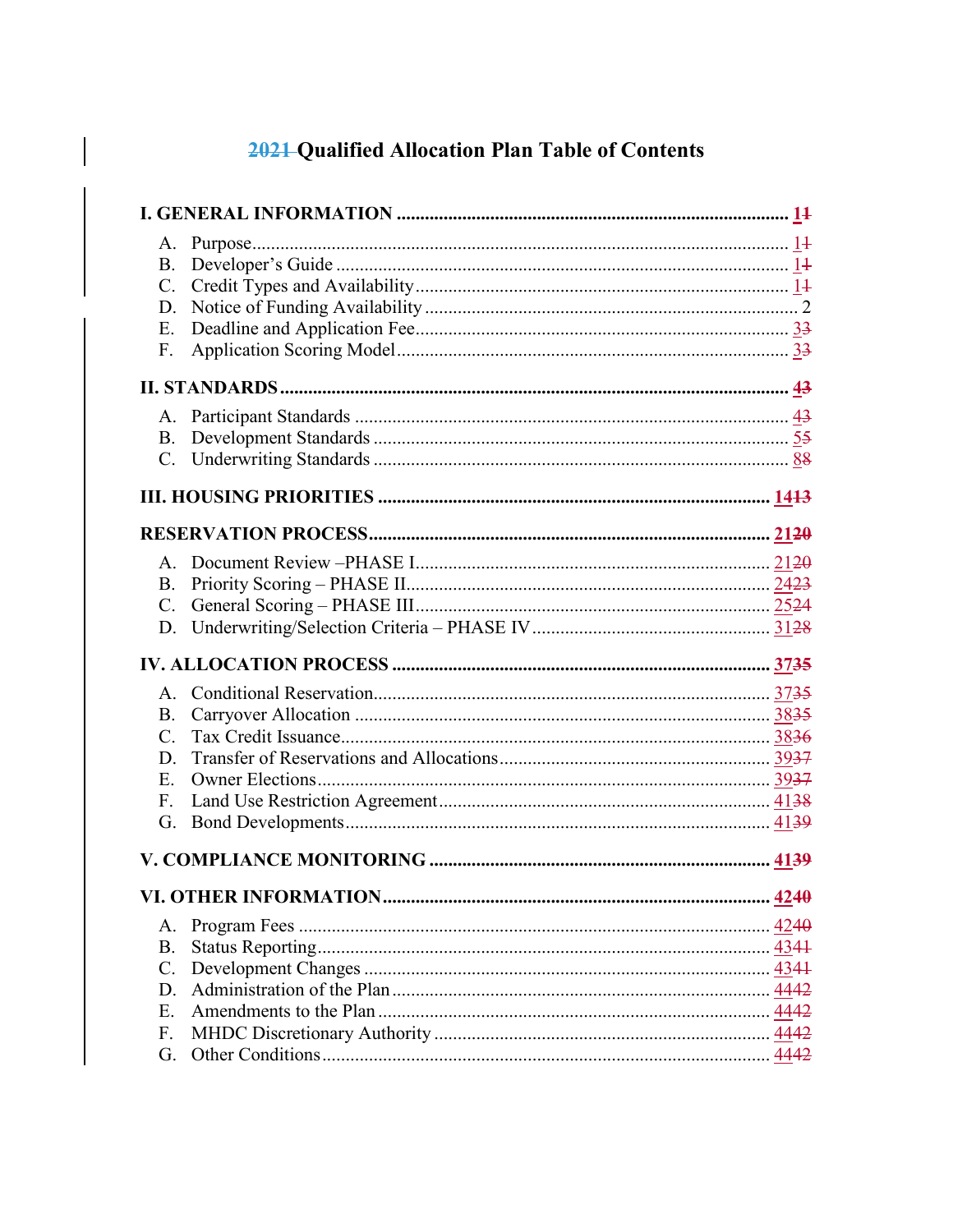# ~~2021~~ Qualified Allocation Plan Table of Contents

**I. GENERAL INFORMATION** .......... **1~~1~~**

- A. Purpose .......... 1~~1~~
- B. Developer's Guide .......... 1~~1~~
- C. Credit Types and Availability .......... 1~~1~~
- D. Notice of Funding Availability .......... 2
- E. Deadline and Application Fee .......... 3~~3~~
- F. Application Scoring Model .......... 3~~3~~

**II. STANDARDS** .......... **4~~3~~**

- A. Participant Standards .......... 4~~3~~
- B. Development Standards .......... 5~~5~~
- C. Underwriting Standards .......... 8~~8~~

**III. HOUSING PRIORITIES** .......... **14~~13~~**

**RESERVATION PROCESS** .......... **21~~20~~**

- A. Document Review –PHASE I .......... 21~~20~~
- B. Priority Scoring – PHASE II .......... 24~~23~~
- C. General Scoring – PHASE III .......... 25~~24~~
- D. Underwriting/Selection Criteria – PHASE IV .......... 31~~28~~

**IV. ALLOCATION PROCESS** .......... **37~~35~~**

- A. Conditional Reservation .......... 37~~35~~
- B. Carryover Allocation .......... 38~~35~~
- C. Tax Credit Issuance .......... 38~~36~~
- D. Transfer of Reservations and Allocations .......... 39~~37~~
- E. Owner Elections .......... 39~~37~~
- F. Land Use Restriction Agreement .......... 41~~38~~
- G. Bond Developments .......... 41~~39~~

**V. COMPLIANCE MONITORING** .......... **41~~39~~**

**VI. OTHER INFORMATION** .......... **42~~40~~**

- A. Program Fees .......... 42~~40~~
- B. Status Reporting .......... 43~~41~~
- C. Development Changes .......... 43~~41~~
- D. Administration of the Plan .......... 44~~42~~
- E. Amendments to the Plan .......... 44~~42~~
- F. MHDC Discretionary Authority .......... 44~~42~~
- G. Other Conditions .......... 44~~42~~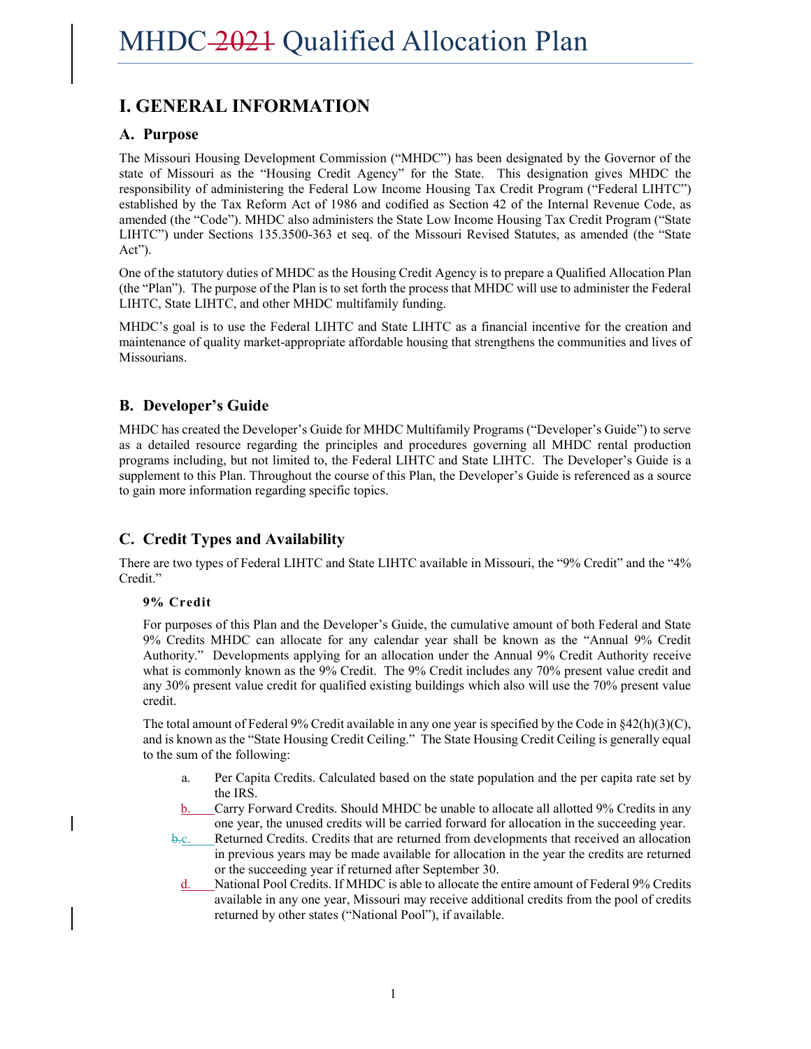# MHDC 2021 Qualified Allocation Plan

## I. GENERAL INFORMATION

### A. Purpose

The Missouri Housing Development Commission ("MHDC") has been designated by the Governor of the state of Missouri as the "Housing Credit Agency" for the State. This designation gives MHDC the responsibility of administering the Federal Low Income Housing Tax Credit Program ("Federal LIHTC") established by the Tax Reform Act of 1986 and codified as Section 42 of the Internal Revenue Code, as amended (the "Code"). MHDC also administers the State Low Income Housing Tax Credit Program ("State LIHTC") under Sections 135.3500-363 et seq. of the Missouri Revised Statutes, as amended (the "State Act").

One of the statutory duties of MHDC as the Housing Credit Agency is to prepare a Qualified Allocation Plan (the "Plan"). The purpose of the Plan is to set forth the process that MHDC will use to administer the Federal LIHTC, State LIHTC, and other MHDC multifamily funding.

MHDC's goal is to use the Federal LIHTC and State LIHTC as a financial incentive for the creation and maintenance of quality market-appropriate affordable housing that strengthens the communities and lives of Missourians.

### B. Developer's Guide

MHDC has created the Developer's Guide for MHDC Multifamily Programs ("Developer's Guide") to serve as a detailed resource regarding the principles and procedures governing all MHDC rental production programs including, but not limited to, the Federal LIHTC and State LIHTC. The Developer's Guide is a supplement to this Plan. Throughout the course of this Plan, the Developer's Guide is referenced as a source to gain more information regarding specific topics.

### C. Credit Types and Availability

There are two types of Federal LIHTC and State LIHTC available in Missouri, the "9% Credit" and the "4% Credit."

**9% Credit**

For purposes of this Plan and the Developer's Guide, the cumulative amount of both Federal and State 9% Credits MHDC can allocate for any calendar year shall be known as the "Annual 9% Credit Authority." Developments applying for an allocation under the Annual 9% Credit Authority receive what is commonly known as the 9% Credit. The 9% Credit includes any 70% present value credit and any 30% present value credit for qualified existing buildings which also will use the 70% present value credit.

The total amount of Federal 9% Credit available in any one year is specified by the Code in §42(h)(3)(C), and is known as the "State Housing Credit Ceiling." The State Housing Credit Ceiling is generally equal to the sum of the following:

a. Per Capita Credits. Calculated based on the state population and the per capita rate set by the IRS.

b. Carry Forward Credits. Should MHDC be unable to allocate all allotted 9% Credits in any one year, the unused credits will be carried forward for allocation in the succeeding year.

c. Returned Credits. Credits that are returned from developments that received an allocation in previous years may be made available for allocation in the year the credits are returned or the succeeding year if returned after September 30.

d. National Pool Credits. If MHDC is able to allocate the entire amount of Federal 9% Credits available in any one year, Missouri may receive additional credits from the pool of credits returned by other states ("National Pool"), if available.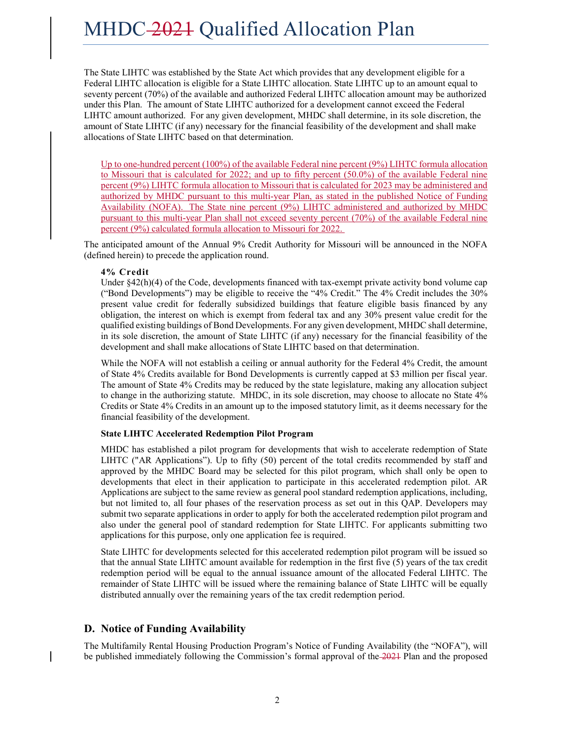The State LIHTC was established by the State Act which provides that any development eligible for a Federal LIHTC allocation is eligible for a State LIHTC allocation. State LIHTC up to an amount equal to seventy percent (70%) of the available and authorized Federal LIHTC allocation amount may be authorized under this Plan. The amount of State LIHTC authorized for a development cannot exceed the Federal LIHTC amount authorized. For any given development, MHDC shall determine, in its sole discretion, the amount of State LIHTC (if any) necessary for the financial feasibility of the development and shall make allocations of State LIHTC based on that determination.

Up to one-hundred percent (100%) of the available Federal nine percent (9%) LIHTC formula allocation to Missouri that is calculated for 2022; and up to fifty percent (50.0%) of the available Federal nine percent (9%) LIHTC formula allocation to Missouri that is calculated for 2023 may be administered and authorized by MHDC pursuant to this multi-year Plan, as stated in the published Notice of Funding Availability (NOFA). The State nine percent (9%) LIHTC administered and authorized by MHDC pursuant to this multi-year Plan shall not exceed seventy percent (70%) of the available Federal nine percent (9%) calculated formula allocation to Missouri for 2022.

The anticipated amount of the Annual 9% Credit Authority for Missouri will be announced in the NOFA (defined herein) to precede the application round.

**4% Credit**

Under §42(h)(4) of the Code, developments financed with tax-exempt private activity bond volume cap ("Bond Developments") may be eligible to receive the "4% Credit." The 4% Credit includes the 30% present value credit for federally subsidized buildings that feature eligible basis financed by any obligation, the interest on which is exempt from federal tax and any 30% present value credit for the qualified existing buildings of Bond Developments. For any given development, MHDC shall determine, in its sole discretion, the amount of State LIHTC (if any) necessary for the financial feasibility of the development and shall make allocations of State LIHTC based on that determination.

While the NOFA will not establish a ceiling or annual authority for the Federal 4% Credit, the amount of State 4% Credits available for Bond Developments is currently capped at $3 million per fiscal year. The amount of State 4% Credits may be reduced by the state legislature, making any allocation subject to change in the authorizing statute. MHDC, in its sole discretion, may choose to allocate no State 4% Credits or State 4% Credits in an amount up to the imposed statutory limit, as it deems necessary for the financial feasibility of the development.

**State LIHTC Accelerated Redemption Pilot Program**

MHDC has established a pilot program for developments that wish to accelerate redemption of State LIHTC ("AR Applications"). Up to fifty (50) percent of the total credits recommended by staff and approved by the MHDC Board may be selected for this pilot program, which shall only be open to developments that elect in their application to participate in this accelerated redemption pilot. AR Applications are subject to the same review as general pool standard redemption applications, including, but not limited to, all four phases of the reservation process as set out in this QAP. Developers may submit two separate applications in order to apply for both the accelerated redemption pilot program and also under the general pool of standard redemption for State LIHTC. For applicants submitting two applications for this purpose, only one application fee is required.

State LIHTC for developments selected for this accelerated redemption pilot program will be issued so that the annual State LIHTC amount available for redemption in the first five (5) years of the tax credit redemption period will be equal to the annual issuance amount of the allocated Federal LIHTC. The remainder of State LIHTC will be issued where the remaining balance of State LIHTC will be equally distributed annually over the remaining years of the tax credit redemption period.

## D. Notice of Funding Availability

The Multifamily Rental Housing Production Program's Notice of Funding Availability (the "NOFA"), will be published immediately following the Commission's formal approval of the ~~2021~~ Plan and the proposed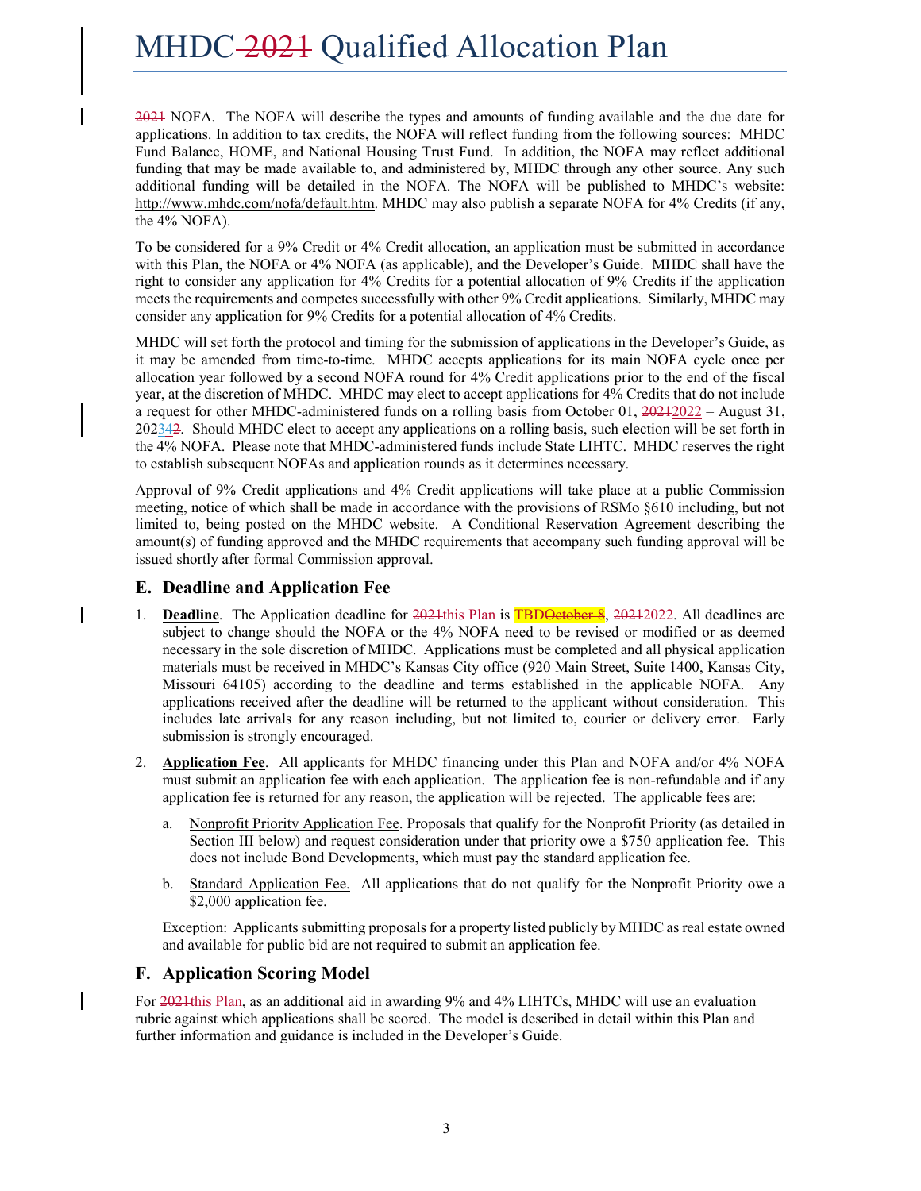2021 NOFA. The NOFA will describe the types and amounts of funding available and the due date for applications. In addition to tax credits, the NOFA will reflect funding from the following sources: MHDC Fund Balance, HOME, and National Housing Trust Fund. In addition, the NOFA may reflect additional funding that may be made available to, and administered by, MHDC through any other source. Any such additional funding will be detailed in the NOFA. The NOFA will be published to MHDC's website: http://www.mhdc.com/nofa/default.htm. MHDC may also publish a separate NOFA for 4% Credits (if any, the 4% NOFA).

To be considered for a 9% Credit or 4% Credit allocation, an application must be submitted in accordance with this Plan, the NOFA or 4% NOFA (as applicable), and the Developer's Guide. MHDC shall have the right to consider any application for 4% Credits for a potential allocation of 9% Credits if the application meets the requirements and competes successfully with other 9% Credit applications. Similarly, MHDC may consider any application for 9% Credits for a potential allocation of 4% Credits.

MHDC will set forth the protocol and timing for the submission of applications in the Developer's Guide, as it may be amended from time-to-time. MHDC accepts applications for its main NOFA cycle once per allocation year followed by a second NOFA round for 4% Credit applications prior to the end of the fiscal year, at the discretion of MHDC. MHDC may elect to accept applications for 4% Credits that do not include a request for other MHDC-administered funds on a rolling basis from October 01, 20212022 – August 31, 202342. Should MHDC elect to accept any applications on a rolling basis, such election will be set forth in the 4% NOFA. Please note that MHDC-administered funds include State LIHTC. MHDC reserves the right to establish subsequent NOFAs and application rounds as it determines necessary.

Approval of 9% Credit applications and 4% Credit applications will take place at a public Commission meeting, notice of which shall be made in accordance with the provisions of RSMo §610 including, but not limited to, being posted on the MHDC website. A Conditional Reservation Agreement describing the amount(s) of funding approved and the MHDC requirements that accompany such funding approval will be issued shortly after formal Commission approval.

## E. Deadline and Application Fee

1. **Deadline**. The Application deadline for 2021this Plan is TBDOctober 8, 20212022. All deadlines are subject to change should the NOFA or the 4% NOFA need to be revised or modified or as deemed necessary in the sole discretion of MHDC. Applications must be completed and all physical application materials must be received in MHDC's Kansas City office (920 Main Street, Suite 1400, Kansas City, Missouri 64105) according to the deadline and terms established in the applicable NOFA. Any applications received after the deadline will be returned to the applicant without consideration. This includes late arrivals for any reason including, but not limited to, courier or delivery error. Early submission is strongly encouraged.

2. **Application Fee**. All applicants for MHDC financing under this Plan and NOFA and/or 4% NOFA must submit an application fee with each application. The application fee is non-refundable and if any application fee is returned for any reason, the application will be rejected. The applicable fees are:

   a. Nonprofit Priority Application Fee. Proposals that qualify for the Nonprofit Priority (as detailed in Section III below) and request consideration under that priority owe a $750 application fee. This does not include Bond Developments, which must pay the standard application fee.

   b. Standard Application Fee. All applications that do not qualify for the Nonprofit Priority owe a $2,000 application fee.

   Exception: Applicants submitting proposals for a property listed publicly by MHDC as real estate owned and available for public bid are not required to submit an application fee.

## F. Application Scoring Model

For 2021this Plan, as an additional aid in awarding 9% and 4% LIHTCs, MHDC will use an evaluation rubric against which applications shall be scored. The model is described in detail within this Plan and further information and guidance is included in the Developer's Guide.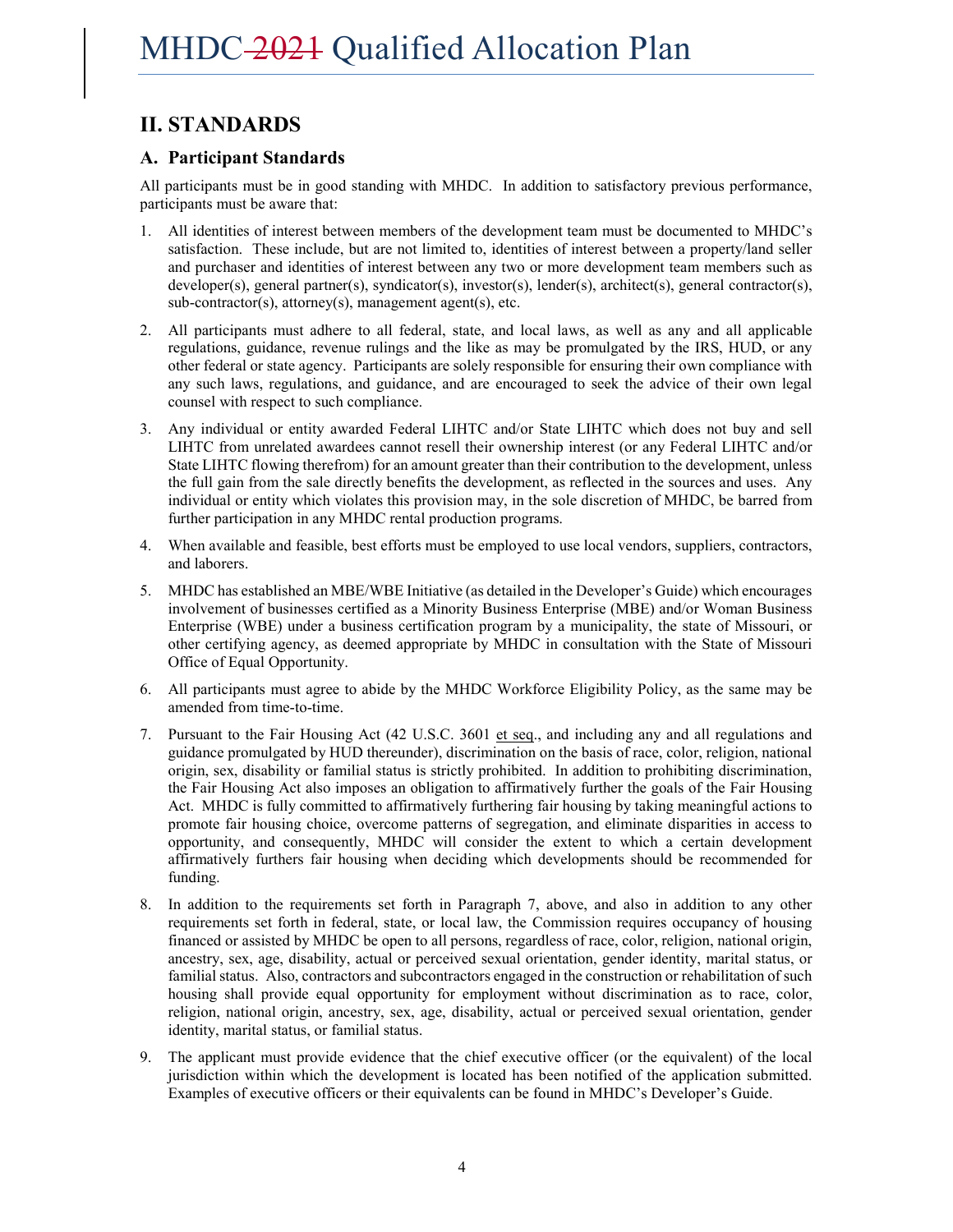## II. STANDARDS

### A. Participant Standards

All participants must be in good standing with MHDC. In addition to satisfactory previous performance, participants must be aware that:

1. All identities of interest between members of the development team must be documented to MHDC's satisfaction. These include, but are not limited to, identities of interest between a property/land seller and purchaser and identities of interest between any two or more development team members such as developer(s), general partner(s), syndicator(s), investor(s), lender(s), architect(s), general contractor(s), sub-contractor(s), attorney(s), management agent(s), etc.

2. All participants must adhere to all federal, state, and local laws, as well as any and all applicable regulations, guidance, revenue rulings and the like as may be promulgated by the IRS, HUD, or any other federal or state agency. Participants are solely responsible for ensuring their own compliance with any such laws, regulations, and guidance, and are encouraged to seek the advice of their own legal counsel with respect to such compliance.

3. Any individual or entity awarded Federal LIHTC and/or State LIHTC which does not buy and sell LIHTC from unrelated awardees cannot resell their ownership interest (or any Federal LIHTC and/or State LIHTC flowing therefrom) for an amount greater than their contribution to the development, unless the full gain from the sale directly benefits the development, as reflected in the sources and uses. Any individual or entity which violates this provision may, in the sole discretion of MHDC, be barred from further participation in any MHDC rental production programs.

4. When available and feasible, best efforts must be employed to use local vendors, suppliers, contractors, and laborers.

5. MHDC has established an MBE/WBE Initiative (as detailed in the Developer's Guide) which encourages involvement of businesses certified as a Minority Business Enterprise (MBE) and/or Woman Business Enterprise (WBE) under a business certification program by a municipality, the state of Missouri, or other certifying agency, as deemed appropriate by MHDC in consultation with the State of Missouri Office of Equal Opportunity.

6. All participants must agree to abide by the MHDC Workforce Eligibility Policy, as the same may be amended from time-to-time.

7. Pursuant to the Fair Housing Act (42 U.S.C. 3601 et seq., and including any and all regulations and guidance promulgated by HUD thereunder), discrimination on the basis of race, color, religion, national origin, sex, disability or familial status is strictly prohibited. In addition to prohibiting discrimination, the Fair Housing Act also imposes an obligation to affirmatively further the goals of the Fair Housing Act. MHDC is fully committed to affirmatively furthering fair housing by taking meaningful actions to promote fair housing choice, overcome patterns of segregation, and eliminate disparities in access to opportunity, and consequently, MHDC will consider the extent to which a certain development affirmatively furthers fair housing when deciding which developments should be recommended for funding.

8. In addition to the requirements set forth in Paragraph 7, above, and also in addition to any other requirements set forth in federal, state, or local law, the Commission requires occupancy of housing financed or assisted by MHDC be open to all persons, regardless of race, color, religion, national origin, ancestry, sex, age, disability, actual or perceived sexual orientation, gender identity, marital status, or familial status. Also, contractors and subcontractors engaged in the construction or rehabilitation of such housing shall provide equal opportunity for employment without discrimination as to race, color, religion, national origin, ancestry, sex, age, disability, actual or perceived sexual orientation, gender identity, marital status, or familial status.

9. The applicant must provide evidence that the chief executive officer (or the equivalent) of the local jurisdiction within which the development is located has been notified of the application submitted. Examples of executive officers or their equivalents can be found in MHDC's Developer's Guide.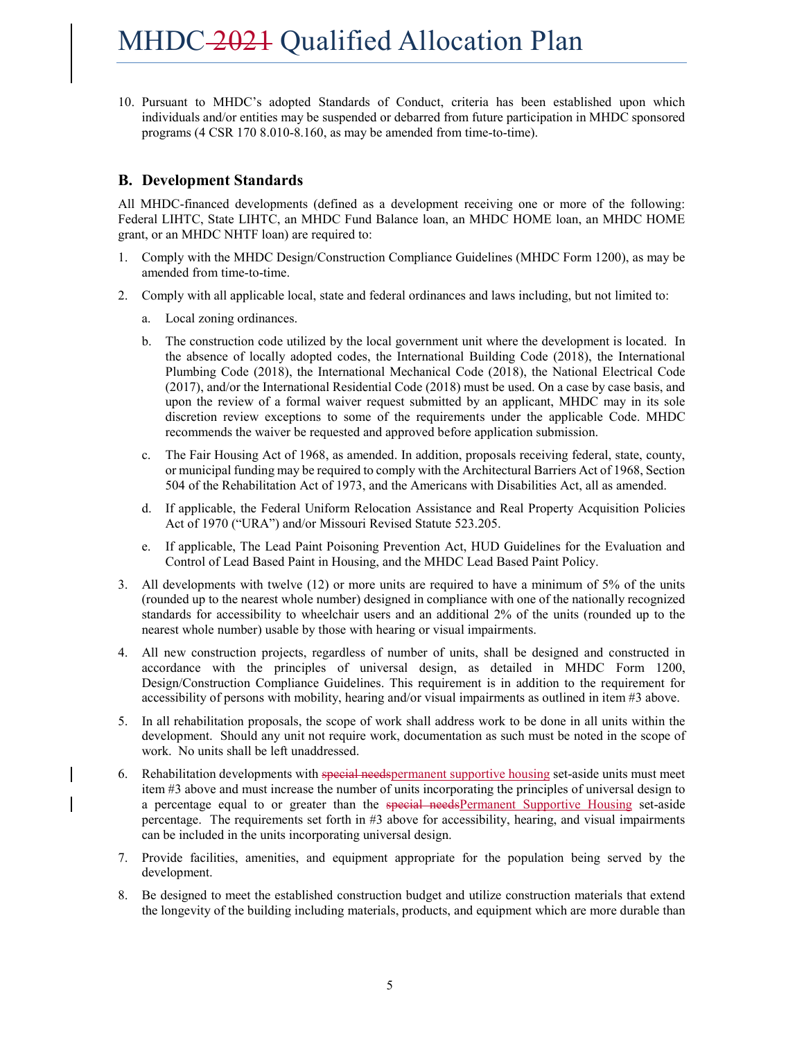10. Pursuant to MHDC's adopted Standards of Conduct, criteria has been established upon which individuals and/or entities may be suspended or debarred from future participation in MHDC sponsored programs (4 CSR 170 8.010-8.160, as may be amended from time-to-time).

## B. Development Standards

All MHDC-financed developments (defined as a development receiving one or more of the following: Federal LIHTC, State LIHTC, an MHDC Fund Balance loan, an MHDC HOME loan, an MHDC HOME grant, or an MHDC NHTF loan) are required to:

1. Comply with the MHDC Design/Construction Compliance Guidelines (MHDC Form 1200), as may be amended from time-to-time.
2. Comply with all applicable local, state and federal ordinances and laws including, but not limited to:
   a. Local zoning ordinances.
   b. The construction code utilized by the local government unit where the development is located. In the absence of locally adopted codes, the International Building Code (2018), the International Plumbing Code (2018), the International Mechanical Code (2018), the National Electrical Code (2017), and/or the International Residential Code (2018) must be used. On a case by case basis, and upon the review of a formal waiver request submitted by an applicant, MHDC may in its sole discretion review exceptions to some of the requirements under the applicable Code. MHDC recommends the waiver be requested and approved before application submission.
   c. The Fair Housing Act of 1968, as amended. In addition, proposals receiving federal, state, county, or municipal funding may be required to comply with the Architectural Barriers Act of 1968, Section 504 of the Rehabilitation Act of 1973, and the Americans with Disabilities Act, all as amended.
   d. If applicable, the Federal Uniform Relocation Assistance and Real Property Acquisition Policies Act of 1970 ("URA") and/or Missouri Revised Statute 523.205.
   e. If applicable, The Lead Paint Poisoning Prevention Act, HUD Guidelines for the Evaluation and Control of Lead Based Paint in Housing, and the MHDC Lead Based Paint Policy.
3. All developments with twelve (12) or more units are required to have a minimum of 5% of the units (rounded up to the nearest whole number) designed in compliance with one of the nationally recognized standards for accessibility to wheelchair users and an additional 2% of the units (rounded up to the nearest whole number) usable by those with hearing or visual impairments.
4. All new construction projects, regardless of number of units, shall be designed and constructed in accordance with the principles of universal design, as detailed in MHDC Form 1200, Design/Construction Compliance Guidelines. This requirement is in addition to the requirement for accessibility of persons with mobility, hearing and/or visual impairments as outlined in item #3 above.
5. In all rehabilitation proposals, the scope of work shall address work to be done in all units within the development. Should any unit not require work, documentation as such must be noted in the scope of work. No units shall be left unaddressed.
6. Rehabilitation developments with ~~special needs~~permanent supportive housing set-aside units must meet item #3 above and must increase the number of units incorporating the principles of universal design to a percentage equal to or greater than the ~~special needs~~Permanent Supportive Housing set-aside percentage. The requirements set forth in #3 above for accessibility, hearing, and visual impairments can be included in the units incorporating universal design.
7. Provide facilities, amenities, and equipment appropriate for the population being served by the development.
8. Be designed to meet the established construction budget and utilize construction materials that extend the longevity of the building including materials, products, and equipment which are more durable than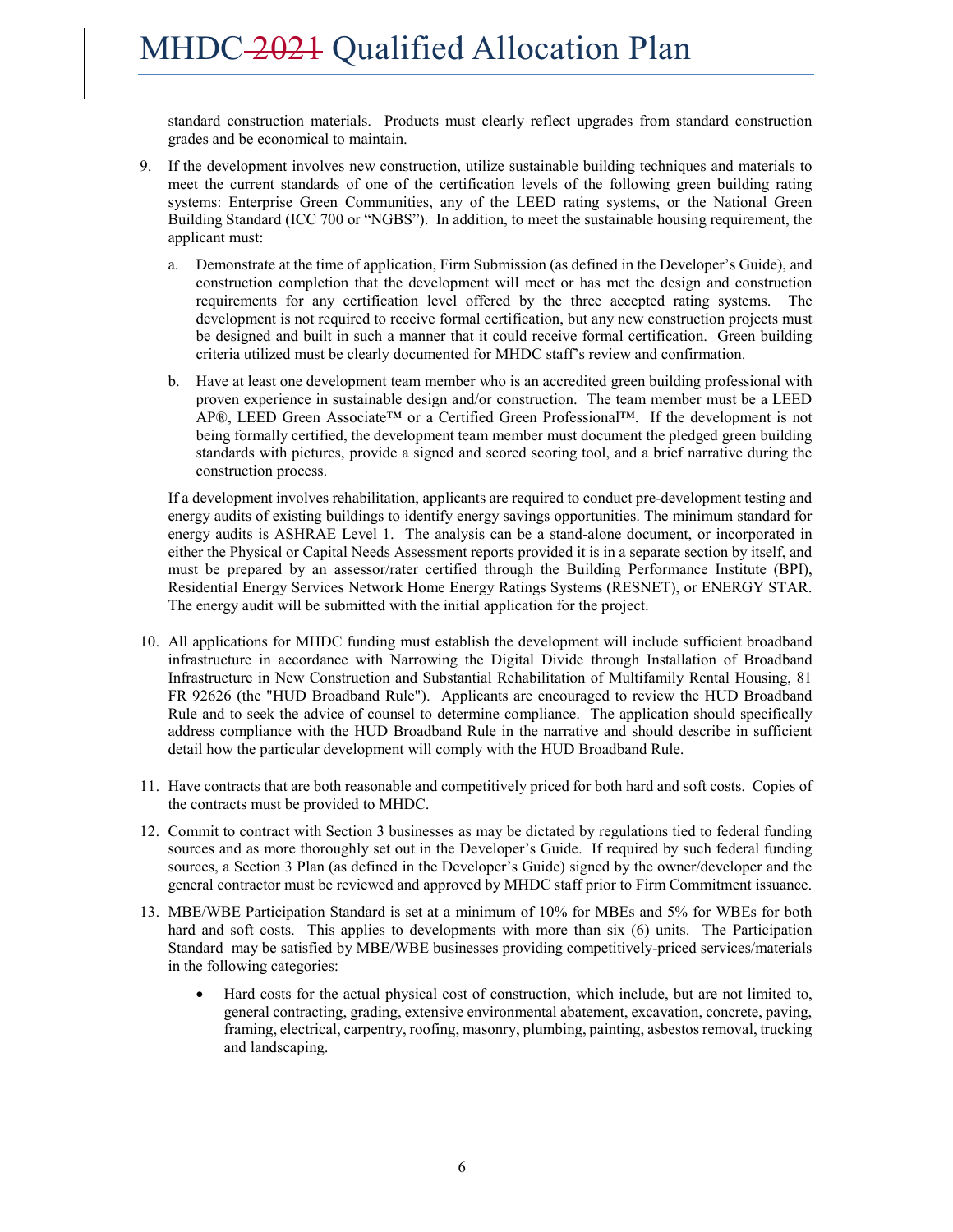standard construction materials. Products must clearly reflect upgrades from standard construction grades and be economical to maintain.

9. If the development involves new construction, utilize sustainable building techniques and materials to meet the current standards of one of the certification levels of the following green building rating systems: Enterprise Green Communities, any of the LEED rating systems, or the National Green Building Standard (ICC 700 or "NGBS"). In addition, to meet the sustainable housing requirement, the applicant must:

   a. Demonstrate at the time of application, Firm Submission (as defined in the Developer's Guide), and construction completion that the development will meet or has met the design and construction requirements for any certification level offered by the three accepted rating systems. The development is not required to receive formal certification, but any new construction projects must be designed and built in such a manner that it could receive formal certification. Green building criteria utilized must be clearly documented for MHDC staff's review and confirmation.

   b. Have at least one development team member who is an accredited green building professional with proven experience in sustainable design and/or construction. The team member must be a LEED AP®, LEED Green Associate™ or a Certified Green Professional™. If the development is not being formally certified, the development team member must document the pledged green building standards with pictures, provide a signed and scored scoring tool, and a brief narrative during the construction process.

   If a development involves rehabilitation, applicants are required to conduct pre-development testing and energy audits of existing buildings to identify energy savings opportunities. The minimum standard for energy audits is ASHRAE Level 1. The analysis can be a stand-alone document, or incorporated in either the Physical or Capital Needs Assessment reports provided it is in a separate section by itself, and must be prepared by an assessor/rater certified through the Building Performance Institute (BPI), Residential Energy Services Network Home Energy Ratings Systems (RESNET), or ENERGY STAR. The energy audit will be submitted with the initial application for the project.

10. All applications for MHDC funding must establish the development will include sufficient broadband infrastructure in accordance with Narrowing the Digital Divide through Installation of Broadband Infrastructure in New Construction and Substantial Rehabilitation of Multifamily Rental Housing, 81 FR 92626 (the "HUD Broadband Rule"). Applicants are encouraged to review the HUD Broadband Rule and to seek the advice of counsel to determine compliance. The application should specifically address compliance with the HUD Broadband Rule in the narrative and should describe in sufficient detail how the particular development will comply with the HUD Broadband Rule.

11. Have contracts that are both reasonable and competitively priced for both hard and soft costs. Copies of the contracts must be provided to MHDC.

12. Commit to contract with Section 3 businesses as may be dictated by regulations tied to federal funding sources and as more thoroughly set out in the Developer's Guide. If required by such federal funding sources, a Section 3 Plan (as defined in the Developer's Guide) signed by the owner/developer and the general contractor must be reviewed and approved by MHDC staff prior to Firm Commitment issuance.

13. MBE/WBE Participation Standard is set at a minimum of 10% for MBEs and 5% for WBEs for both hard and soft costs. This applies to developments with more than six (6) units. The Participation Standard may be satisfied by MBE/WBE businesses providing competitively-priced services/materials in the following categories:

   - Hard costs for the actual physical cost of construction, which include, but are not limited to, general contracting, grading, extensive environmental abatement, excavation, concrete, paving, framing, electrical, carpentry, roofing, masonry, plumbing, painting, asbestos removal, trucking and landscaping.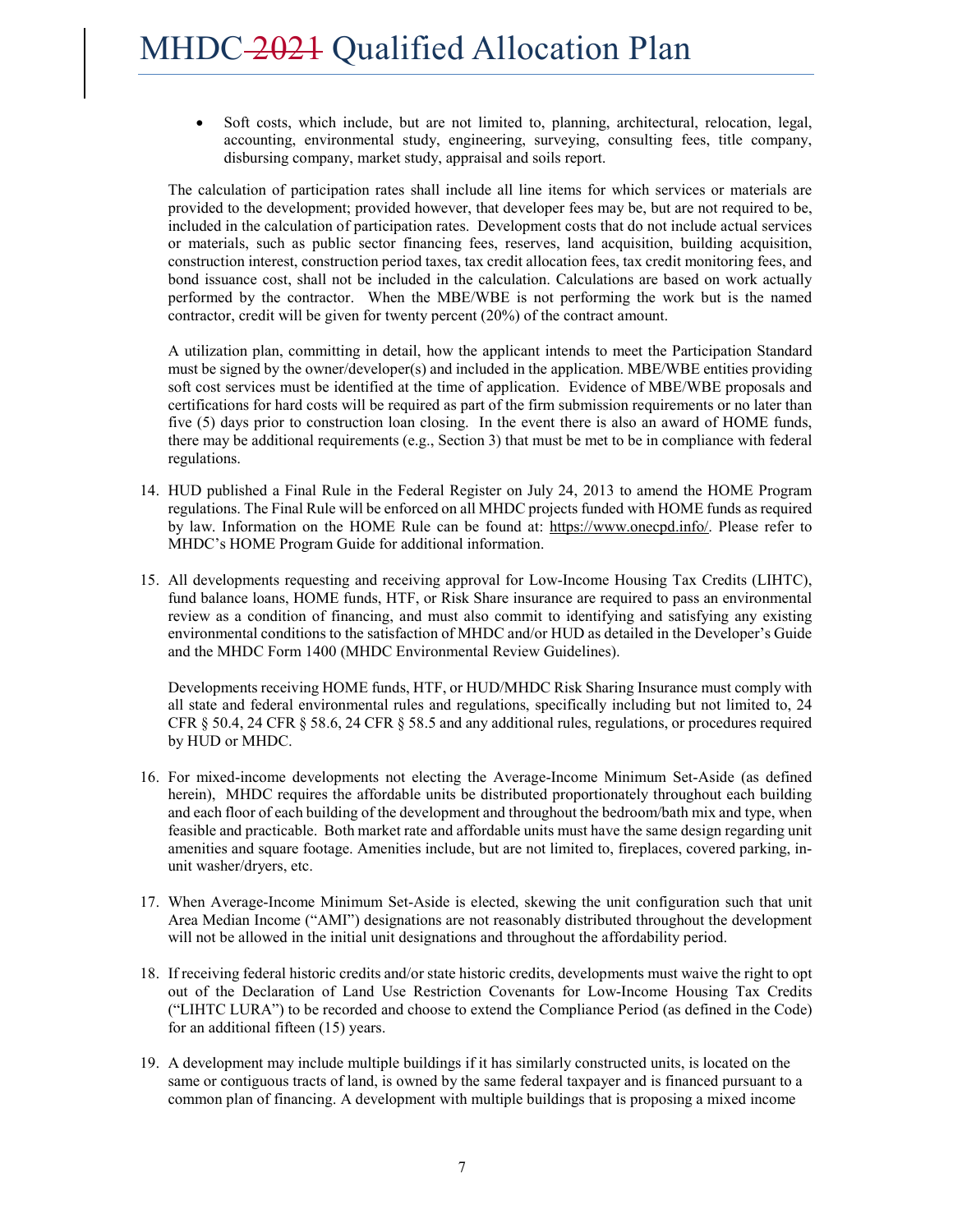- Soft costs, which include, but are not limited to, planning, architectural, relocation, legal, accounting, environmental study, engineering, surveying, consulting fees, title company, disbursing company, market study, appraisal and soils report.

The calculation of participation rates shall include all line items for which services or materials are provided to the development; provided however, that developer fees may be, but are not required to be, included in the calculation of participation rates. Development costs that do not include actual services or materials, such as public sector financing fees, reserves, land acquisition, building acquisition, construction interest, construction period taxes, tax credit allocation fees, tax credit monitoring fees, and bond issuance cost, shall not be included in the calculation. Calculations are based on work actually performed by the contractor. When the MBE/WBE is not performing the work but is the named contractor, credit will be given for twenty percent (20%) of the contract amount.

A utilization plan, committing in detail, how the applicant intends to meet the Participation Standard must be signed by the owner/developer(s) and included in the application. MBE/WBE entities providing soft cost services must be identified at the time of application. Evidence of MBE/WBE proposals and certifications for hard costs will be required as part of the firm submission requirements or no later than five (5) days prior to construction loan closing. In the event there is also an award of HOME funds, there may be additional requirements (e.g., Section 3) that must be met to be in compliance with federal regulations.

14. HUD published a Final Rule in the Federal Register on July 24, 2013 to amend the HOME Program regulations. The Final Rule will be enforced on all MHDC projects funded with HOME funds as required by law. Information on the HOME Rule can be found at: https://www.onecpd.info/. Please refer to MHDC's HOME Program Guide for additional information.

15. All developments requesting and receiving approval for Low-Income Housing Tax Credits (LIHTC), fund balance loans, HOME funds, HTF, or Risk Share insurance are required to pass an environmental review as a condition of financing, and must also commit to identifying and satisfying any existing environmental conditions to the satisfaction of MHDC and/or HUD as detailed in the Developer's Guide and the MHDC Form 1400 (MHDC Environmental Review Guidelines).

    Developments receiving HOME funds, HTF, or HUD/MHDC Risk Sharing Insurance must comply with all state and federal environmental rules and regulations, specifically including but not limited to, 24 CFR § 50.4, 24 CFR § 58.6, 24 CFR § 58.5 and any additional rules, regulations, or procedures required by HUD or MHDC.

16. For mixed-income developments not electing the Average-Income Minimum Set-Aside (as defined herein), MHDC requires the affordable units be distributed proportionately throughout each building and each floor of each building of the development and throughout the bedroom/bath mix and type, when feasible and practicable. Both market rate and affordable units must have the same design regarding unit amenities and square footage. Amenities include, but are not limited to, fireplaces, covered parking, in-unit washer/dryers, etc.

17. When Average-Income Minimum Set-Aside is elected, skewing the unit configuration such that unit Area Median Income ("AMI") designations are not reasonably distributed throughout the development will not be allowed in the initial unit designations and throughout the affordability period.

18. If receiving federal historic credits and/or state historic credits, developments must waive the right to opt out of the Declaration of Land Use Restriction Covenants for Low-Income Housing Tax Credits ("LIHTC LURA") to be recorded and choose to extend the Compliance Period (as defined in the Code) for an additional fifteen (15) years.

19. A development may include multiple buildings if it has similarly constructed units, is located on the same or contiguous tracts of land, is owned by the same federal taxpayer and is financed pursuant to a common plan of financing. A development with multiple buildings that is proposing a mixed income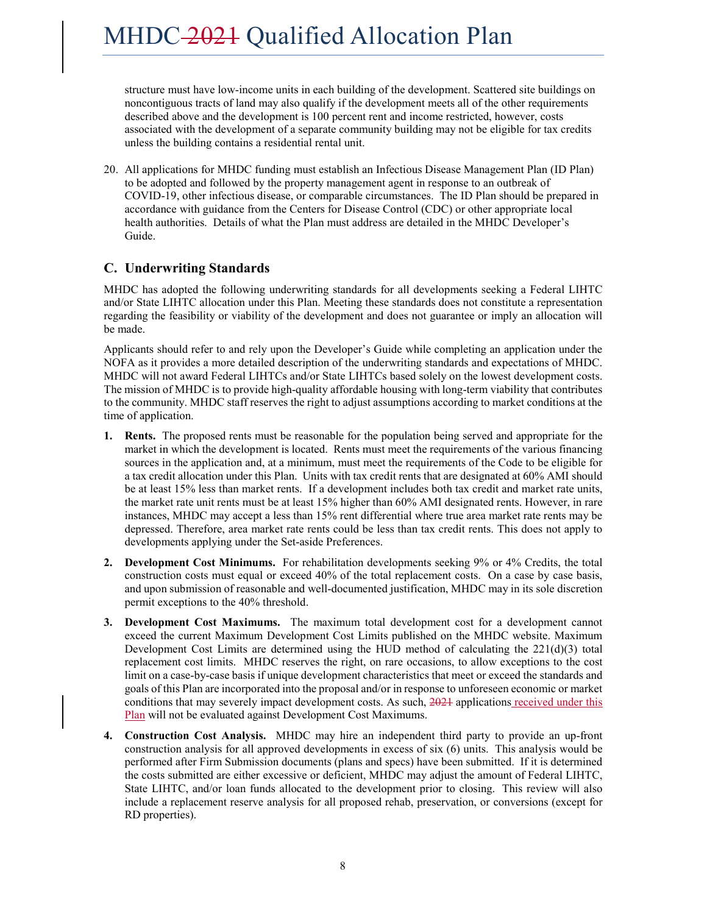structure must have low-income units in each building of the development. Scattered site buildings on noncontiguous tracts of land may also qualify if the development meets all of the other requirements described above and the development is 100 percent rent and income restricted, however, costs associated with the development of a separate community building may not be eligible for tax credits unless the building contains a residential rental unit.

20. All applications for MHDC funding must establish an Infectious Disease Management Plan (ID Plan) to be adopted and followed by the property management agent in response to an outbreak of COVID-19, other infectious disease, or comparable circumstances. The ID Plan should be prepared in accordance with guidance from the Centers for Disease Control (CDC) or other appropriate local health authorities. Details of what the Plan must address are detailed in the MHDC Developer's Guide.

## C. Underwriting Standards

MHDC has adopted the following underwriting standards for all developments seeking a Federal LIHTC and/or State LIHTC allocation under this Plan. Meeting these standards does not constitute a representation regarding the feasibility or viability of the development and does not guarantee or imply an allocation will be made.

Applicants should refer to and rely upon the Developer's Guide while completing an application under the NOFA as it provides a more detailed description of the underwriting standards and expectations of MHDC. MHDC will not award Federal LIHTCs and/or State LIHTCs based solely on the lowest development costs. The mission of MHDC is to provide high-quality affordable housing with long-term viability that contributes to the community. MHDC staff reserves the right to adjust assumptions according to market conditions at the time of application.

1. **Rents.** The proposed rents must be reasonable for the population being served and appropriate for the market in which the development is located. Rents must meet the requirements of the various financing sources in the application and, at a minimum, must meet the requirements of the Code to be eligible for a tax credit allocation under this Plan. Units with tax credit rents that are designated at 60% AMI should be at least 15% less than market rents. If a development includes both tax credit and market rate units, the market rate unit rents must be at least 15% higher than 60% AMI designated rents. However, in rare instances, MHDC may accept a less than 15% rent differential where true area market rate rents may be depressed. Therefore, area market rate rents could be less than tax credit rents. This does not apply to developments applying under the Set-aside Preferences.

2. **Development Cost Minimums.** For rehabilitation developments seeking 9% or 4% Credits, the total construction costs must equal or exceed 40% of the total replacement costs. On a case by case basis, and upon submission of reasonable and well-documented justification, MHDC may in its sole discretion permit exceptions to the 40% threshold.

3. **Development Cost Maximums.** The maximum total development cost for a development cannot exceed the current Maximum Development Cost Limits published on the MHDC website. Maximum Development Cost Limits are determined using the HUD method of calculating the 221(d)(3) total replacement cost limits. MHDC reserves the right, on rare occasions, to allow exceptions to the cost limit on a case-by-case basis if unique development characteristics that meet or exceed the standards and goals of this Plan are incorporated into the proposal and/or in response to unforeseen economic or market conditions that may severely impact development costs. As such, ~~2021~~ applications received under this Plan will not be evaluated against Development Cost Maximums.

4. **Construction Cost Analysis.** MHDC may hire an independent third party to provide an up-front construction analysis for all approved developments in excess of six (6) units. This analysis would be performed after Firm Submission documents (plans and specs) have been submitted. If it is determined the costs submitted are either excessive or deficient, MHDC may adjust the amount of Federal LIHTC, State LIHTC, and/or loan funds allocated to the development prior to closing. This review will also include a replacement reserve analysis for all proposed rehab, preservation, or conversions (except for RD properties).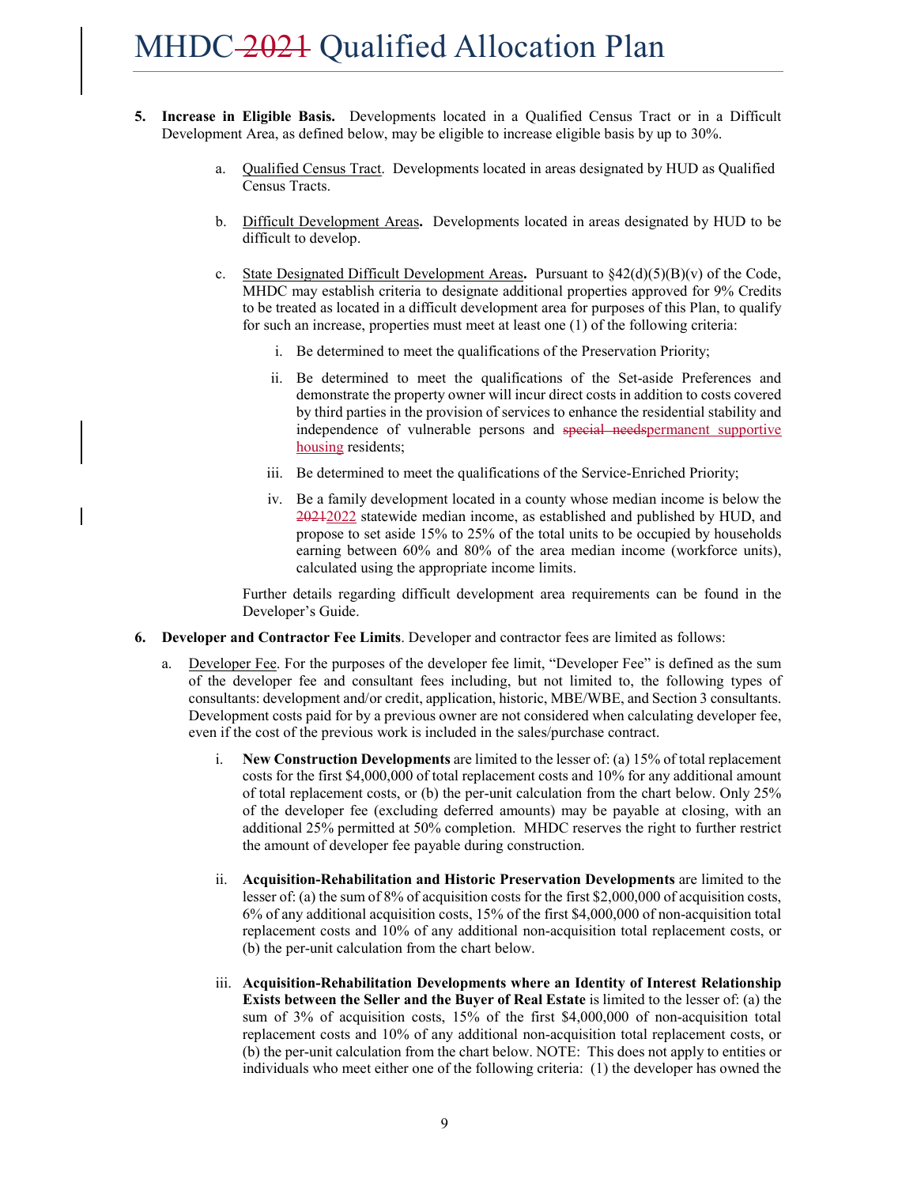5. **Increase in Eligible Basis.** Developments located in a Qualified Census Tract or in a Difficult Development Area, as defined below, may be eligible to increase eligible basis by up to 30%.

   a. Qualified Census Tract. Developments located in areas designated by HUD as Qualified Census Tracts.

   b. Difficult Development Areas**.** Developments located in areas designated by HUD to be difficult to develop.

   c. State Designated Difficult Development Areas**.** Pursuant to §42(d)(5)(B)(v) of the Code, MHDC may establish criteria to designate additional properties approved for 9% Credits to be treated as located in a difficult development area for purposes of this Plan, to qualify for such an increase, properties must meet at least one (1) of the following criteria:

      i. Be determined to meet the qualifications of the Preservation Priority;

      ii. Be determined to meet the qualifications of the Set-aside Preferences and demonstrate the property owner will incur direct costs in addition to costs covered by third parties in the provision of services to enhance the residential stability and independence of vulnerable persons and ~~special needs~~permanent supportive housing residents;

      iii. Be determined to meet the qualifications of the Service-Enriched Priority;

      iv. Be a family development located in a county whose median income is below the ~~2021~~2022 statewide median income, as established and published by HUD, and propose to set aside 15% to 25% of the total units to be occupied by households earning between 60% and 80% of the area median income (workforce units), calculated using the appropriate income limits.

   Further details regarding difficult development area requirements can be found in the Developer's Guide.

6. **Developer and Contractor Fee Limits**. Developer and contractor fees are limited as follows:

   a. Developer Fee. For the purposes of the developer fee limit, "Developer Fee" is defined as the sum of the developer fee and consultant fees including, but not limited to, the following types of consultants: development and/or credit, application, historic, MBE/WBE, and Section 3 consultants. Development costs paid for by a previous owner are not considered when calculating developer fee, even if the cost of the previous work is included in the sales/purchase contract.

      i. **New Construction Developments** are limited to the lesser of: (a) 15% of total replacement costs for the first $4,000,000 of total replacement costs and 10% for any additional amount of total replacement costs, or (b) the per-unit calculation from the chart below. Only 25% of the developer fee (excluding deferred amounts) may be payable at closing, with an additional 25% permitted at 50% completion. MHDC reserves the right to further restrict the amount of developer fee payable during construction.

      ii. **Acquisition-Rehabilitation and Historic Preservation Developments** are limited to the lesser of: (a) the sum of 8% of acquisition costs for the first $2,000,000 of acquisition costs, 6% of any additional acquisition costs, 15% of the first $4,000,000 of non-acquisition total replacement costs and 10% of any additional non-acquisition total replacement costs, or (b) the per-unit calculation from the chart below.

      iii. **Acquisition-Rehabilitation Developments where an Identity of Interest Relationship Exists between the Seller and the Buyer of Real Estate** is limited to the lesser of: (a) the sum of 3% of acquisition costs, 15% of the first $4,000,000 of non-acquisition total replacement costs and 10% of any additional non-acquisition total replacement costs, or (b) the per-unit calculation from the chart below. NOTE: This does not apply to entities or individuals who meet either one of the following criteria: (1) the developer has owned the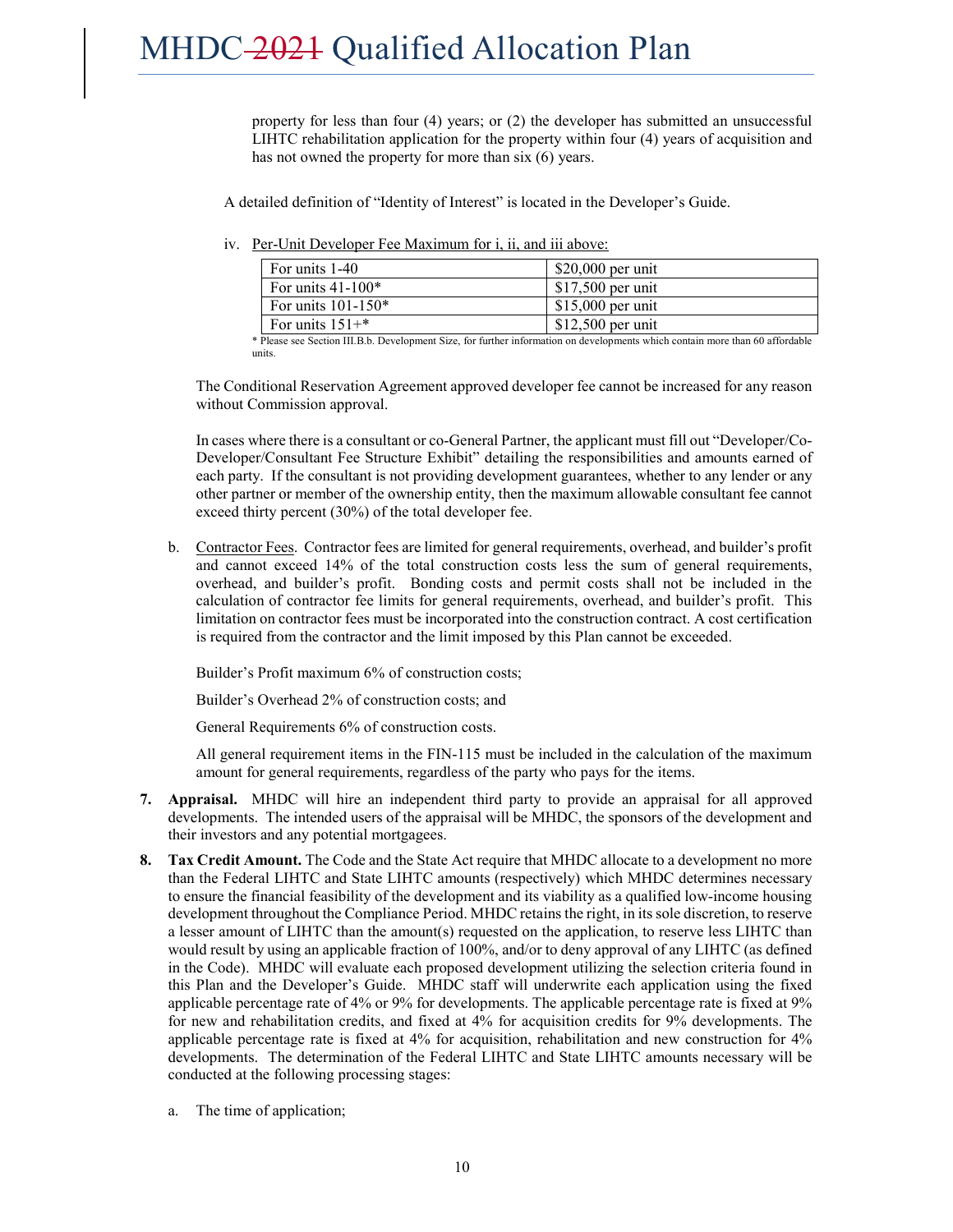property for less than four (4) years; or (2) the developer has submitted an unsuccessful LIHTC rehabilitation application for the property within four (4) years of acquisition and has not owned the property for more than six (6) years.

A detailed definition of "Identity of Interest" is located in the Developer's Guide.

iv. Per-Unit Developer Fee Maximum for i, ii, and iii above:

| For units 1-40 | $20,000 per unit |
|---|---|
| For units 41-100* | $17,500 per unit |
| For units 101-150* | $15,000 per unit |
| For units 151+* | $12,500 per unit |

* Please see Section III.B.b. Development Size, for further information on developments which contain more than 60 affordable units.

The Conditional Reservation Agreement approved developer fee cannot be increased for any reason without Commission approval.

In cases where there is a consultant or co-General Partner, the applicant must fill out "Developer/Co-Developer/Consultant Fee Structure Exhibit" detailing the responsibilities and amounts earned of each party. If the consultant is not providing development guarantees, whether to any lender or any other partner or member of the ownership entity, then the maximum allowable consultant fee cannot exceed thirty percent (30%) of the total developer fee.

b. Contractor Fees. Contractor fees are limited for general requirements, overhead, and builder's profit and cannot exceed 14% of the total construction costs less the sum of general requirements, overhead, and builder's profit. Bonding costs and permit costs shall not be included in the calculation of contractor fee limits for general requirements, overhead, and builder's profit. This limitation on contractor fees must be incorporated into the construction contract. A cost certification is required from the contractor and the limit imposed by this Plan cannot be exceeded.

Builder's Profit maximum 6% of construction costs;

Builder's Overhead 2% of construction costs; and

General Requirements 6% of construction costs.

All general requirement items in the FIN-115 must be included in the calculation of the maximum amount for general requirements, regardless of the party who pays for the items.

7. **Appraisal.** MHDC will hire an independent third party to provide an appraisal for all approved developments. The intended users of the appraisal will be MHDC, the sponsors of the development and their investors and any potential mortgagees.

8. **Tax Credit Amount.** The Code and the State Act require that MHDC allocate to a development no more than the Federal LIHTC and State LIHTC amounts (respectively) which MHDC determines necessary to ensure the financial feasibility of the development and its viability as a qualified low-income housing development throughout the Compliance Period. MHDC retains the right, in its sole discretion, to reserve a lesser amount of LIHTC than the amount(s) requested on the application, to reserve less LIHTC than would result by using an applicable fraction of 100%, and/or to deny approval of any LIHTC (as defined in the Code). MHDC will evaluate each proposed development utilizing the selection criteria found in this Plan and the Developer's Guide. MHDC staff will underwrite each application using the fixed applicable percentage rate of 4% or 9% for developments. The applicable percentage rate is fixed at 9% for new and rehabilitation credits, and fixed at 4% for acquisition credits for 9% developments. The applicable percentage rate is fixed at 4% for acquisition, rehabilitation and new construction for 4% developments. The determination of the Federal LIHTC and State LIHTC amounts necessary will be conducted at the following processing stages:

   a. The time of application;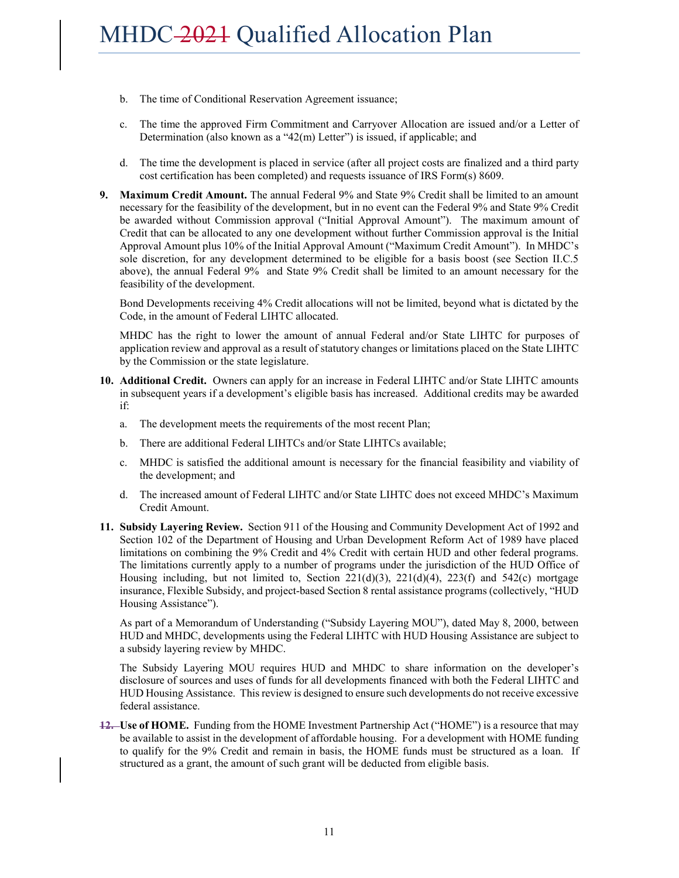b. The time of Conditional Reservation Agreement issuance;

c. The time the approved Firm Commitment and Carryover Allocation are issued and/or a Letter of Determination (also known as a "42(m) Letter") is issued, if applicable; and

d. The time the development is placed in service (after all project costs are finalized and a third party cost certification has been completed) and requests issuance of IRS Form(s) 8609.

**9. Maximum Credit Amount.** The annual Federal 9% and State 9% Credit shall be limited to an amount necessary for the feasibility of the development, but in no event can the Federal 9% and State 9% Credit be awarded without Commission approval ("Initial Approval Amount"). The maximum amount of Credit that can be allocated to any one development without further Commission approval is the Initial Approval Amount plus 10% of the Initial Approval Amount ("Maximum Credit Amount"). In MHDC's sole discretion, for any development determined to be eligible for a basis boost (see Section II.C.5 above), the annual Federal 9% and State 9% Credit shall be limited to an amount necessary for the feasibility of the development.

Bond Developments receiving 4% Credit allocations will not be limited, beyond what is dictated by the Code, in the amount of Federal LIHTC allocated.

MHDC has the right to lower the amount of annual Federal and/or State LIHTC for purposes of application review and approval as a result of statutory changes or limitations placed on the State LIHTC by the Commission or the state legislature.

**10. Additional Credit.** Owners can apply for an increase in Federal LIHTC and/or State LIHTC amounts in subsequent years if a development's eligible basis has increased. Additional credits may be awarded if:

a. The development meets the requirements of the most recent Plan;

b. There are additional Federal LIHTCs and/or State LIHTCs available;

c. MHDC is satisfied the additional amount is necessary for the financial feasibility and viability of the development; and

d. The increased amount of Federal LIHTC and/or State LIHTC does not exceed MHDC's Maximum Credit Amount.

**11. Subsidy Layering Review.** Section 911 of the Housing and Community Development Act of 1992 and Section 102 of the Department of Housing and Urban Development Reform Act of 1989 have placed limitations on combining the 9% Credit and 4% Credit with certain HUD and other federal programs. The limitations currently apply to a number of programs under the jurisdiction of the HUD Office of Housing including, but not limited to, Section 221(d)(3), 221(d)(4), 223(f) and 542(c) mortgage insurance, Flexible Subsidy, and project-based Section 8 rental assistance programs (collectively, "HUD Housing Assistance").

As part of a Memorandum of Understanding ("Subsidy Layering MOU"), dated May 8, 2000, between HUD and MHDC, developments using the Federal LIHTC with HUD Housing Assistance are subject to a subsidy layering review by MHDC.

The Subsidy Layering MOU requires HUD and MHDC to share information on the developer's disclosure of sources and uses of funds for all developments financed with both the Federal LIHTC and HUD Housing Assistance. This review is designed to ensure such developments do not receive excessive federal assistance.

**12. Use of HOME.** Funding from the HOME Investment Partnership Act ("HOME") is a resource that may be available to assist in the development of affordable housing. For a development with HOME funding to qualify for the 9% Credit and remain in basis, the HOME funds must be structured as a loan. If structured as a grant, the amount of such grant will be deducted from eligible basis.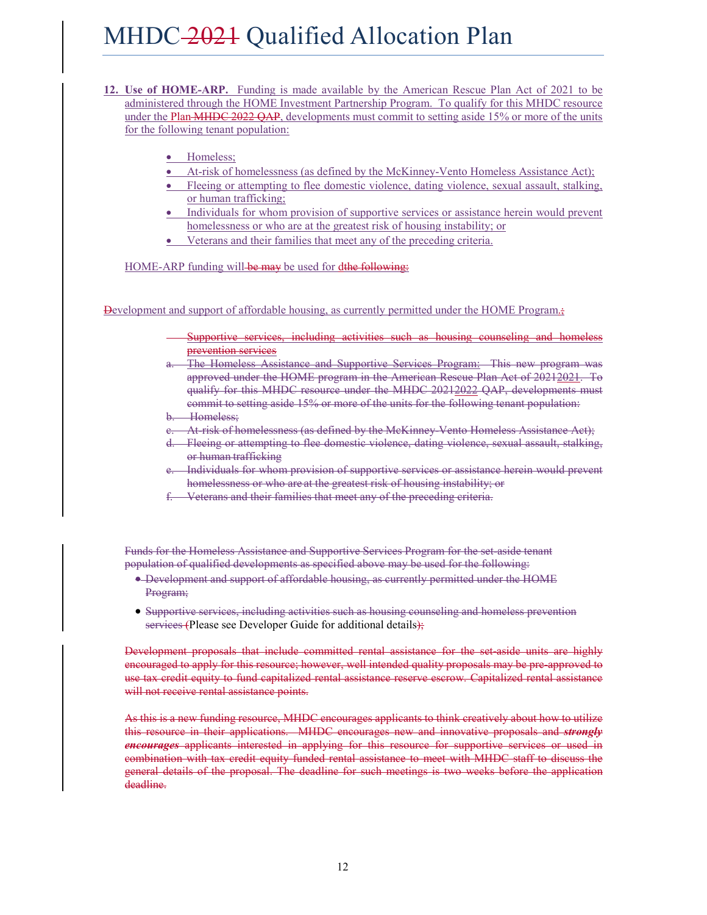**12. Use of HOME-ARP.** Funding is made available by the American Rescue Plan Act of 2021 to be administered through the HOME Investment Partnership Program. To qualify for this MHDC resource under the Plan MHDC 2022 QAP, developments must commit to setting aside 15% or more of the units for the following tenant population:

- Homeless;
- At-risk of homelessness (as defined by the McKinney-Vento Homeless Assistance Act);
- Fleeing or attempting to flee domestic violence, dating violence, sexual assault, stalking, or human trafficking;
- Individuals for whom provision of supportive services or assistance herein would prevent homelessness or who are at the greatest risk of housing instability; or
- Veterans and their families that meet any of the preceding criteria.

HOME-ARP funding will be may be used for dthe following:

Development and support of affordable housing, as currently permitted under the HOME Program.;

- Supportive services, including activities such as housing counseling and homeless prevention services

a. The Homeless Assistance and Supportive Services Program: This new program was approved under the HOME program in the American Rescue Plan Act of 20212021. To qualify for this MHDC resource under the MHDC 20212022 QAP, developments must commit to setting aside 15% or more of the units for the following tenant population:

b. Homeless;

c. At-risk of homelessness (as defined by the McKinney-Vento Homeless Assistance Act);

d. Fleeing or attempting to flee domestic violence, dating violence, sexual assault, stalking, or human trafficking

e. Individuals for whom provision of supportive services or assistance herein would prevent homelessness or who are at the greatest risk of housing instability; or

f. Veterans and their families that meet any of the preceding criteria.

Funds for the Homeless Assistance and Supportive Services Program for the set-aside tenant population of qualified developments as specified above may be used for the following:

- Development and support of affordable housing, as currently permitted under the HOME Program;
- Supportive services, including activities such as housing counseling and homeless prevention services (Please see Developer Guide for additional details);

Development proposals that include committed rental assistance for the set-aside units are highly encouraged to apply for this resource; however, well intended quality proposals may be pre-approved to use tax credit equity to fund capitalized rental assistance reserve escrow. Capitalized rental assistance will not receive rental assistance points.

As this is a new funding resource, MHDC encourages applicants to think creatively about how to utilize this resource in their applications. MHDC encourages new and innovative proposals and ***strongly encourages*** applicants interested in applying for this resource for supportive services or used in combination with tax credit equity funded rental assistance to meet with MHDC staff to discuss the general details of the proposal. The deadline for such meetings is two weeks before the application deadline.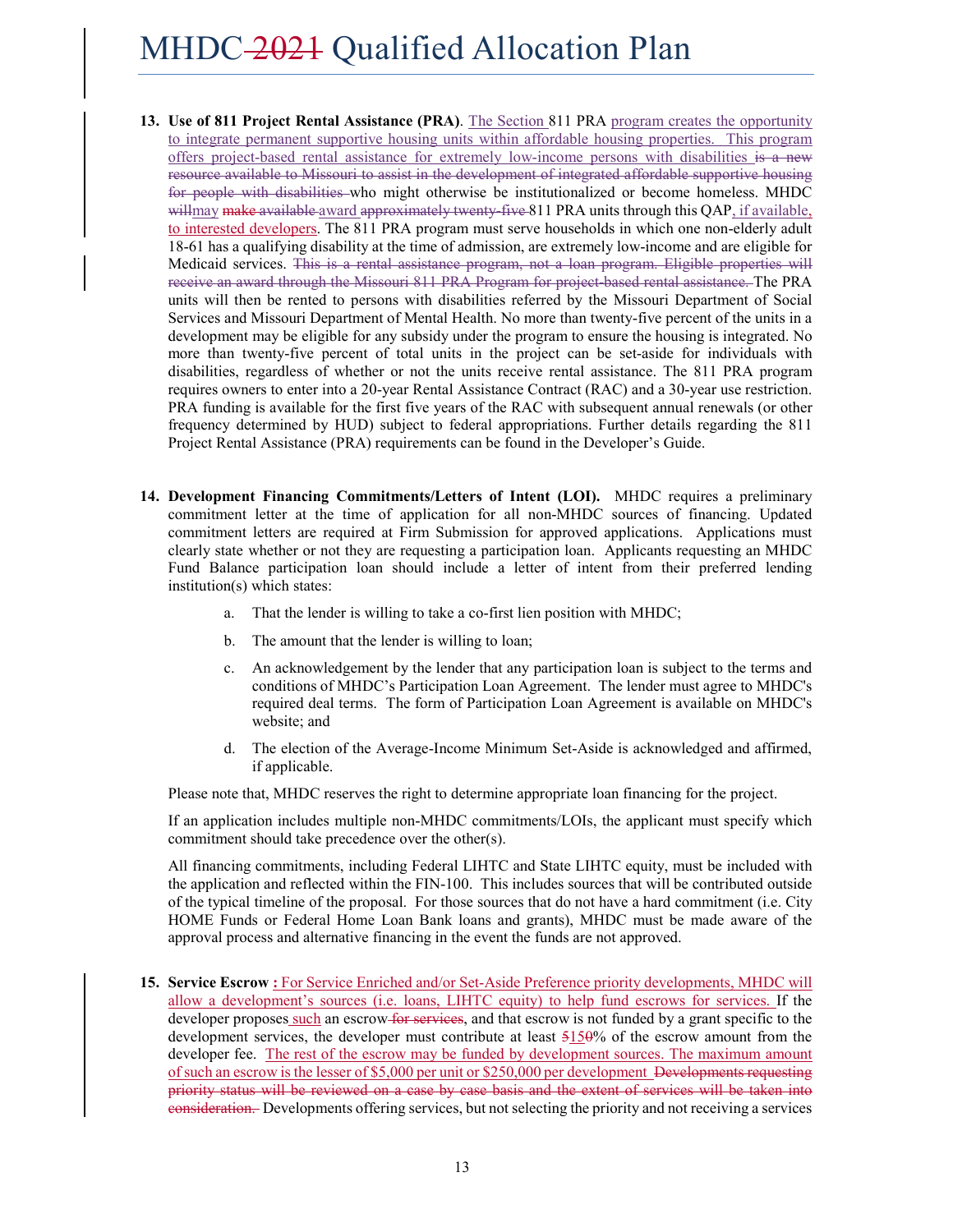13. **Use of 811 Project Rental Assistance (PRA)**. The Section 811 PRA program creates the opportunity to integrate permanent supportive housing units within affordable housing properties. This program offers project-based rental assistance for extremely low-income persons with disabilities ~~is a new resource available to Missouri to assist in the development of integrated affordable supportive housing for people with disabilities~~ who might otherwise be institutionalized or become homeless. MHDC ~~will~~may ~~make available~~ award ~~approximately twenty-five~~ 811 PRA units through this QAP, if available, to interested developers. The 811 PRA program must serve households in which one non-elderly adult 18-61 has a qualifying disability at the time of admission, are extremely low-income and are eligible for Medicaid services. ~~This is a rental assistance program, not a loan program. Eligible properties will receive an award through the Missouri 811 PRA Program for project-based rental assistance.~~ The PRA units will then be rented to persons with disabilities referred by the Missouri Department of Social Services and Missouri Department of Mental Health. No more than twenty-five percent of the units in a development may be eligible for any subsidy under the program to ensure the housing is integrated. No more than twenty-five percent of total units in the project can be set-aside for individuals with disabilities, regardless of whether or not the units receive rental assistance. The 811 PRA program requires owners to enter into a 20-year Rental Assistance Contract (RAC) and a 30-year use restriction. PRA funding is available for the first five years of the RAC with subsequent annual renewals (or other frequency determined by HUD) subject to federal appropriations. Further details regarding the 811 Project Rental Assistance (PRA) requirements can be found in the Developer's Guide.

14. **Development Financing Commitments/Letters of Intent (LOI).** MHDC requires a preliminary commitment letter at the time of application for all non-MHDC sources of financing. Updated commitment letters are required at Firm Submission for approved applications. Applications must clearly state whether or not they are requesting a participation loan. Applicants requesting an MHDC Fund Balance participation loan should include a letter of intent from their preferred lending institution(s) which states:

    a. That the lender is willing to take a co-first lien position with MHDC;

    b. The amount that the lender is willing to loan;

    c. An acknowledgement by the lender that any participation loan is subject to the terms and conditions of MHDC's Participation Loan Agreement. The lender must agree to MHDC's required deal terms. The form of Participation Loan Agreement is available on MHDC's website; and

    d. The election of the Average-Income Minimum Set-Aside is acknowledged and affirmed, if applicable.

    Please note that, MHDC reserves the right to determine appropriate loan financing for the project.

    If an application includes multiple non-MHDC commitments/LOIs, the applicant must specify which commitment should take precedence over the other(s).

    All financing commitments, including Federal LIHTC and State LIHTC equity, must be included with the application and reflected within the FIN-100. This includes sources that will be contributed outside of the typical timeline of the proposal. For those sources that do not have a hard commitment (i.e. City HOME Funds or Federal Home Loan Bank loans and grants), MHDC must be made aware of the approval process and alternative financing in the event the funds are not approved.

15. **Service Escrow :** For Service Enriched and/or Set-Aside Preference priority developments, MHDC will allow a development's sources (i.e. loans, LIHTC equity) to help fund escrows for services. If the developer proposes such an escrow ~~for services~~, and that escrow is not funded by a grant specific to the development services, the developer must contribute at least ~~5~~15~~0~~% of the escrow amount from the developer fee. The rest of the escrow may be funded by development sources. The maximum amount of such an escrow is the lesser of $5,000 per unit or $250,000 per development ~~Developments requesting priority status will be reviewed on a case by case basis and the extent of services will be taken into consideration.~~ Developments offering services, but not selecting the priority and not receiving a services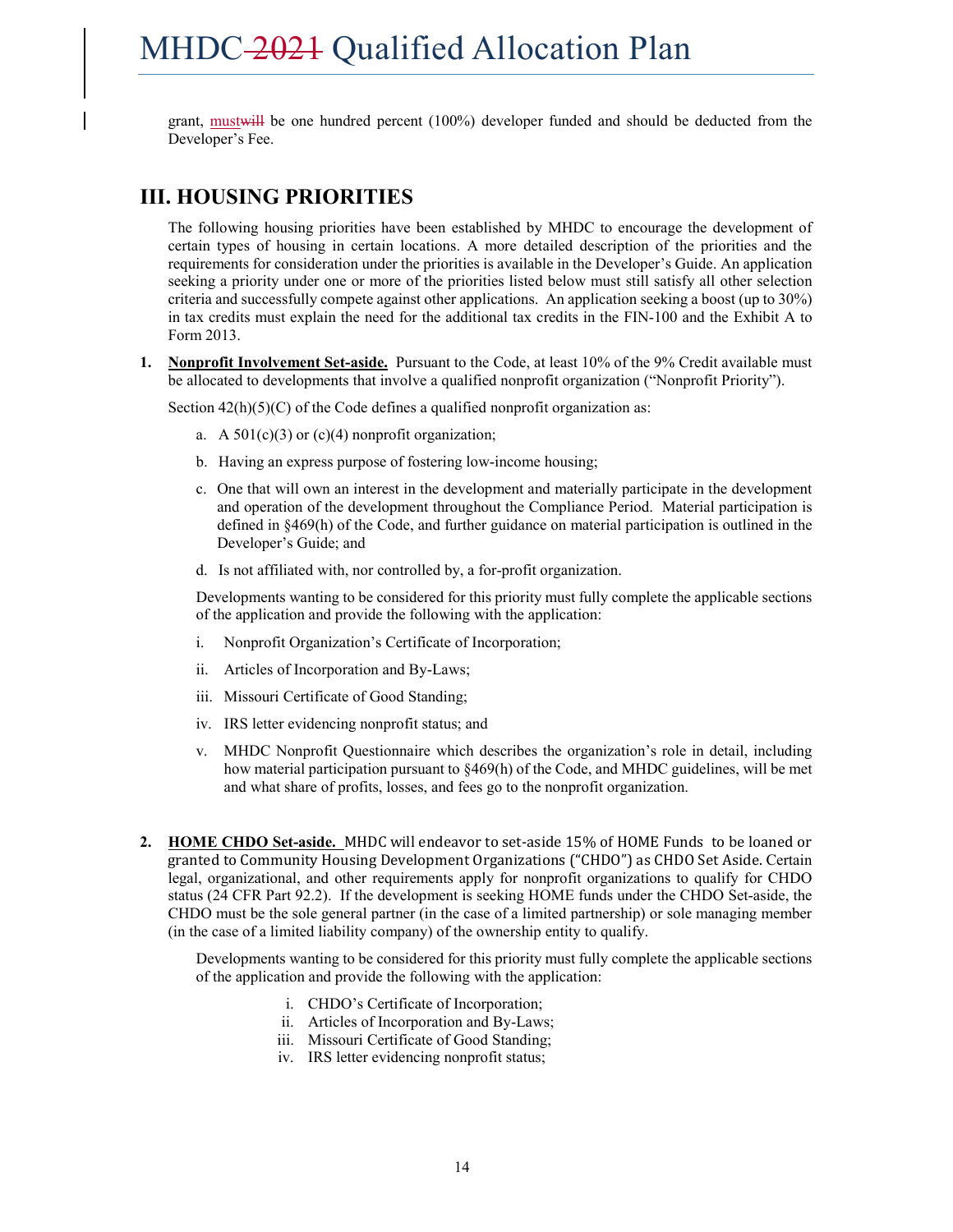grant, mustwill be one hundred percent (100%) developer funded and should be deducted from the Developer's Fee.

## III. HOUSING PRIORITIES

The following housing priorities have been established by MHDC to encourage the development of certain types of housing in certain locations. A more detailed description of the priorities and the requirements for consideration under the priorities is available in the Developer's Guide. An application seeking a priority under one or more of the priorities listed below must still satisfy all other selection criteria and successfully compete against other applications. An application seeking a boost (up to 30%) in tax credits must explain the need for the additional tax credits in the FIN-100 and the Exhibit A to Form 2013.

**1. Nonprofit Involvement Set-aside.** Pursuant to the Code, at least 10% of the 9% Credit available must be allocated to developments that involve a qualified nonprofit organization ("Nonprofit Priority").

Section 42(h)(5)(C) of the Code defines a qualified nonprofit organization as:

a. A 501(c)(3) or (c)(4) nonprofit organization;

b. Having an express purpose of fostering low-income housing;

c. One that will own an interest in the development and materially participate in the development and operation of the development throughout the Compliance Period. Material participation is defined in §469(h) of the Code, and further guidance on material participation is outlined in the Developer's Guide; and

d. Is not affiliated with, nor controlled by, a for-profit organization.

Developments wanting to be considered for this priority must fully complete the applicable sections of the application and provide the following with the application:

i. Nonprofit Organization's Certificate of Incorporation;

ii. Articles of Incorporation and By-Laws;

iii. Missouri Certificate of Good Standing;

iv. IRS letter evidencing nonprofit status; and

v. MHDC Nonprofit Questionnaire which describes the organization's role in detail, including how material participation pursuant to §469(h) of the Code, and MHDC guidelines, will be met and what share of profits, losses, and fees go to the nonprofit organization.

**2. HOME CHDO Set-aside.** MHDC will endeavor to set-aside 15% of HOME Funds to be loaned or granted to Community Housing Development Organizations ("CHDO") as CHDO Set Aside. Certain legal, organizational, and other requirements apply for nonprofit organizations to qualify for CHDO status (24 CFR Part 92.2). If the development is seeking HOME funds under the CHDO Set-aside, the CHDO must be the sole general partner (in the case of a limited partnership) or sole managing member (in the case of a limited liability company) of the ownership entity to qualify.

Developments wanting to be considered for this priority must fully complete the applicable sections of the application and provide the following with the application:

i. CHDO's Certificate of Incorporation;
ii. Articles of Incorporation and By-Laws;
iii. Missouri Certificate of Good Standing;
iv. IRS letter evidencing nonprofit status;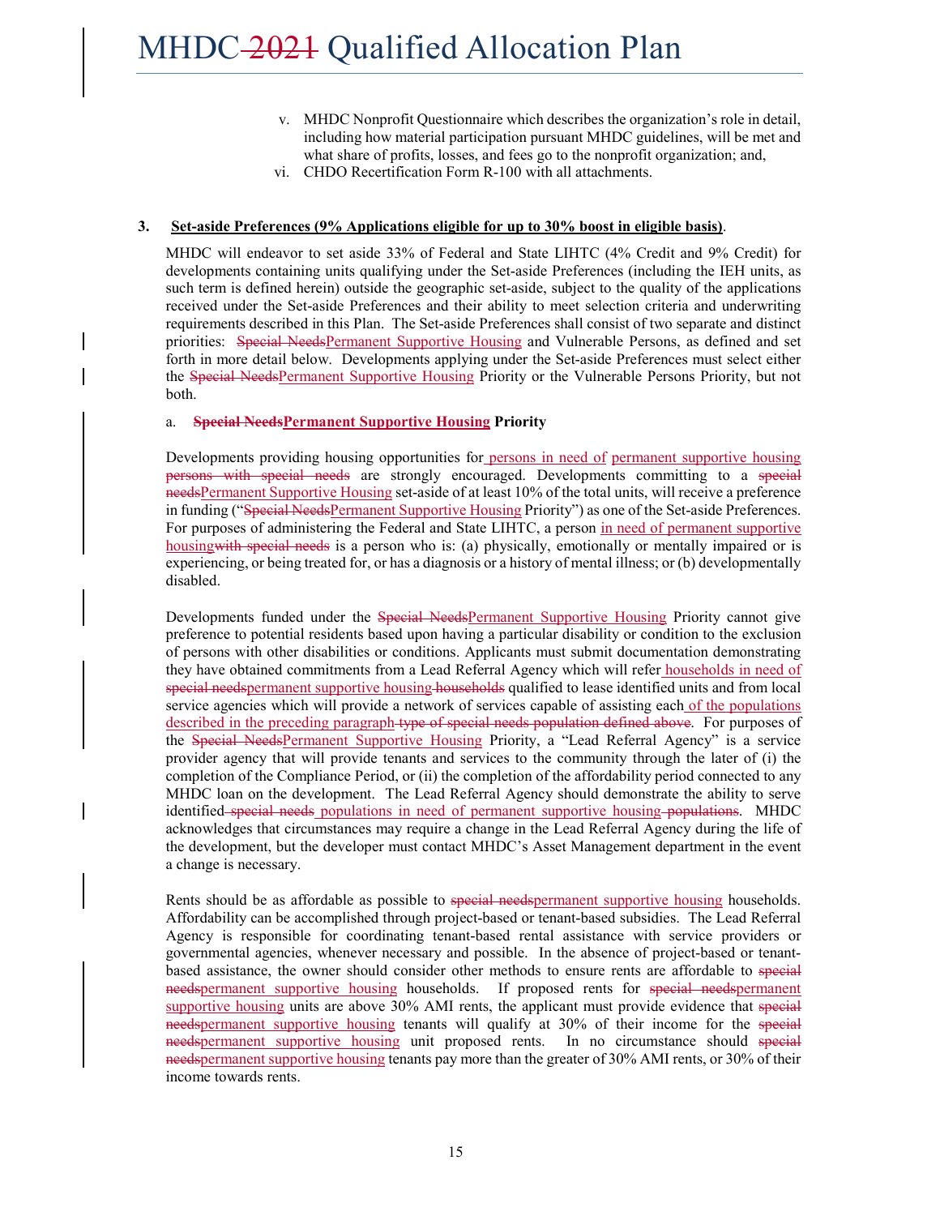v. MHDC Nonprofit Questionnaire which describes the organization's role in detail, including how material participation pursuant MHDC guidelines, will be met and what share of profits, losses, and fees go to the nonprofit organization; and,

vi. CHDO Recertification Form R-100 with all attachments.

**3. Set-aside Preferences (9% Applications eligible for up to 30% boost in eligible basis)**.

MHDC will endeavor to set aside 33% of Federal and State LIHTC (4% Credit and 9% Credit) for developments containing units qualifying under the Set-aside Preferences (including the IEH units, as such term is defined herein) outside the geographic set-aside, subject to the quality of the applications received under the Set-aside Preferences and their ability to meet selection criteria and underwriting requirements described in this Plan. The Set-aside Preferences shall consist of two separate and distinct priorities: ~~Special Needs~~Permanent Supportive Housing and Vulnerable Persons, as defined and set forth in more detail below. Developments applying under the Set-aside Preferences must select either the ~~Special Needs~~Permanent Supportive Housing Priority or the Vulnerable Persons Priority, but not both.

a. **~~Special Needs~~Permanent Supportive Housing Priority**

Developments providing housing opportunities for persons in need of permanent supportive housing ~~persons with special needs~~ are strongly encouraged. Developments committing to a ~~special needs~~Permanent Supportive Housing set-aside of at least 10% of the total units, will receive a preference in funding ("~~Special Needs~~Permanent Supportive Housing Priority") as one of the Set-aside Preferences. For purposes of administering the Federal and State LIHTC, a person in need of permanent supportive housing~~with special needs~~ is a person who is: (a) physically, emotionally or mentally impaired or is experiencing, or being treated for, or has a diagnosis or a history of mental illness; or (b) developmentally disabled.

Developments funded under the ~~Special Needs~~Permanent Supportive Housing Priority cannot give preference to potential residents based upon having a particular disability or condition to the exclusion of persons with other disabilities or conditions. Applicants must submit documentation demonstrating they have obtained commitments from a Lead Referral Agency which will refer households in need of ~~special needs~~permanent supportive housing ~~households~~ qualified to lease identified units and from local service agencies which will provide a network of services capable of assisting each of the populations described in the preceding paragraph ~~type of special needs population defined above~~. For purposes of the ~~Special Needs~~Permanent Supportive Housing Priority, a "Lead Referral Agency" is a service provider agency that will provide tenants and services to the community through the later of (i) the completion of the Compliance Period, or (ii) the completion of the affordability period connected to any MHDC loan on the development. The Lead Referral Agency should demonstrate the ability to serve identified ~~special needs~~ populations in need of permanent supportive housing ~~populations~~. MHDC acknowledges that circumstances may require a change in the Lead Referral Agency during the life of the development, but the developer must contact MHDC's Asset Management department in the event a change is necessary.

Rents should be as affordable as possible to ~~special needs~~permanent supportive housing households. Affordability can be accomplished through project-based or tenant-based subsidies. The Lead Referral Agency is responsible for coordinating tenant-based rental assistance with service providers or governmental agencies, whenever necessary and possible. In the absence of project-based or tenant-based assistance, the owner should consider other methods to ensure rents are affordable to ~~special needs~~permanent supportive housing households. If proposed rents for ~~special needs~~permanent supportive housing units are above 30% AMI rents, the applicant must provide evidence that ~~special needs~~permanent supportive housing tenants will qualify at 30% of their income for the ~~special needs~~permanent supportive housing unit proposed rents. In no circumstance should ~~special needs~~permanent supportive housing tenants pay more than the greater of 30% AMI rents, or 30% of their income towards rents.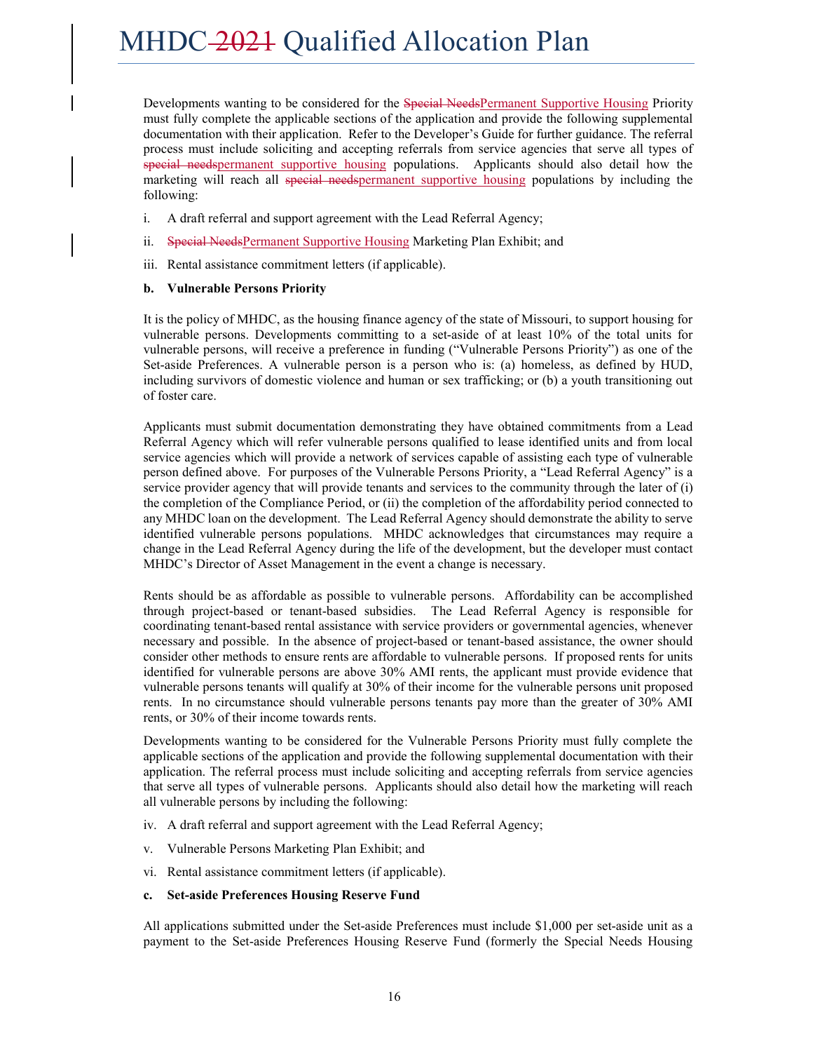Developments wanting to be considered for the ~~Special Needs~~Permanent Supportive Housing Priority must fully complete the applicable sections of the application and provide the following supplemental documentation with their application. Refer to the Developer's Guide for further guidance. The referral process must include soliciting and accepting referrals from service agencies that serve all types of ~~special needs~~permanent supportive housing populations. Applicants should also detail how the marketing will reach all ~~special needs~~permanent supportive housing populations by including the following:

i. A draft referral and support agreement with the Lead Referral Agency;

ii. ~~Special Needs~~Permanent Supportive Housing Marketing Plan Exhibit; and

iii. Rental assistance commitment letters (if applicable).

**b. Vulnerable Persons Priority**

It is the policy of MHDC, as the housing finance agency of the state of Missouri, to support housing for vulnerable persons. Developments committing to a set-aside of at least 10% of the total units for vulnerable persons, will receive a preference in funding ("Vulnerable Persons Priority") as one of the Set-aside Preferences. A vulnerable person is a person who is: (a) homeless, as defined by HUD, including survivors of domestic violence and human or sex trafficking; or (b) a youth transitioning out of foster care.

Applicants must submit documentation demonstrating they have obtained commitments from a Lead Referral Agency which will refer vulnerable persons qualified to lease identified units and from local service agencies which will provide a network of services capable of assisting each type of vulnerable person defined above. For purposes of the Vulnerable Persons Priority, a "Lead Referral Agency" is a service provider agency that will provide tenants and services to the community through the later of (i) the completion of the Compliance Period, or (ii) the completion of the affordability period connected to any MHDC loan on the development. The Lead Referral Agency should demonstrate the ability to serve identified vulnerable persons populations. MHDC acknowledges that circumstances may require a change in the Lead Referral Agency during the life of the development, but the developer must contact MHDC's Director of Asset Management in the event a change is necessary.

Rents should be as affordable as possible to vulnerable persons. Affordability can be accomplished through project-based or tenant-based subsidies. The Lead Referral Agency is responsible for coordinating tenant-based rental assistance with service providers or governmental agencies, whenever necessary and possible. In the absence of project-based or tenant-based assistance, the owner should consider other methods to ensure rents are affordable to vulnerable persons. If proposed rents for units identified for vulnerable persons are above 30% AMI rents, the applicant must provide evidence that vulnerable persons tenants will qualify at 30% of their income for the vulnerable persons unit proposed rents. In no circumstance should vulnerable persons tenants pay more than the greater of 30% AMI rents, or 30% of their income towards rents.

Developments wanting to be considered for the Vulnerable Persons Priority must fully complete the applicable sections of the application and provide the following supplemental documentation with their application. The referral process must include soliciting and accepting referrals from service agencies that serve all types of vulnerable persons. Applicants should also detail how the marketing will reach all vulnerable persons by including the following:

iv. A draft referral and support agreement with the Lead Referral Agency;

v. Vulnerable Persons Marketing Plan Exhibit; and

vi. Rental assistance commitment letters (if applicable).

**c. Set-aside Preferences Housing Reserve Fund**

All applications submitted under the Set-aside Preferences must include $1,000 per set-aside unit as a payment to the Set-aside Preferences Housing Reserve Fund (formerly the Special Needs Housing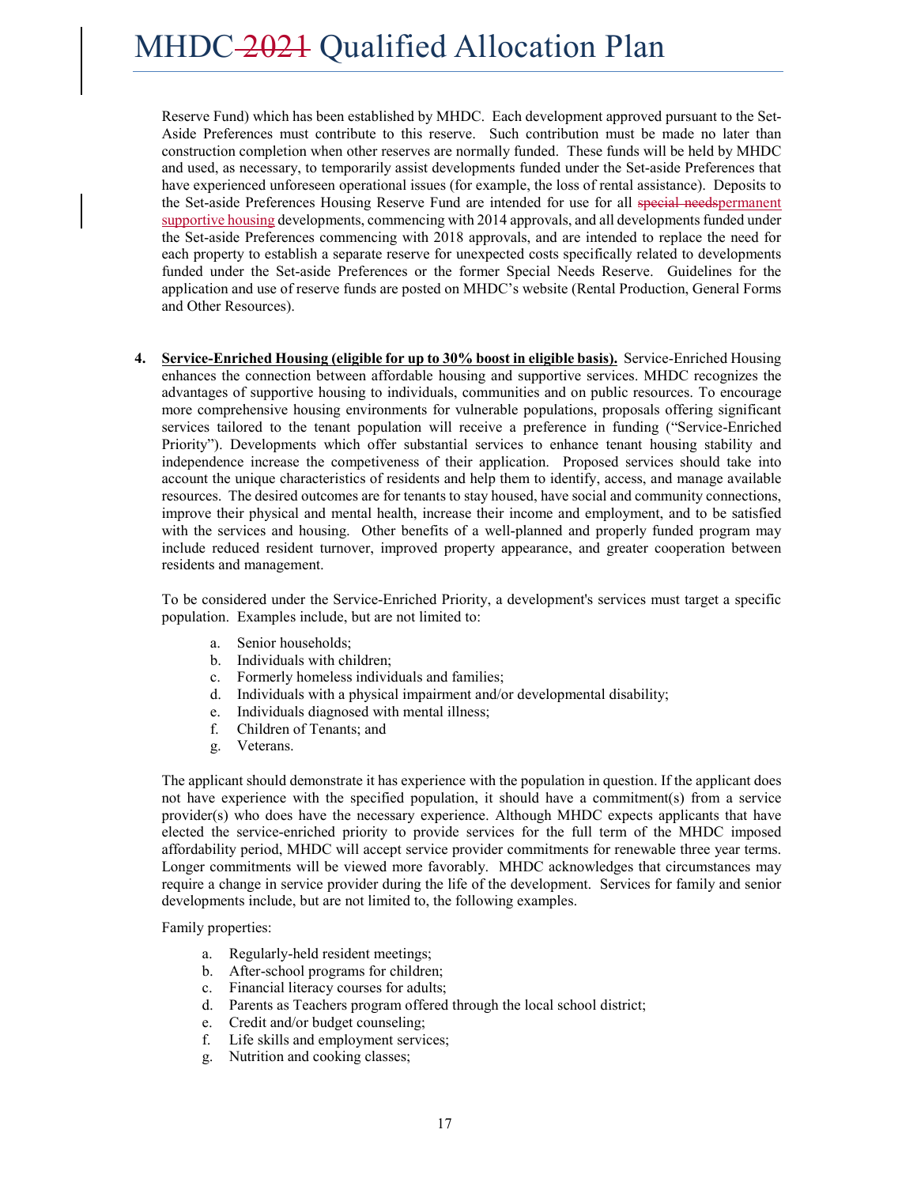Reserve Fund) which has been established by MHDC. Each development approved pursuant to the Set-Aside Preferences must contribute to this reserve. Such contribution must be made no later than construction completion when other reserves are normally funded. These funds will be held by MHDC and used, as necessary, to temporarily assist developments funded under the Set-aside Preferences that have experienced unforeseen operational issues (for example, the loss of rental assistance). Deposits to the Set-aside Preferences Housing Reserve Fund are intended for use for all ~~special needs~~permanent supportive housing developments, commencing with 2014 approvals, and all developments funded under the Set-aside Preferences commencing with 2018 approvals, and are intended to replace the need for each property to establish a separate reserve for unexpected costs specifically related to developments funded under the Set-aside Preferences or the former Special Needs Reserve. Guidelines for the application and use of reserve funds are posted on MHDC's website (Rental Production, General Forms and Other Resources).

4. **Service-Enriched Housing (eligible for up to 30% boost in eligible basis).** Service-Enriched Housing enhances the connection between affordable housing and supportive services. MHDC recognizes the advantages of supportive housing to individuals, communities and on public resources. To encourage more comprehensive housing environments for vulnerable populations, proposals offering significant services tailored to the tenant population will receive a preference in funding ("Service-Enriched Priority"). Developments which offer substantial services to enhance tenant housing stability and independence increase the competiveness of their application. Proposed services should take into account the unique characteristics of residents and help them to identify, access, and manage available resources. The desired outcomes are for tenants to stay housed, have social and community connections, improve their physical and mental health, increase their income and employment, and to be satisfied with the services and housing. Other benefits of a well-planned and properly funded program may include reduced resident turnover, improved property appearance, and greater cooperation between residents and management.

   To be considered under the Service-Enriched Priority, a development's services must target a specific population. Examples include, but are not limited to:

   a. Senior households;
   b. Individuals with children;
   c. Formerly homeless individuals and families;
   d. Individuals with a physical impairment and/or developmental disability;
   e. Individuals diagnosed with mental illness;
   f. Children of Tenants; and
   g. Veterans.

   The applicant should demonstrate it has experience with the population in question. If the applicant does not have experience with the specified population, it should have a commitment(s) from a service provider(s) who does have the necessary experience. Although MHDC expects applicants that have elected the service-enriched priority to provide services for the full term of the MHDC imposed affordability period, MHDC will accept service provider commitments for renewable three year terms. Longer commitments will be viewed more favorably. MHDC acknowledges that circumstances may require a change in service provider during the life of the development. Services for family and senior developments include, but are not limited to, the following examples.

   Family properties:

   a. Regularly-held resident meetings;
   b. After-school programs for children;
   c. Financial literacy courses for adults;
   d. Parents as Teachers program offered through the local school district;
   e. Credit and/or budget counseling;
   f. Life skills and employment services;
   g. Nutrition and cooking classes;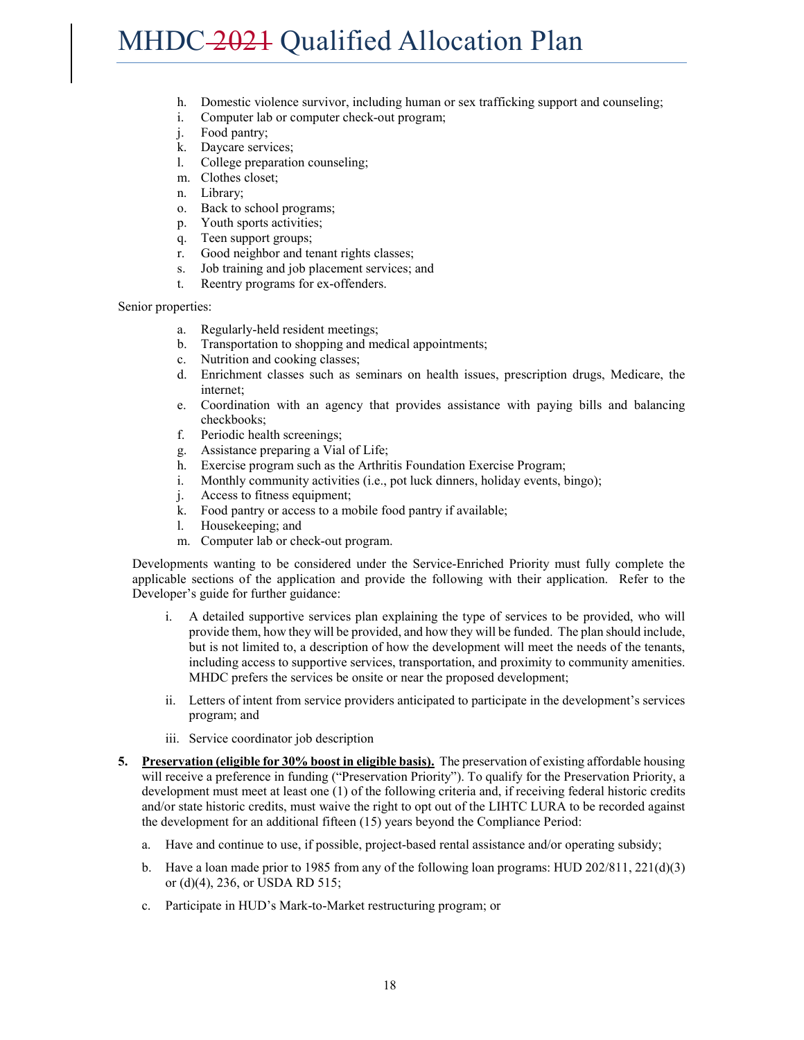h. Domestic violence survivor, including human or sex trafficking support and counseling;
i. Computer lab or computer check-out program;
j. Food pantry;
k. Daycare services;
l. College preparation counseling;
m. Clothes closet;
n. Library;
o. Back to school programs;
p. Youth sports activities;
q. Teen support groups;
r. Good neighbor and tenant rights classes;
s. Job training and job placement services; and
t. Reentry programs for ex-offenders.

Senior properties:

a. Regularly-held resident meetings;
b. Transportation to shopping and medical appointments;
c. Nutrition and cooking classes;
d. Enrichment classes such as seminars on health issues, prescription drugs, Medicare, the internet;
e. Coordination with an agency that provides assistance with paying bills and balancing checkbooks;
f. Periodic health screenings;
g. Assistance preparing a Vial of Life;
h. Exercise program such as the Arthritis Foundation Exercise Program;
i. Monthly community activities (i.e., pot luck dinners, holiday events, bingo);
j. Access to fitness equipment;
k. Food pantry or access to a mobile food pantry if available;
l. Housekeeping; and
m. Computer lab or check-out program.

Developments wanting to be considered under the Service-Enriched Priority must fully complete the applicable sections of the application and provide the following with their application. Refer to the Developer's guide for further guidance:

i. A detailed supportive services plan explaining the type of services to be provided, who will provide them, how they will be provided, and how they will be funded. The plan should include, but is not limited to, a description of how the development will meet the needs of the tenants, including access to supportive services, transportation, and proximity to community amenities. MHDC prefers the services be onsite or near the proposed development;

ii. Letters of intent from service providers anticipated to participate in the development's services program; and

iii. Service coordinator job description

5. **Preservation (eligible for 30% boost in eligible basis).** The preservation of existing affordable housing will receive a preference in funding ("Preservation Priority"). To qualify for the Preservation Priority, a development must meet at least one (1) of the following criteria and, if receiving federal historic credits and/or state historic credits, must waive the right to opt out of the LIHTC LURA to be recorded against the development for an additional fifteen (15) years beyond the Compliance Period:

   a. Have and continue to use, if possible, project-based rental assistance and/or operating subsidy;

   b. Have a loan made prior to 1985 from any of the following loan programs: HUD 202/811, 221(d)(3) or (d)(4), 236, or USDA RD 515;

   c. Participate in HUD's Mark-to-Market restructuring program; or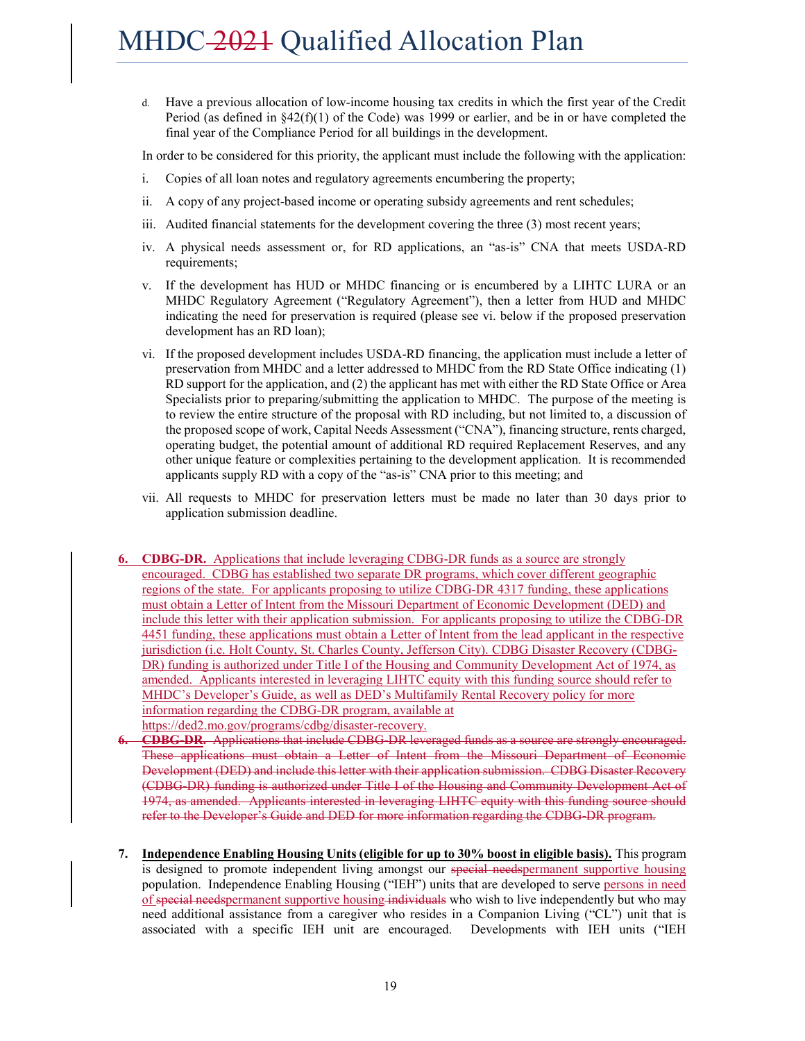d. Have a previous allocation of low-income housing tax credits in which the first year of the Credit Period (as defined in §42(f)(1) of the Code) was 1999 or earlier, and be in or have completed the final year of the Compliance Period for all buildings in the development.

In order to be considered for this priority, the applicant must include the following with the application:

i. Copies of all loan notes and regulatory agreements encumbering the property;

ii. A copy of any project-based income or operating subsidy agreements and rent schedules;

iii. Audited financial statements for the development covering the three (3) most recent years;

iv. A physical needs assessment or, for RD applications, an "as-is" CNA that meets USDA-RD requirements;

v. If the development has HUD or MHDC financing or is encumbered by a LIHTC LURA or an MHDC Regulatory Agreement ("Regulatory Agreement"), then a letter from HUD and MHDC indicating the need for preservation is required (please see vi. below if the proposed preservation development has an RD loan);

vi. If the proposed development includes USDA-RD financing, the application must include a letter of preservation from MHDC and a letter addressed to MHDC from the RD State Office indicating (1) RD support for the application, and (2) the applicant has met with either the RD State Office or Area Specialists prior to preparing/submitting the application to MHDC. The purpose of the meeting is to review the entire structure of the proposal with RD including, but not limited to, a discussion of the proposed scope of work, Capital Needs Assessment ("CNA"), financing structure, rents charged, operating budget, the potential amount of additional RD required Replacement Reserves, and any other unique feature or complexities pertaining to the development application. It is recommended applicants supply RD with a copy of the "as-is" CNA prior to this meeting; and

vii. All requests to MHDC for preservation letters must be made no later than 30 days prior to application submission deadline.

6. **CDBG-DR.** Applications that include leveraging CDBG-DR funds as a source are strongly encouraged. CDBG has established two separate DR programs, which cover different geographic regions of the state. For applicants proposing to utilize CDBG-DR 4317 funding, these applications must obtain a Letter of Intent from the Missouri Department of Economic Development (DED) and include this letter with their application submission. For applicants proposing to utilize the CDBG-DR 4451 funding, these applications must obtain a Letter of Intent from the lead applicant in the respective jurisdiction (i.e. Holt County, St. Charles County, Jefferson City). CDBG Disaster Recovery (CDBG-DR) funding is authorized under Title I of the Housing and Community Development Act of 1974, as amended. Applicants interested in leveraging LIHTC equity with this funding source should refer to MHDC's Developer's Guide, as well as DED's Multifamily Rental Recovery policy for more information regarding the CDBG-DR program, available at https://ded2.mo.gov/programs/cdbg/disaster-recovery.

6. ~~**CDBG-DR.** Applications that include CDBG-DR leveraged funds as a source are strongly encouraged. These applications must obtain a Letter of Intent from the Missouri Department of Economic Development (DED) and include this letter with their application submission. CDBG Disaster Recovery (CDBG-DR) funding is authorized under Title I of the Housing and Community Development Act of 1974, as amended. Applicants interested in leveraging LIHTC equity with this funding source should refer to the Developer's Guide and DED for more information regarding the CDBG-DR program.~~

7. **Independence Enabling Housing Units (eligible for up to 30% boost in eligible basis).** This program is designed to promote independent living amongst our ~~special needs~~permanent supportive housing population. Independence Enabling Housing ("IEH") units that are developed to serve persons in need of ~~special needs~~permanent supportive housing ~~individuals~~ who wish to live independently but who may need additional assistance from a caregiver who resides in a Companion Living ("CL") unit that is associated with a specific IEH unit are encouraged. Developments with IEH units ("IEH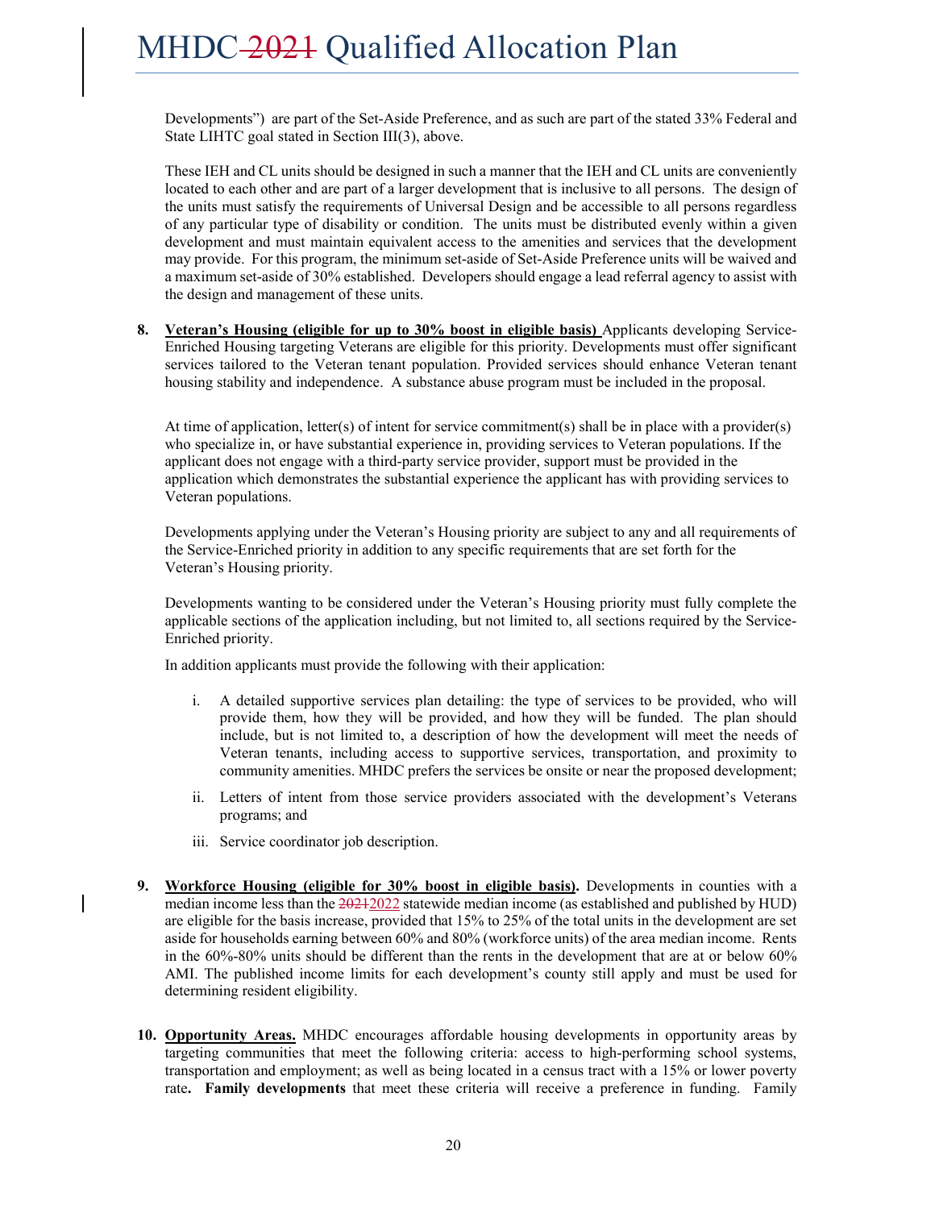Developments") are part of the Set-Aside Preference, and as such are part of the stated 33% Federal and State LIHTC goal stated in Section III(3), above.

These IEH and CL units should be designed in such a manner that the IEH and CL units are conveniently located to each other and are part of a larger development that is inclusive to all persons. The design of the units must satisfy the requirements of Universal Design and be accessible to all persons regardless of any particular type of disability or condition. The units must be distributed evenly within a given development and must maintain equivalent access to the amenities and services that the development may provide. For this program, the minimum set-aside of Set-Aside Preference units will be waived and a maximum set-aside of 30% established. Developers should engage a lead referral agency to assist with the design and management of these units.

8. **<u>Veteran's Housing (eligible for up to 30% boost in eligible basis)</u>** Applicants developing Service-Enriched Housing targeting Veterans are eligible for this priority. Developments must offer significant services tailored to the Veteran tenant population. Provided services should enhance Veteran tenant housing stability and independence. A substance abuse program must be included in the proposal.

   At time of application, letter(s) of intent for service commitment(s) shall be in place with a provider(s) who specialize in, or have substantial experience in, providing services to Veteran populations. If the applicant does not engage with a third-party service provider, support must be provided in the application which demonstrates the substantial experience the applicant has with providing services to Veteran populations.

   Developments applying under the Veteran's Housing priority are subject to any and all requirements of the Service-Enriched priority in addition to any specific requirements that are set forth for the Veteran's Housing priority.

   Developments wanting to be considered under the Veteran's Housing priority must fully complete the applicable sections of the application including, but not limited to, all sections required by the Service-Enriched priority.

   In addition applicants must provide the following with their application:

   i. A detailed supportive services plan detailing: the type of services to be provided, who will provide them, how they will be provided, and how they will be funded. The plan should include, but is not limited to, a description of how the development will meet the needs of Veteran tenants, including access to supportive services, transportation, and proximity to community amenities. MHDC prefers the services be onsite or near the proposed development;

   ii. Letters of intent from those service providers associated with the development's Veterans programs; and

   iii. Service coordinator job description.

9. **<u>Workforce Housing (eligible for 30% boost in eligible basis)</u>.** Developments in counties with a median income less than the ~~2021~~2022 statewide median income (as established and published by HUD) are eligible for the basis increase, provided that 15% to 25% of the total units in the development are set aside for households earning between 60% and 80% (workforce units) of the area median income. Rents in the 60%-80% units should be different than the rents in the development that are at or below 60% AMI. The published income limits for each development's county still apply and must be used for determining resident eligibility.

10. **<u>Opportunity Areas.</u>** MHDC encourages affordable housing developments in opportunity areas by targeting communities that meet the following criteria: access to high-performing school systems, transportation and employment; as well as being located in a census tract with a 15% or lower poverty rate**. Family developments** that meet these criteria will receive a preference in funding. Family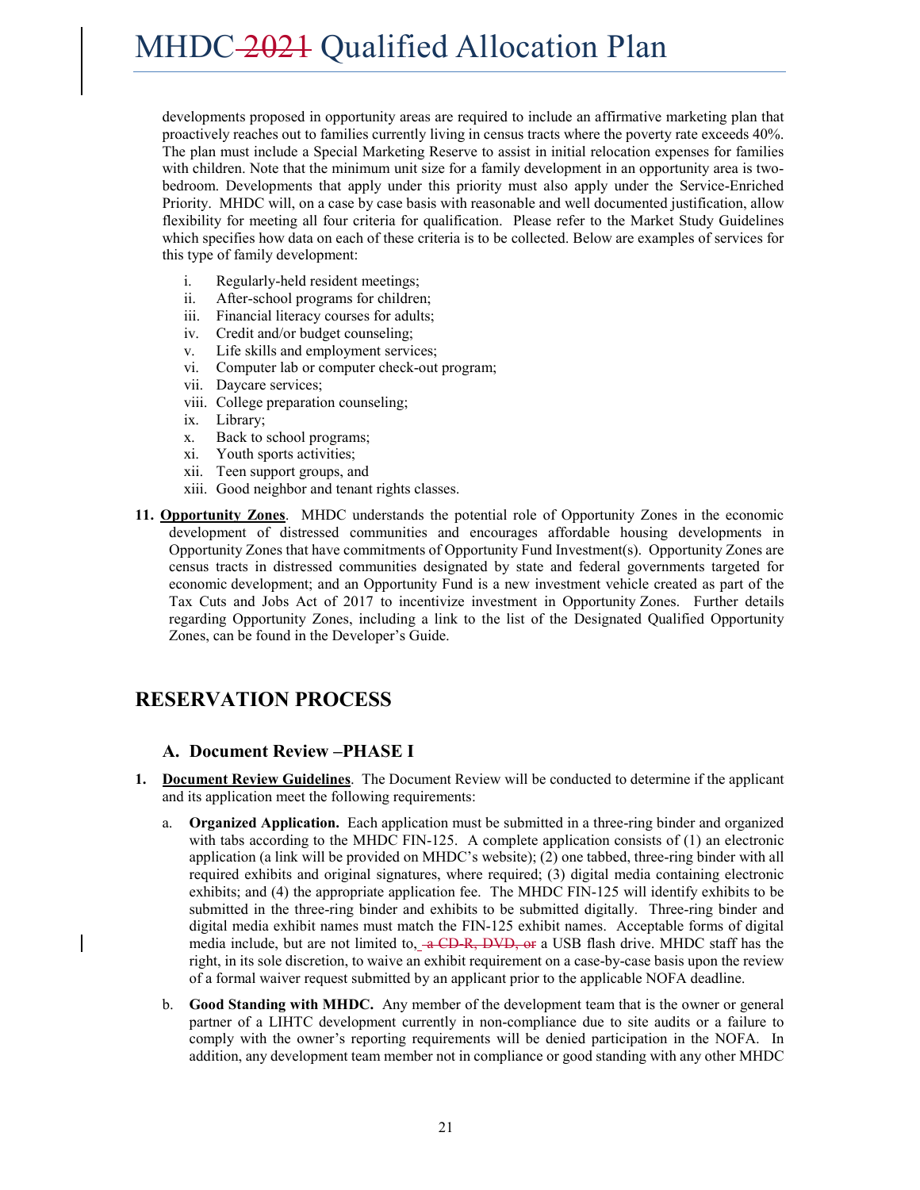developments proposed in opportunity areas are required to include an affirmative marketing plan that proactively reaches out to families currently living in census tracts where the poverty rate exceeds 40%. The plan must include a Special Marketing Reserve to assist in initial relocation expenses for families with children. Note that the minimum unit size for a family development in an opportunity area is two-bedroom. Developments that apply under this priority must also apply under the Service-Enriched Priority. MHDC will, on a case by case basis with reasonable and well documented justification, allow flexibility for meeting all four criteria for qualification. Please refer to the Market Study Guidelines which specifies how data on each of these criteria is to be collected. Below are examples of services for this type of family development:

- i. Regularly-held resident meetings;
- ii. After-school programs for children;
- iii. Financial literacy courses for adults;
- iv. Credit and/or budget counseling;
- v. Life skills and employment services;
- vi. Computer lab or computer check-out program;
- vii. Daycare services;
- viii. College preparation counseling;
- ix. Library;
- x. Back to school programs;
- xi. Youth sports activities;
- xii. Teen support groups, and
- xiii. Good neighbor and tenant rights classes.

**11. Opportunity Zones**. MHDC understands the potential role of Opportunity Zones in the economic development of distressed communities and encourages affordable housing developments in Opportunity Zones that have commitments of Opportunity Fund Investment(s). Opportunity Zones are census tracts in distressed communities designated by state and federal governments targeted for economic development; and an Opportunity Fund is a new investment vehicle created as part of the Tax Cuts and Jobs Act of 2017 to incentivize investment in Opportunity Zones. Further details regarding Opportunity Zones, including a link to the list of the Designated Qualified Opportunity Zones, can be found in the Developer's Guide.

## RESERVATION PROCESS

### A. Document Review –PHASE I

**1. Document Review Guidelines**. The Document Review will be conducted to determine if the applicant and its application meet the following requirements:

a. **Organized Application.** Each application must be submitted in a three-ring binder and organized with tabs according to the MHDC FIN-125. A complete application consists of (1) an electronic application (a link will be provided on MHDC's website); (2) one tabbed, three-ring binder with all required exhibits and original signatures, where required; (3) digital media containing electronic exhibits; and (4) the appropriate application fee. The MHDC FIN-125 will identify exhibits to be submitted in the three-ring binder and exhibits to be submitted digitally. Three-ring binder and digital media exhibit names must match the FIN-125 exhibit names. Acceptable forms of digital media include, but are not limited to, ~~a CD-R, DVD, or~~ a USB flash drive. MHDC staff has the right, in its sole discretion, to waive an exhibit requirement on a case-by-case basis upon the review of a formal waiver request submitted by an applicant prior to the applicable NOFA deadline.

b. **Good Standing with MHDC.** Any member of the development team that is the owner or general partner of a LIHTC development currently in non-compliance due to site audits or a failure to comply with the owner's reporting requirements will be denied participation in the NOFA. In addition, any development team member not in compliance or good standing with any other MHDC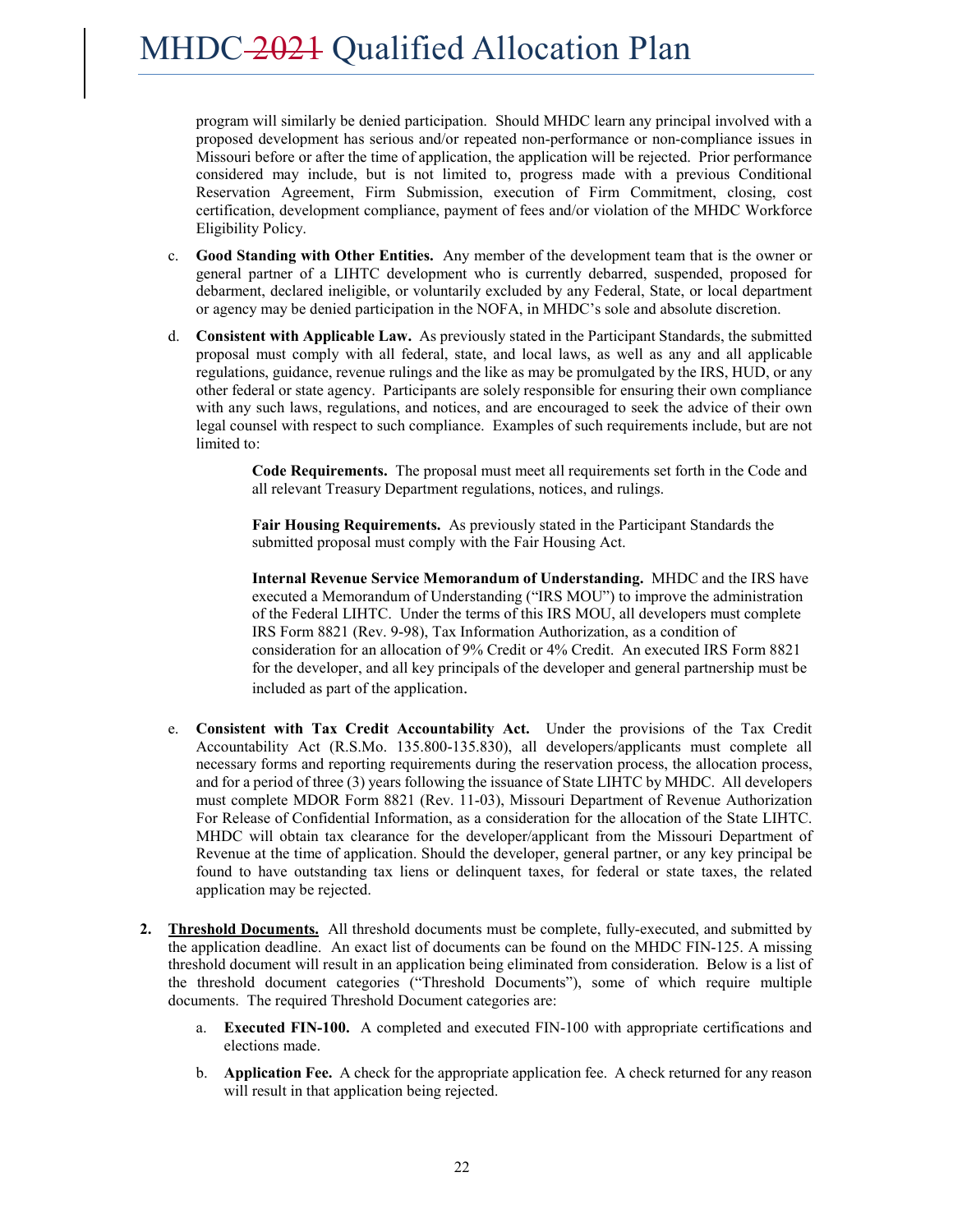program will similarly be denied participation. Should MHDC learn any principal involved with a proposed development has serious and/or repeated non-performance or non-compliance issues in Missouri before or after the time of application, the application will be rejected. Prior performance considered may include, but is not limited to, progress made with a previous Conditional Reservation Agreement, Firm Submission, execution of Firm Commitment, closing, cost certification, development compliance, payment of fees and/or violation of the MHDC Workforce Eligibility Policy.

c. **Good Standing with Other Entities.** Any member of the development team that is the owner or general partner of a LIHTC development who is currently debarred, suspended, proposed for debarment, declared ineligible, or voluntarily excluded by any Federal, State, or local department or agency may be denied participation in the NOFA, in MHDC's sole and absolute discretion.

d. **Consistent with Applicable Law.** As previously stated in the Participant Standards, the submitted proposal must comply with all federal, state, and local laws, as well as any and all applicable regulations, guidance, revenue rulings and the like as may be promulgated by the IRS, HUD, or any other federal or state agency. Participants are solely responsible for ensuring their own compliance with any such laws, regulations, and notices, and are encouraged to seek the advice of their own legal counsel with respect to such compliance. Examples of such requirements include, but are not limited to:

   **Code Requirements.** The proposal must meet all requirements set forth in the Code and all relevant Treasury Department regulations, notices, and rulings.

   **Fair Housing Requirements.** As previously stated in the Participant Standards the submitted proposal must comply with the Fair Housing Act.

   **Internal Revenue Service Memorandum of Understanding.** MHDC and the IRS have executed a Memorandum of Understanding ("IRS MOU") to improve the administration of the Federal LIHTC. Under the terms of this IRS MOU, all developers must complete IRS Form 8821 (Rev. 9-98), Tax Information Authorization, as a condition of consideration for an allocation of 9% Credit or 4% Credit. An executed IRS Form 8821 for the developer, and all key principals of the developer and general partnership must be included as part of the application.

e. **Consistent with Tax Credit Accountability Act.** Under the provisions of the Tax Credit Accountability Act (R.S.Mo. 135.800-135.830), all developers/applicants must complete all necessary forms and reporting requirements during the reservation process, the allocation process, and for a period of three (3) years following the issuance of State LIHTC by MHDC. All developers must complete MDOR Form 8821 (Rev. 11-03), Missouri Department of Revenue Authorization For Release of Confidential Information, as a consideration for the allocation of the State LIHTC. MHDC will obtain tax clearance for the developer/applicant from the Missouri Department of Revenue at the time of application. Should the developer, general partner, or any key principal be found to have outstanding tax liens or delinquent taxes, for federal or state taxes, the related application may be rejected.

**2. <u>Threshold Documents.</u>** All threshold documents must be complete, fully-executed, and submitted by the application deadline. An exact list of documents can be found on the MHDC FIN-125. A missing threshold document will result in an application being eliminated from consideration. Below is a list of the threshold document categories ("Threshold Documents"), some of which require multiple documents. The required Threshold Document categories are:

   a. **Executed FIN-100.** A completed and executed FIN-100 with appropriate certifications and elections made.

   b. **Application Fee.** A check for the appropriate application fee. A check returned for any reason will result in that application being rejected.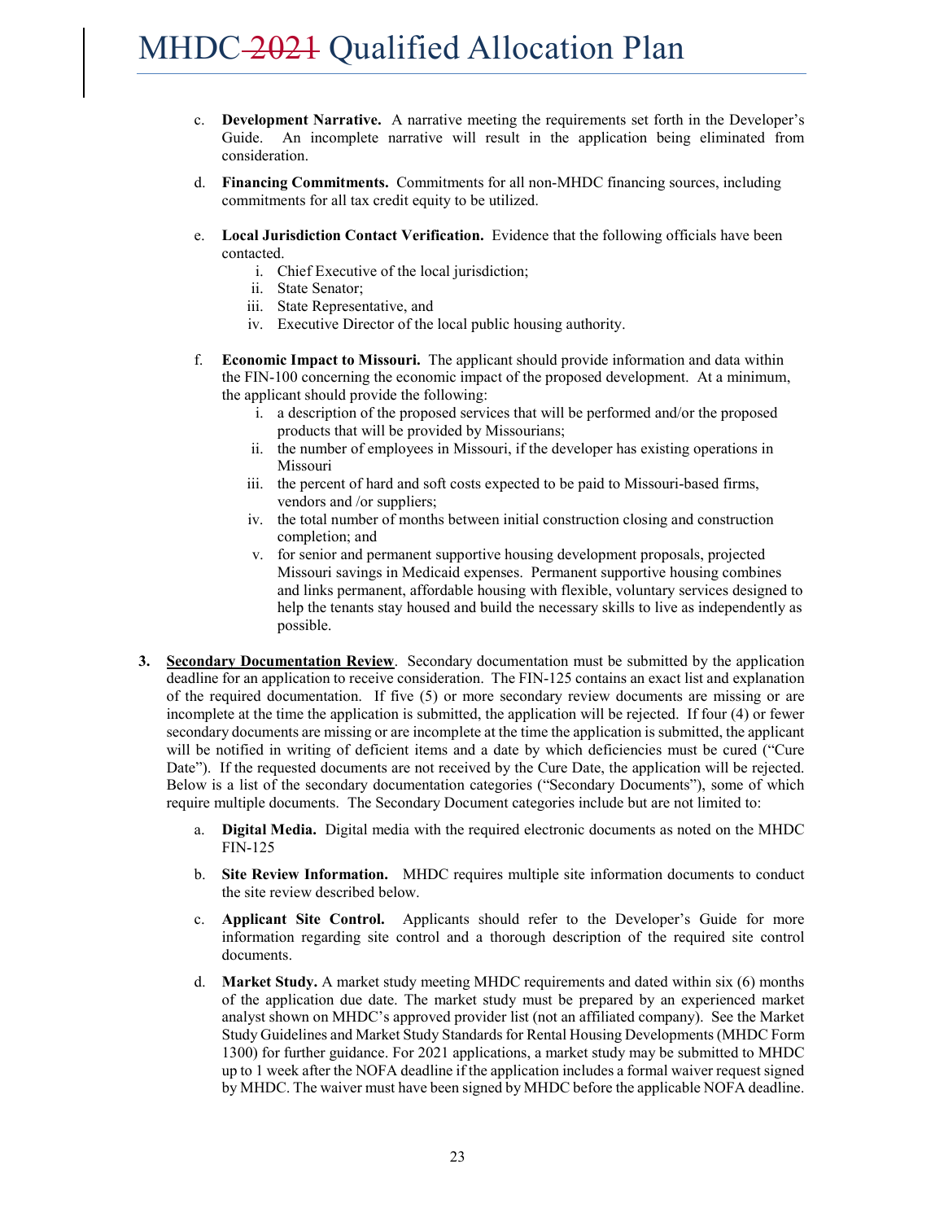c. **Development Narrative.** A narrative meeting the requirements set forth in the Developer's Guide. An incomplete narrative will result in the application being eliminated from consideration.

d. **Financing Commitments.** Commitments for all non-MHDC financing sources, including commitments for all tax credit equity to be utilized.

e. **Local Jurisdiction Contact Verification.** Evidence that the following officials have been contacted.
   i. Chief Executive of the local jurisdiction;
   ii. State Senator;
   iii. State Representative, and
   iv. Executive Director of the local public housing authority.

f. **Economic Impact to Missouri.** The applicant should provide information and data within the FIN-100 concerning the economic impact of the proposed development. At a minimum, the applicant should provide the following:
   i. a description of the proposed services that will be performed and/or the proposed products that will be provided by Missourians;
   ii. the number of employees in Missouri, if the developer has existing operations in Missouri
   iii. the percent of hard and soft costs expected to be paid to Missouri-based firms, vendors and /or suppliers;
   iv. the total number of months between initial construction closing and construction completion; and
   v. for senior and permanent supportive housing development proposals, projected Missouri savings in Medicaid expenses. Permanent supportive housing combines and links permanent, affordable housing with flexible, voluntary services designed to help the tenants stay housed and build the necessary skills to live as independently as possible.

3. **Secondary Documentation Review**. Secondary documentation must be submitted by the application deadline for an application to receive consideration. The FIN-125 contains an exact list and explanation of the required documentation. If five (5) or more secondary review documents are missing or are incomplete at the time the application is submitted, the application will be rejected. If four (4) or fewer secondary documents are missing or are incomplete at the time the application is submitted, the applicant will be notified in writing of deficient items and a date by which deficiencies must be cured ("Cure Date"). If the requested documents are not received by the Cure Date, the application will be rejected. Below is a list of the secondary documentation categories ("Secondary Documents"), some of which require multiple documents. The Secondary Document categories include but are not limited to:

   a. **Digital Media.** Digital media with the required electronic documents as noted on the MHDC FIN-125

   b. **Site Review Information.** MHDC requires multiple site information documents to conduct the site review described below.

   c. **Applicant Site Control.** Applicants should refer to the Developer's Guide for more information regarding site control and a thorough description of the required site control documents.

   d. **Market Study.** A market study meeting MHDC requirements and dated within six (6) months of the application due date. The market study must be prepared by an experienced market analyst shown on MHDC's approved provider list (not an affiliated company). See the Market Study Guidelines and Market Study Standards for Rental Housing Developments (MHDC Form 1300) for further guidance. For 2021 applications, a market study may be submitted to MHDC up to 1 week after the NOFA deadline if the application includes a formal waiver request signed by MHDC. The waiver must have been signed by MHDC before the applicable NOFA deadline.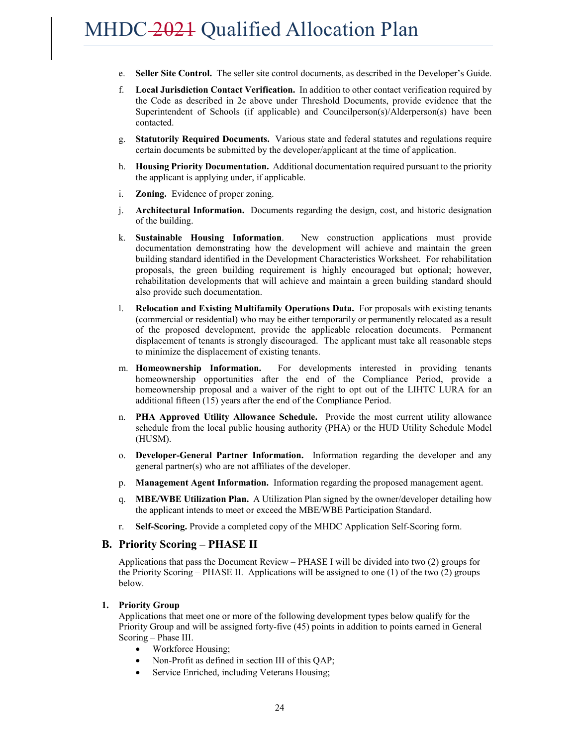e. **Seller Site Control.** The seller site control documents, as described in the Developer's Guide.

f. **Local Jurisdiction Contact Verification.** In addition to other contact verification required by the Code as described in 2e above under Threshold Documents, provide evidence that the Superintendent of Schools (if applicable) and Councilperson(s)/Alderperson(s) have been contacted.

g. **Statutorily Required Documents.** Various state and federal statutes and regulations require certain documents be submitted by the developer/applicant at the time of application.

h. **Housing Priority Documentation.** Additional documentation required pursuant to the priority the applicant is applying under, if applicable.

i. **Zoning.** Evidence of proper zoning.

j. **Architectural Information.** Documents regarding the design, cost, and historic designation of the building.

k. **Sustainable Housing Information**. New construction applications must provide documentation demonstrating how the development will achieve and maintain the green building standard identified in the Development Characteristics Worksheet. For rehabilitation proposals, the green building requirement is highly encouraged but optional; however, rehabilitation developments that will achieve and maintain a green building standard should also provide such documentation.

l. **Relocation and Existing Multifamily Operations Data.** For proposals with existing tenants (commercial or residential) who may be either temporarily or permanently relocated as a result of the proposed development, provide the applicable relocation documents. Permanent displacement of tenants is strongly discouraged. The applicant must take all reasonable steps to minimize the displacement of existing tenants.

m. **Homeownership Information.** For developments interested in providing tenants homeownership opportunities after the end of the Compliance Period, provide a homeownership proposal and a waiver of the right to opt out of the LIHTC LURA for an additional fifteen (15) years after the end of the Compliance Period.

n. **PHA Approved Utility Allowance Schedule.** Provide the most current utility allowance schedule from the local public housing authority (PHA) or the HUD Utility Schedule Model (HUSM).

o. **Developer-General Partner Information.** Information regarding the developer and any general partner(s) who are not affiliates of the developer.

p. **Management Agent Information.** Information regarding the proposed management agent.

q. **MBE/WBE Utilization Plan.** A Utilization Plan signed by the owner/developer detailing how the applicant intends to meet or exceed the MBE/WBE Participation Standard.

r. **Self-Scoring.** Provide a completed copy of the MHDC Application Self-Scoring form.

## B. Priority Scoring – PHASE II

Applications that pass the Document Review – PHASE I will be divided into two (2) groups for the Priority Scoring – PHASE II. Applications will be assigned to one (1) of the two (2) groups below.

### 1. Priority Group

Applications that meet one or more of the following development types below qualify for the Priority Group and will be assigned forty-five (45) points in addition to points earned in General Scoring – Phase III.

- Workforce Housing;
- Non-Profit as defined in section III of this QAP;
- Service Enriched, including Veterans Housing;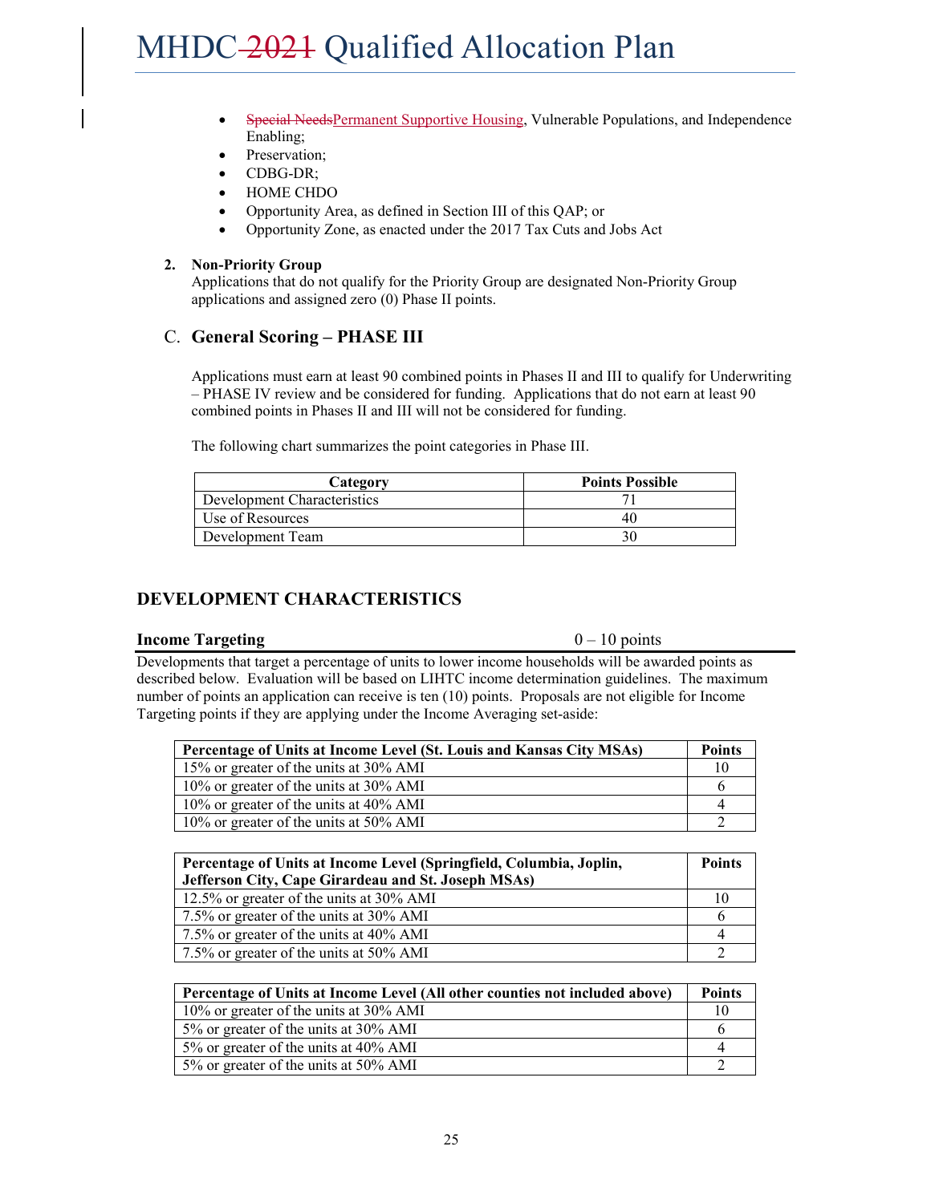- ~~Special Needs~~Permanent Supportive Housing, Vulnerable Populations, and Independence Enabling;
- Preservation;
- CDBG-DR;
- HOME CHDO
- Opportunity Area, as defined in Section III of this QAP; or
- Opportunity Zone, as enacted under the 2017 Tax Cuts and Jobs Act

**2. Non-Priority Group**

Applications that do not qualify for the Priority Group are designated Non-Priority Group applications and assigned zero (0) Phase II points.

## C. General Scoring – PHASE III

Applications must earn at least 90 combined points in Phases II and III to qualify for Underwriting – PHASE IV review and be considered for funding. Applications that do not earn at least 90 combined points in Phases II and III will not be considered for funding.

The following chart summarizes the point categories in Phase III.

| Category | Points Possible |
|---|---|
| Development Characteristics | 71 |
| Use of Resources | 40 |
| Development Team | 30 |

## DEVELOPMENT CHARACTERISTICS

### Income Targeting — 0 – 10 points

Developments that target a percentage of units to lower income households will be awarded points as described below. Evaluation will be based on LIHTC income determination guidelines. The maximum number of points an application can receive is ten (10) points. Proposals are not eligible for Income Targeting points if they are applying under the Income Averaging set-aside:

| Percentage of Units at Income Level (St. Louis and Kansas City MSAs) | Points |
|---|---|
| 15% or greater of the units at 30% AMI | 10 |
| 10% or greater of the units at 30% AMI | 6 |
| 10% or greater of the units at 40% AMI | 4 |
| 10% or greater of the units at 50% AMI | 2 |

| Percentage of Units at Income Level (Springfield, Columbia, Joplin, Jefferson City, Cape Girardeau and St. Joseph MSAs) | Points |
|---|---|
| 12.5% or greater of the units at 30% AMI | 10 |
| 7.5% or greater of the units at 30% AMI | 6 |
| 7.5% or greater of the units at 40% AMI | 4 |
| 7.5% or greater of the units at 50% AMI | 2 |

| Percentage of Units at Income Level (All other counties not included above) | Points |
|---|---|
| 10% or greater of the units at 30% AMI | 10 |
| 5% or greater of the units at 30% AMI | 6 |
| 5% or greater of the units at 40% AMI | 4 |
| 5% or greater of the units at 50% AMI | 2 |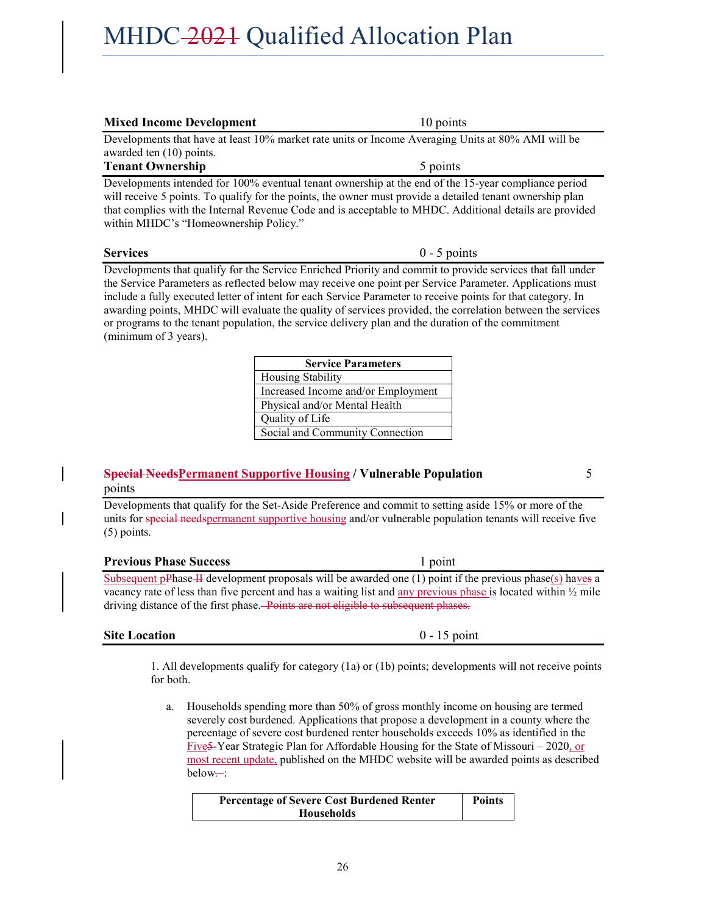**Mixed Income Development** 10 points

Developments that have at least 10% market rate units or Income Averaging Units at 80% AMI will be awarded ten (10) points.

**Tenant Ownership** 5 points

Developments intended for 100% eventual tenant ownership at the end of the 15-year compliance period will receive 5 points. To qualify for the points, the owner must provide a detailed tenant ownership plan that complies with the Internal Revenue Code and is acceptable to MHDC. Additional details are provided within MHDC's "Homeownership Policy."

**Services** 0 - 5 points

Developments that qualify for the Service Enriched Priority and commit to provide services that fall under the Service Parameters as reflected below may receive one point per Service Parameter. Applications must include a fully executed letter of intent for each Service Parameter to receive points for that category. In awarding points, MHDC will evaluate the quality of services provided, the correlation between the services or programs to the tenant population, the service delivery plan and the duration of the commitment (minimum of 3 years).

| Service Parameters |
|---|
| Housing Stability |
| Increased Income and/or Employment |
| Physical and/or Mental Health |
| Quality of Life |
| Social and Community Connection |

**~~Special Needs~~Permanent Supportive Housing / Vulnerable Population** 5 points

Developments that qualify for the Set-Aside Preference and commit to setting aside 15% or more of the units for ~~special needs~~permanent supportive housing and/or vulnerable population tenants will receive five (5) points.

**Previous Phase Success** 1 point

Subsequent ~~p~~Phase ~~II~~ development proposals will be awarded one (1) point if the previous phase(s) ha~~ve~~s a vacancy rate of less than five percent and has a waiting list and any previous phase is located within ½ mile driving distance of the first phase. ~~Points are not eligible to subsequent phases.~~

**Site Location** 0 - 15 point

1. All developments qualify for category (1a) or (1b) points; developments will not receive points for both.

   a. Households spending more than 50% of gross monthly income on housing are termed severely cost burdened. Applications that propose a development in a county where the percentage of severe cost burdened renter households exceeds 10% as identified in the Five~~5~~-Year Strategic Plan for Affordable Housing for the State of Missouri – 2020, or most recent update, published on the MHDC website will be awarded points as described below~~.~~:

| Percentage of Severe Cost Burdened Renter Households | Points |
|---|---|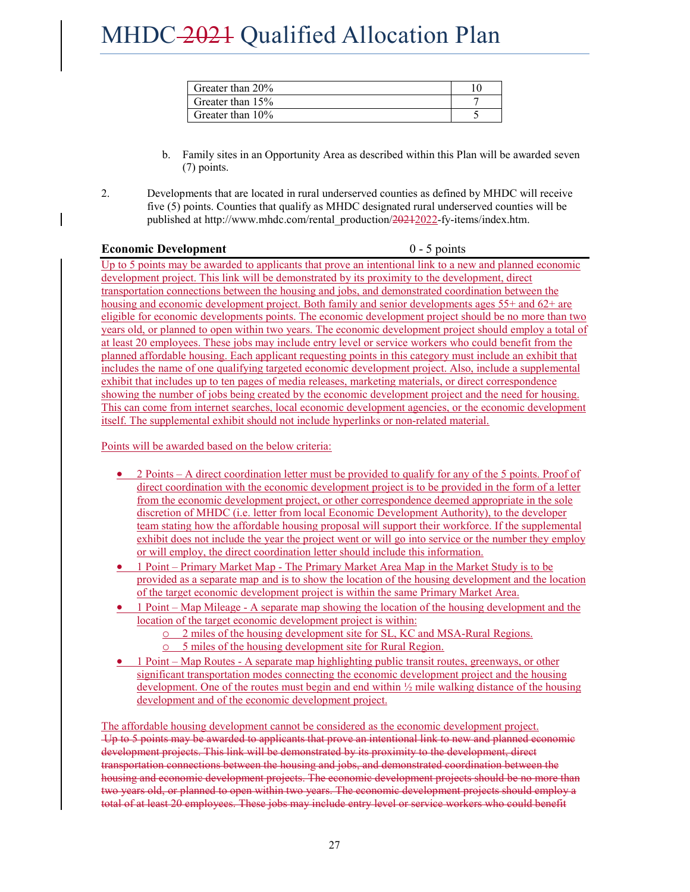| Greater than 20% | 10 |
|---|---|
| Greater than 15% | 7 |
| Greater than 10% | 5 |

b. Family sites in an Opportunity Area as described within this Plan will be awarded seven (7) points.

2. Developments that are located in rural underserved counties as defined by MHDC will receive five (5) points. Counties that qualify as MHDC designated rural underserved counties will be published at http://www.mhdc.com/rental_production/~~2021~~2022-fy-items/index.htm.

**Economic Development** 0 - 5 points

Up to 5 points may be awarded to applicants that prove an intentional link to a new and planned economic development project. This link will be demonstrated by its proximity to the development, direct transportation connections between the housing and jobs, and demonstrated coordination between the housing and economic development project. Both family and senior developments ages 55+ and 62+ are eligible for economic developments points. The economic development project should be no more than two years old, or planned to open within two years. The economic development project should employ a total of at least 20 employees. These jobs may include entry level or service workers who could benefit from the planned affordable housing. Each applicant requesting points in this category must include an exhibit that includes the name of one qualifying targeted economic development project. Also, include a supplemental exhibit that includes up to ten pages of media releases, marketing materials, or direct correspondence showing the number of jobs being created by the economic development project and the need for housing. This can come from internet searches, local economic development agencies, or the economic development itself. The supplemental exhibit should not include hyperlinks or non-related material.

Points will be awarded based on the below criteria:

- 2 Points – A direct coordination letter must be provided to qualify for any of the 5 points. Proof of direct coordination with the economic development project is to be provided in the form of a letter from the economic development project, or other correspondence deemed appropriate in the sole discretion of MHDC (i.e. letter from local Economic Development Authority), to the developer team stating how the affordable housing proposal will support their workforce. If the supplemental exhibit does not include the year the project went or will go into service or the number they employ or will employ, the direct coordination letter should include this information.
- 1 Point – Primary Market Map - The Primary Market Area Map in the Market Study is to be provided as a separate map and is to show the location of the housing development and the location of the target economic development project is within the same Primary Market Area.
- 1 Point – Map Mileage - A separate map showing the location of the housing development and the location of the target economic development project is within:
    - 2 miles of the housing development site for SL, KC and MSA-Rural Regions.
    - 5 miles of the housing development site for Rural Region.
- 1 Point – Map Routes - A separate map highlighting public transit routes, greenways, or other significant transportation modes connecting the economic development project and the housing development. One of the routes must begin and end within ½ mile walking distance of the housing development and of the economic development project.

The affordable housing development cannot be considered as the economic development project.

~~Up to 5 points may be awarded to applicants that prove an intentional link to new and planned economic development projects. This link will be demonstrated by its proximity to the development, direct transportation connections between the housing and jobs, and demonstrated coordination between the housing and economic development projects. The economic development projects should be no more than two years old, or planned to open within two years. The economic development projects should employ a total of at least 20 employees. These jobs may include entry level or service workers who could benefit~~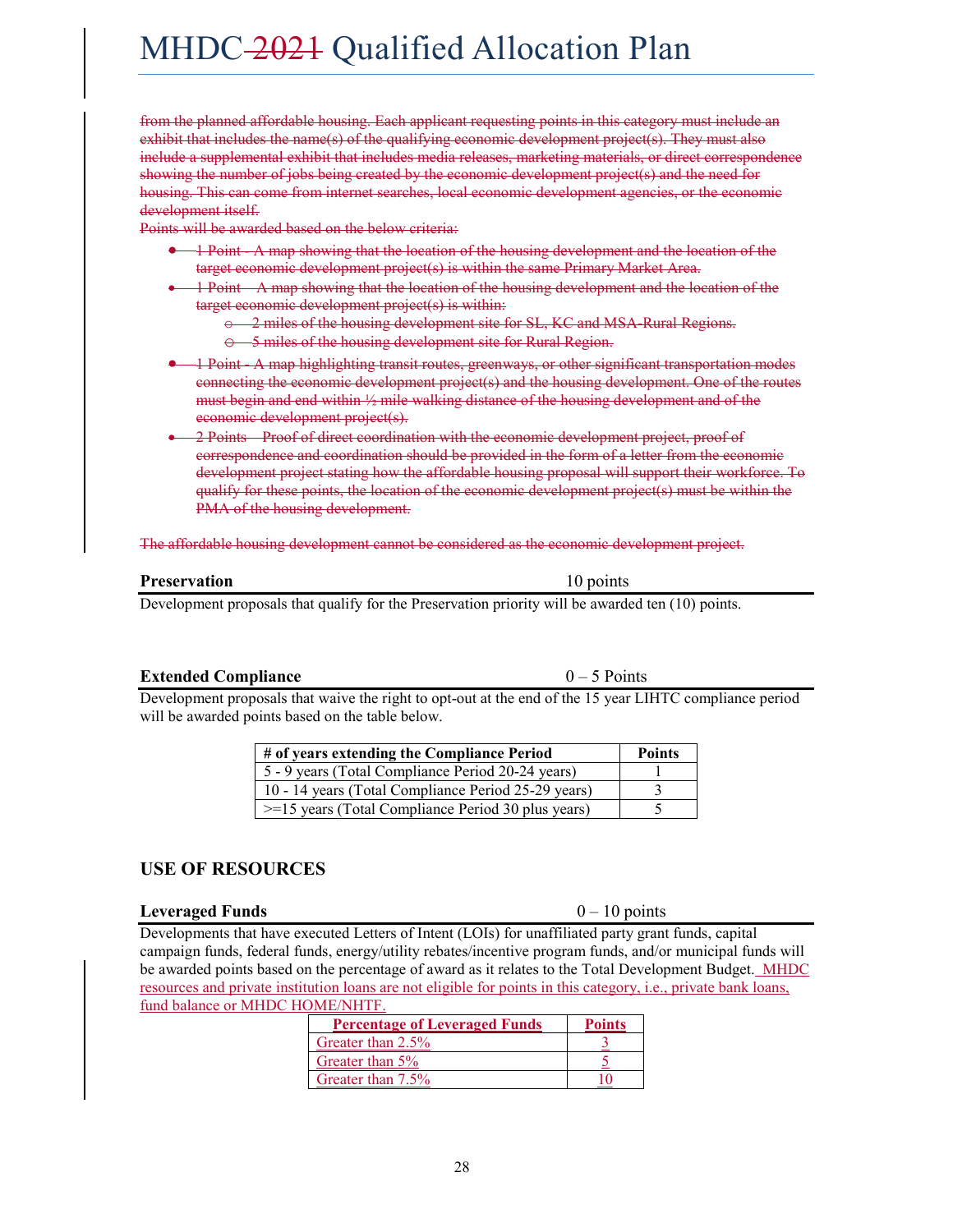~~from the planned affordable housing. Each applicant requesting points in this category must include an exhibit that includes the name(s) of the qualifying economic development project(s). They must also include a supplemental exhibit that includes media releases, marketing materials, or direct correspondence showing the number of jobs being created by the economic development project(s) and the need for housing. This can come from internet searches, local economic development agencies, or the economic development itself.~~

~~Points will be awarded based on the below criteria:~~

- ~~1 Point - A map showing that the location of the housing development and the location of the target economic development project(s) is within the same Primary Market Area.~~
- ~~1 Point – A map showing that the location of the housing development and the location of the target economic development project(s) is within:~~
  - ~~2 miles of the housing development site for SL, KC and MSA-Rural Regions.~~
  - ~~5 miles of the housing development site for Rural Region.~~
- ~~1 Point - A map highlighting transit routes, greenways, or other significant transportation modes connecting the economic development project(s) and the housing development. One of the routes must begin and end within ½ mile walking distance of the housing development and of the economic development project(s).~~
- ~~2 Points – Proof of direct coordination with the economic development project, proof of correspondence and coordination should be provided in the form of a letter from the economic development project stating how the affordable housing proposal will support their workforce. To qualify for these points, the location of the economic development project(s) must be within the PMA of the housing development.~~

~~The affordable housing development cannot be considered as the economic development project.~~

### Preservation — 10 points

Development proposals that qualify for the Preservation priority will be awarded ten (10) points.

### Extended Compliance — 0 – 5 Points

Development proposals that waive the right to opt-out at the end of the 15 year LIHTC compliance period will be awarded points based on the table below.

| # of years extending the Compliance Period | Points |
|---|---|
| 5 - 9 years (Total Compliance Period 20-24 years) | 1 |
| 10 - 14 years (Total Compliance Period 25-29 years) | 3 |
| >=15 years (Total Compliance Period 30 plus years) | 5 |

## USE OF RESOURCES

### Leveraged Funds — 0 – 10 points

Developments that have executed Letters of Intent (LOIs) for unaffiliated party grant funds, capital campaign funds, federal funds, energy/utility rebates/incentive program funds, and/or municipal funds will be awarded points based on the percentage of award as it relates to the Total Development Budget. MHDC resources and private institution loans are not eligible for points in this category, i.e., private bank loans, fund balance or MHDC HOME/NHTF.

| Percentage of Leveraged Funds | Points |
|---|---|
| Greater than 2.5% | 3 |
| Greater than 5% | 5 |
| Greater than 7.5% | 10 |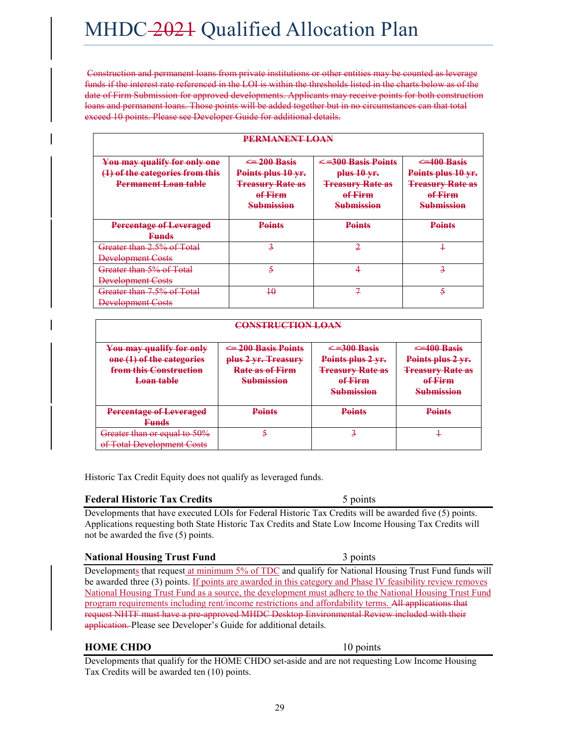Construction and permanent loans from private institutions or other entities may be counted as leverage funds if the interest rate referenced in the LOI is within the thresholds listed in the charts below as of the date of Firm Submission for approved developments. Applicants may receive points for both construction loans and permanent loans. Those points will be added together but in no circumstances can that total exceed 10 points. Please see Developer Guide for additional details.

| PERMANENT LOAN | | | |
|---|---|---|---|
| **You may qualify for only one (1) of the categories from this Permanent Loan table** | **<= 200 Basis Points plus 10 yr. Treasury Rate as of Firm Submission** | **< =300 Basis Points plus 10 yr. Treasury Rate as of Firm Submission** | **<=400 Basis Points plus 10 yr. Treasury Rate as of Firm Submission** |
| **Percentage of Leveraged Funds** | **Points** | **Points** | **Points** |
| Greater than 2.5% of Total Development Costs | 3 | 2 | 1 |
| Greater than 5% of Total Development Costs | 5 | 4 | 3 |
| Greater than 7.5% of Total Development Costs | 10 | 7 | 5 |

| CONSTRUCTION LOAN | | | |
|---|---|---|---|
| **You may qualify for only one (1) of the categories from this Construction Loan table** | **<= 200 Basis Points plus 2 yr. Treasury Rate as of Firm Submission** | **< =300 Basis Points plus 2 yr. Treasury Rate as of Firm Submission** | **<=400 Basis Points plus 2 yr. Treasury Rate as of Firm Submission** |
| **Percentage of Leveraged Funds** | **Points** | **Points** | **Points** |
| Greater than or equal to 50% of Total Development Costs | 5 | 3 | 1 |

Historic Tax Credit Equity does not qualify as leveraged funds.

**Federal Historic Tax Credits** 5 points

Developments that have executed LOIs for Federal Historic Tax Credits will be awarded five (5) points. Applications requesting both State Historic Tax Credits and State Low Income Housing Tax Credits will not be awarded the five (5) points.

**National Housing Trust Fund** 3 points

Developments that request at minimum 5% of TDC and qualify for National Housing Trust Fund funds will be awarded three (3) points. If points are awarded in this category and Phase IV feasibility review removes National Housing Trust Fund as a source, the development must adhere to the National Housing Trust Fund program requirements including rent/income restrictions and affordability terms. All applications that request NHTF must have a pre-approved MHDC Desktop Environmental Review included with their application. Please see Developer's Guide for additional details.

**HOME CHDO** 10 points

Developments that qualify for the HOME CHDO set-aside and are not requesting Low Income Housing Tax Credits will be awarded ten (10) points.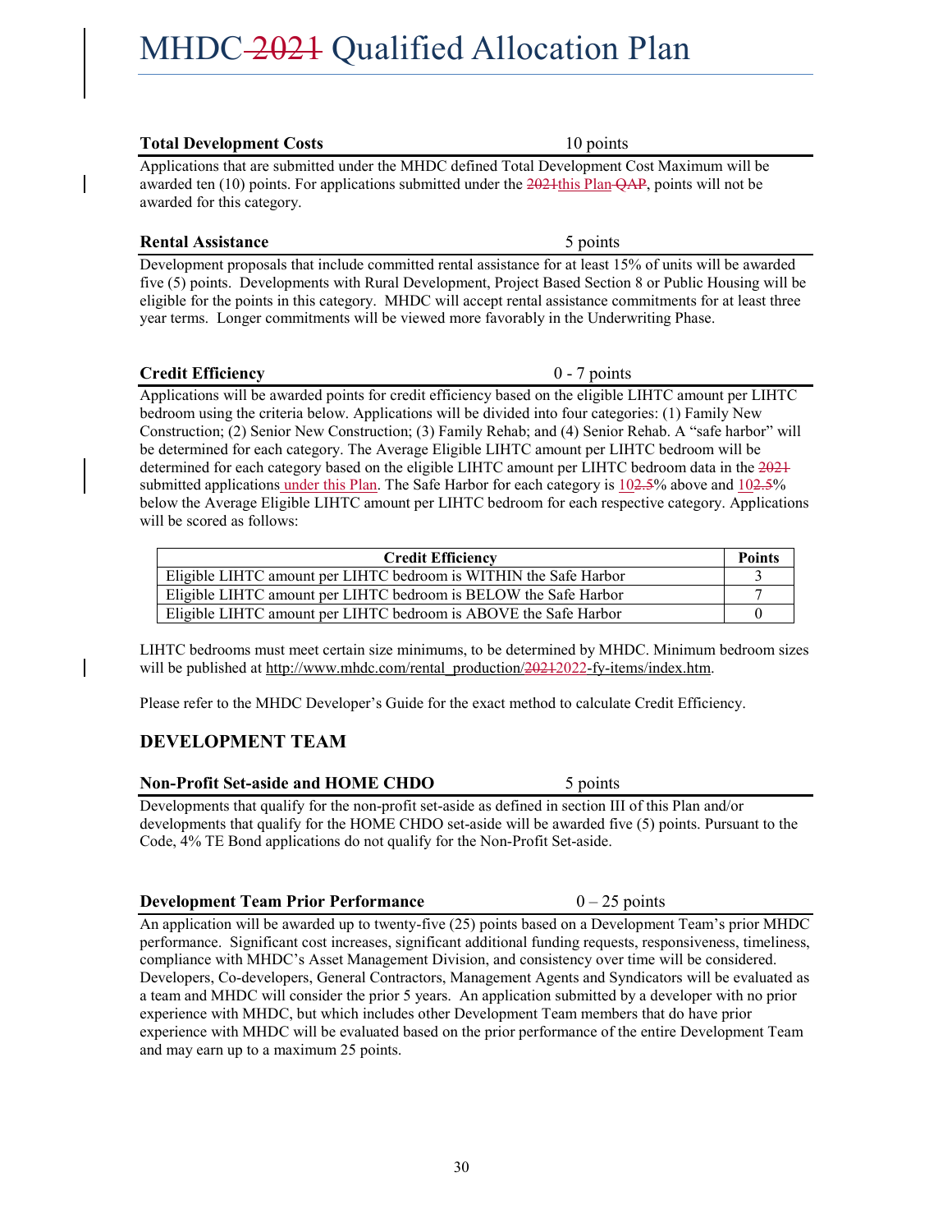### Total Development Costs — 10 points

Applications that are submitted under the MHDC defined Total Development Cost Maximum will be awarded ten (10) points. For applications submitted under the ~~2021~~this Plan ~~QAP~~, points will not be awarded for this category.

### Rental Assistance — 5 points

Development proposals that include committed rental assistance for at least 15% of units will be awarded five (5) points. Developments with Rural Development, Project Based Section 8 or Public Housing will be eligible for the points in this category. MHDC will accept rental assistance commitments for at least three year terms. Longer commitments will be viewed more favorably in the Underwriting Phase.

### Credit Efficiency — 0 - 7 points

Applications will be awarded points for credit efficiency based on the eligible LIHTC amount per LIHTC bedroom using the criteria below. Applications will be divided into four categories: (1) Family New Construction; (2) Senior New Construction; (3) Family Rehab; and (4) Senior Rehab. A "safe harbor" will be determined for each category. The Average Eligible LIHTC amount per LIHTC bedroom will be determined for each category based on the eligible LIHTC amount per LIHTC bedroom data in the ~~2021~~ submitted applications under this Plan. The Safe Harbor for each category is 10~~2.5~~% above and 10~~2.5~~% below the Average Eligible LIHTC amount per LIHTC bedroom for each respective category. Applications will be scored as follows:

| Credit Efficiency | Points |
|---|---|
| Eligible LIHTC amount per LIHTC bedroom is WITHIN the Safe Harbor | 3 |
| Eligible LIHTC amount per LIHTC bedroom is BELOW the Safe Harbor | 7 |
| Eligible LIHTC amount per LIHTC bedroom is ABOVE the Safe Harbor | 0 |

LIHTC bedrooms must meet certain size minimums, to be determined by MHDC. Minimum bedroom sizes will be published at http://www.mhdc.com/rental_production/~~2021~~2022-fy-items/index.htm.

Please refer to the MHDC Developer's Guide for the exact method to calculate Credit Efficiency.

## DEVELOPMENT TEAM

### Non-Profit Set-aside and HOME CHDO — 5 points

Developments that qualify for the non-profit set-aside as defined in section III of this Plan and/or developments that qualify for the HOME CHDO set-aside will be awarded five (5) points. Pursuant to the Code, 4% TE Bond applications do not qualify for the Non-Profit Set-aside.

### Development Team Prior Performance — 0 – 25 points

An application will be awarded up to twenty-five (25) points based on a Development Team's prior MHDC performance. Significant cost increases, significant additional funding requests, responsiveness, timeliness, compliance with MHDC's Asset Management Division, and consistency over time will be considered. Developers, Co-developers, General Contractors, Management Agents and Syndicators will be evaluated as a team and MHDC will consider the prior 5 years. An application submitted by a developer with no prior experience with MHDC, but which includes other Development Team members that do have prior experience with MHDC will be evaluated based on the prior performance of the entire Development Team and may earn up to a maximum 25 points.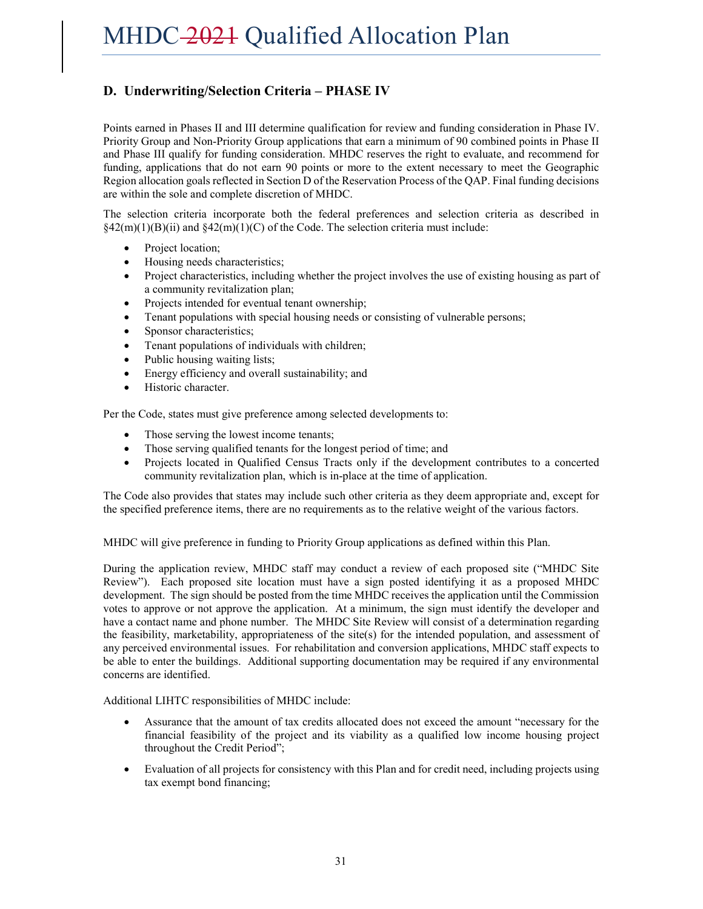## D. Underwriting/Selection Criteria – PHASE IV

Points earned in Phases II and III determine qualification for review and funding consideration in Phase IV. Priority Group and Non-Priority Group applications that earn a minimum of 90 combined points in Phase II and Phase III qualify for funding consideration. MHDC reserves the right to evaluate, and recommend for funding, applications that do not earn 90 points or more to the extent necessary to meet the Geographic Region allocation goals reflected in Section D of the Reservation Process of the QAP. Final funding decisions are within the sole and complete discretion of MHDC.

The selection criteria incorporate both the federal preferences and selection criteria as described in §42(m)(1)(B)(ii) and §42(m)(1)(C) of the Code. The selection criteria must include:

- Project location;
- Housing needs characteristics;
- Project characteristics, including whether the project involves the use of existing housing as part of a community revitalization plan;
- Projects intended for eventual tenant ownership;
- Tenant populations with special housing needs or consisting of vulnerable persons;
- Sponsor characteristics;
- Tenant populations of individuals with children;
- Public housing waiting lists;
- Energy efficiency and overall sustainability; and
- Historic character.

Per the Code, states must give preference among selected developments to:

- Those serving the lowest income tenants;
- Those serving qualified tenants for the longest period of time; and
- Projects located in Qualified Census Tracts only if the development contributes to a concerted community revitalization plan, which is in-place at the time of application.

The Code also provides that states may include such other criteria as they deem appropriate and, except for the specified preference items, there are no requirements as to the relative weight of the various factors.

MHDC will give preference in funding to Priority Group applications as defined within this Plan.

During the application review, MHDC staff may conduct a review of each proposed site ("MHDC Site Review"). Each proposed site location must have a sign posted identifying it as a proposed MHDC development. The sign should be posted from the time MHDC receives the application until the Commission votes to approve or not approve the application. At a minimum, the sign must identify the developer and have a contact name and phone number. The MHDC Site Review will consist of a determination regarding the feasibility, marketability, appropriateness of the site(s) for the intended population, and assessment of any perceived environmental issues. For rehabilitation and conversion applications, MHDC staff expects to be able to enter the buildings. Additional supporting documentation may be required if any environmental concerns are identified.

Additional LIHTC responsibilities of MHDC include:

- Assurance that the amount of tax credits allocated does not exceed the amount "necessary for the financial feasibility of the project and its viability as a qualified low income housing project throughout the Credit Period";

- Evaluation of all projects for consistency with this Plan and for credit need, including projects using tax exempt bond financing;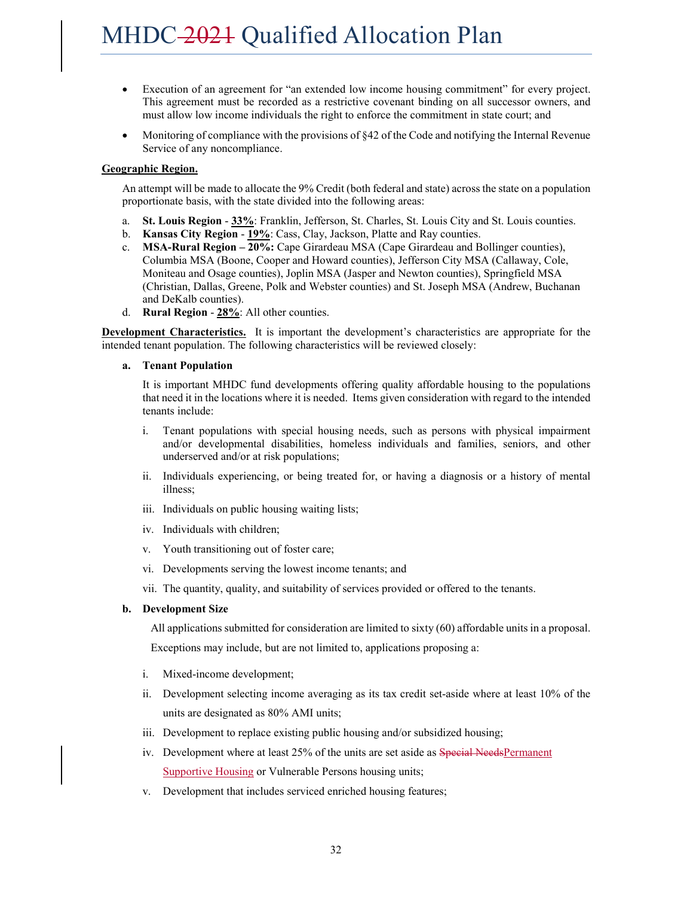- Execution of an agreement for "an extended low income housing commitment" for every project. This agreement must be recorded as a restrictive covenant binding on all successor owners, and must allow low income individuals the right to enforce the commitment in state court; and
- Monitoring of compliance with the provisions of §42 of the Code and notifying the Internal Revenue Service of any noncompliance.

**Geographic Region.**

An attempt will be made to allocate the 9% Credit (both federal and state) across the state on a population proportionate basis, with the state divided into the following areas:

a. **St. Louis Region** - **33%**: Franklin, Jefferson, St. Charles, St. Louis City and St. Louis counties.
b. **Kansas City Region** - **19%**: Cass, Clay, Jackson, Platte and Ray counties.
c. **MSA-Rural Region – 20%:** Cape Girardeau MSA (Cape Girardeau and Bollinger counties), Columbia MSA (Boone, Cooper and Howard counties), Jefferson City MSA (Callaway, Cole, Moniteau and Osage counties), Joplin MSA (Jasper and Newton counties), Springfield MSA (Christian, Dallas, Greene, Polk and Webster counties) and St. Joseph MSA (Andrew, Buchanan and DeKalb counties).
d. **Rural Region** - **28%**: All other counties.

**Development Characteristics.** It is important the development's characteristics are appropriate for the intended tenant population. The following characteristics will be reviewed closely:

**a. Tenant Population**

It is important MHDC fund developments offering quality affordable housing to the populations that need it in the locations where it is needed. Items given consideration with regard to the intended tenants include:

i. Tenant populations with special housing needs, such as persons with physical impairment and/or developmental disabilities, homeless individuals and families, seniors, and other underserved and/or at risk populations;

ii. Individuals experiencing, or being treated for, or having a diagnosis or a history of mental illness;

iii. Individuals on public housing waiting lists;

iv. Individuals with children;

v. Youth transitioning out of foster care;

vi. Developments serving the lowest income tenants; and

vii. The quantity, quality, and suitability of services provided or offered to the tenants.

**b. Development Size**

All applications submitted for consideration are limited to sixty (60) affordable units in a proposal.

Exceptions may include, but are not limited to, applications proposing a:

i. Mixed-income development;

ii. Development selecting income averaging as its tax credit set-aside where at least 10% of the units are designated as 80% AMI units;

iii. Development to replace existing public housing and/or subsidized housing;

iv. Development where at least 25% of the units are set aside as ~~Special Needs~~Permanent Supportive Housing or Vulnerable Persons housing units;

v. Development that includes serviced enriched housing features;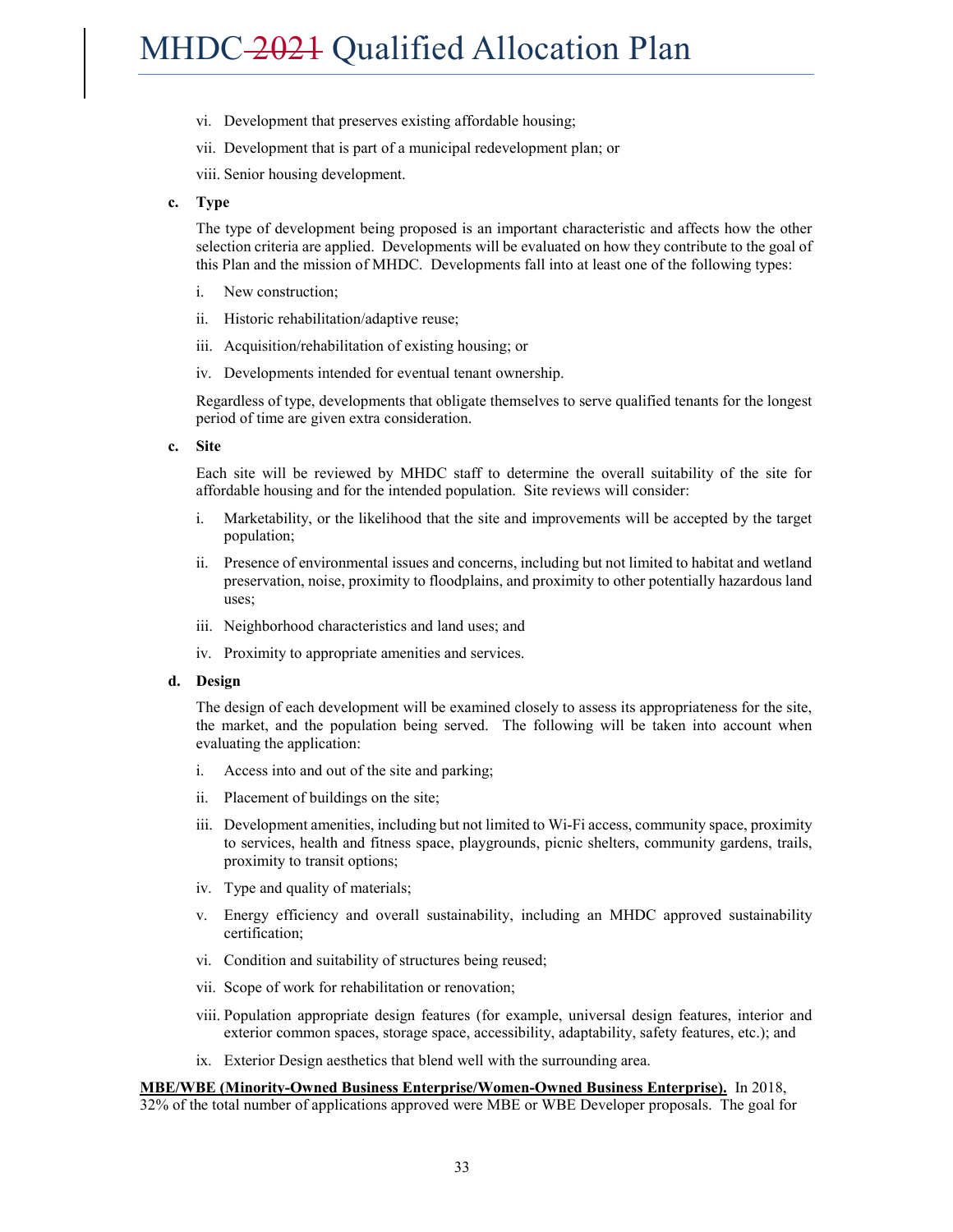vi. Development that preserves existing affordable housing;

vii. Development that is part of a municipal redevelopment plan; or

viii. Senior housing development.

**c. Type**

The type of development being proposed is an important characteristic and affects how the other selection criteria are applied. Developments will be evaluated on how they contribute to the goal of this Plan and the mission of MHDC. Developments fall into at least one of the following types:

i. New construction;

ii. Historic rehabilitation/adaptive reuse;

iii. Acquisition/rehabilitation of existing housing; or

iv. Developments intended for eventual tenant ownership.

Regardless of type, developments that obligate themselves to serve qualified tenants for the longest period of time are given extra consideration.

**c. Site**

Each site will be reviewed by MHDC staff to determine the overall suitability of the site for affordable housing and for the intended population. Site reviews will consider:

i. Marketability, or the likelihood that the site and improvements will be accepted by the target population;

ii. Presence of environmental issues and concerns, including but not limited to habitat and wetland preservation, noise, proximity to floodplains, and proximity to other potentially hazardous land uses;

iii. Neighborhood characteristics and land uses; and

iv. Proximity to appropriate amenities and services.

**d. Design**

The design of each development will be examined closely to assess its appropriateness for the site, the market, and the population being served. The following will be taken into account when evaluating the application:

i. Access into and out of the site and parking;

ii. Placement of buildings on the site;

iii. Development amenities, including but not limited to Wi-Fi access, community space, proximity to services, health and fitness space, playgrounds, picnic shelters, community gardens, trails, proximity to transit options;

iv. Type and quality of materials;

v. Energy efficiency and overall sustainability, including an MHDC approved sustainability certification;

vi. Condition and suitability of structures being reused;

vii. Scope of work for rehabilitation or renovation;

viii. Population appropriate design features (for example, universal design features, interior and exterior common spaces, storage space, accessibility, adaptability, safety features, etc.); and

ix. Exterior Design aesthetics that blend well with the surrounding area.

**MBE/WBE (Minority-Owned Business Enterprise/Women-Owned Business Enterprise).** In 2018, 32% of the total number of applications approved were MBE or WBE Developer proposals. The goal for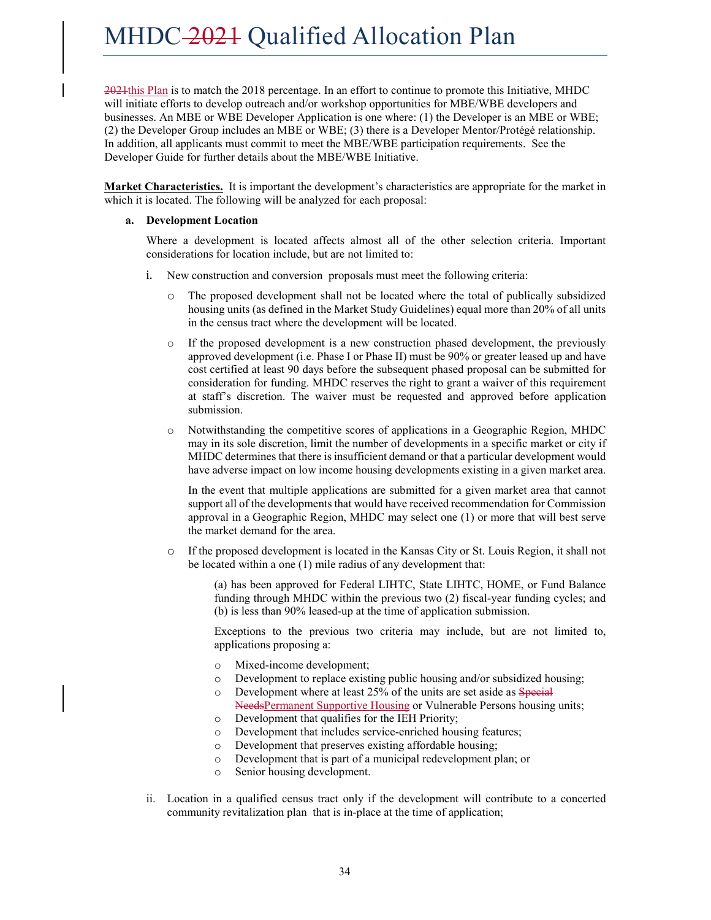~~2021~~this Plan is to match the 2018 percentage. In an effort to continue to promote this Initiative, MHDC will initiate efforts to develop outreach and/or workshop opportunities for MBE/WBE developers and businesses. An MBE or WBE Developer Application is one where: (1) the Developer is an MBE or WBE; (2) the Developer Group includes an MBE or WBE; (3) there is a Developer Mentor/Protégé relationship. In addition, all applicants must commit to meet the MBE/WBE participation requirements. See the Developer Guide for further details about the MBE/WBE Initiative.

**Market Characteristics.** It is important the development's characteristics are appropriate for the market in which it is located. The following will be analyzed for each proposal:

**a. Development Location**

Where a development is located affects almost all of the other selection criteria. Important considerations for location include, but are not limited to:

i. New construction and conversion proposals must meet the following criteria:

- The proposed development shall not be located where the total of publically subsidized housing units (as defined in the Market Study Guidelines) equal more than 20% of all units in the census tract where the development will be located.
- If the proposed development is a new construction phased development, the previously approved development (i.e. Phase I or Phase II) must be 90% or greater leased up and have cost certified at least 90 days before the subsequent phased proposal can be submitted for consideration for funding. MHDC reserves the right to grant a waiver of this requirement at staff's discretion. The waiver must be requested and approved before application submission.
- Notwithstanding the competitive scores of applications in a Geographic Region, MHDC may in its sole discretion, limit the number of developments in a specific market or city if MHDC determines that there is insufficient demand or that a particular development would have adverse impact on low income housing developments existing in a given market area.

  In the event that multiple applications are submitted for a given market area that cannot support all of the developments that would have received recommendation for Commission approval in a Geographic Region, MHDC may select one (1) or more that will best serve the market demand for the area.
- If the proposed development is located in the Kansas City or St. Louis Region, it shall not be located within a one (1) mile radius of any development that:

  (a) has been approved for Federal LIHTC, State LIHTC, HOME, or Fund Balance funding through MHDC within the previous two (2) fiscal-year funding cycles; and (b) is less than 90% leased-up at the time of application submission.

  Exceptions to the previous two criteria may include, but are not limited to, applications proposing a:

  - Mixed-income development;
  - Development to replace existing public housing and/or subsidized housing;
  - Development where at least 25% of the units are set aside as ~~Special Needs~~Permanent Supportive Housing or Vulnerable Persons housing units;
  - Development that qualifies for the IEH Priority;
  - Development that includes service-enriched housing features;
  - Development that preserves existing affordable housing;
  - Development that is part of a municipal redevelopment plan; or
  - Senior housing development.

ii. Location in a qualified census tract only if the development will contribute to a concerted community revitalization plan that is in-place at the time of application;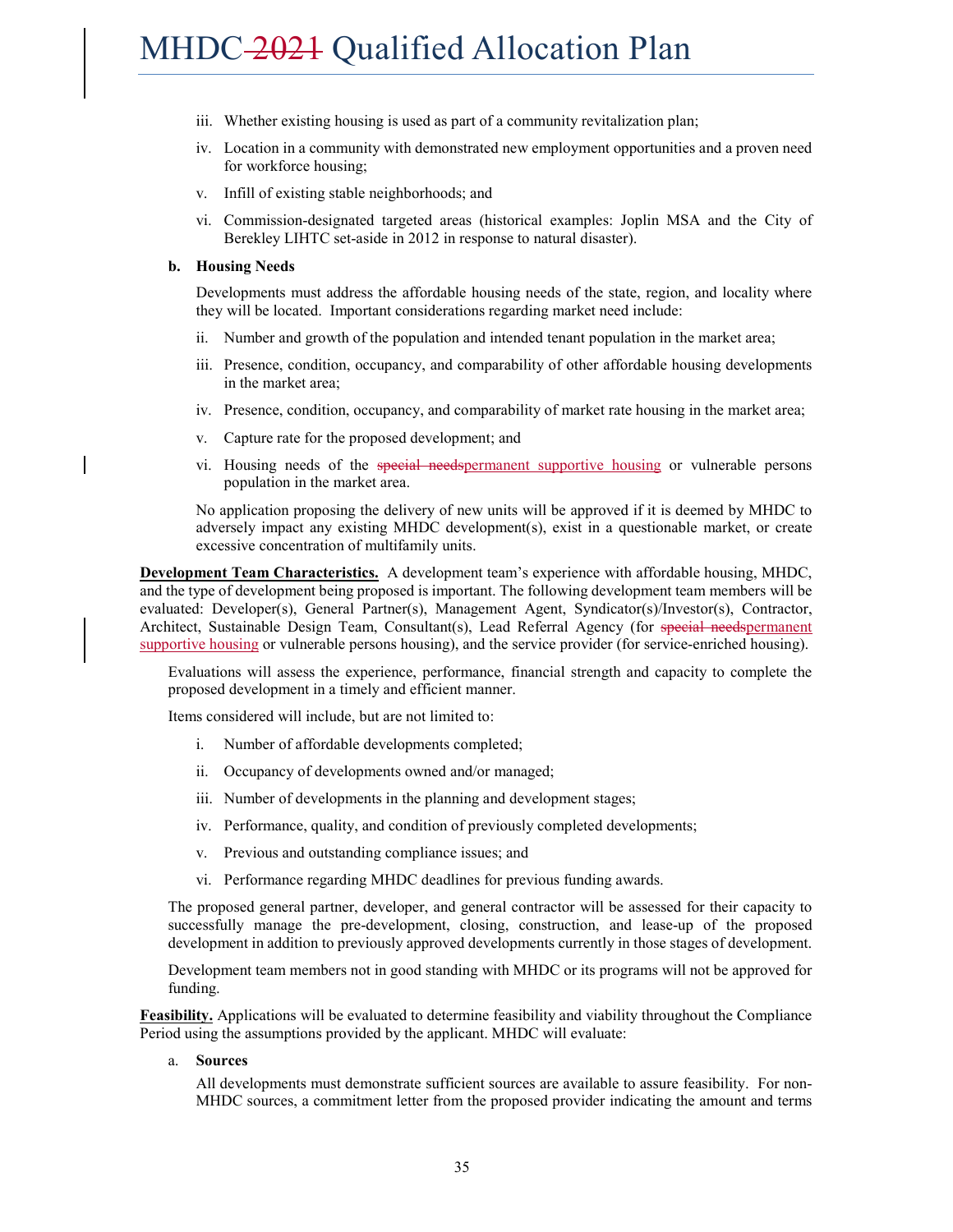iii. Whether existing housing is used as part of a community revitalization plan;

iv. Location in a community with demonstrated new employment opportunities and a proven need for workforce housing;

v. Infill of existing stable neighborhoods; and

vi. Commission-designated targeted areas (historical examples: Joplin MSA and the City of Berekley LIHTC set-aside in 2012 in response to natural disaster).

**b. Housing Needs**

Developments must address the affordable housing needs of the state, region, and locality where they will be located. Important considerations regarding market need include:

ii. Number and growth of the population and intended tenant population in the market area;

iii. Presence, condition, occupancy, and comparability of other affordable housing developments in the market area;

iv. Presence, condition, occupancy, and comparability of market rate housing in the market area;

v. Capture rate for the proposed development; and

vi. Housing needs of the ~~special needs~~permanent supportive housing or vulnerable persons population in the market area.

No application proposing the delivery of new units will be approved if it is deemed by MHDC to adversely impact any existing MHDC development(s), exist in a questionable market, or create excessive concentration of multifamily units.

**Development Team Characteristics.** A development team's experience with affordable housing, MHDC, and the type of development being proposed is important. The following development team members will be evaluated: Developer(s), General Partner(s), Management Agent, Syndicator(s)/Investor(s), Contractor, Architect, Sustainable Design Team, Consultant(s), Lead Referral Agency (for ~~special needs~~permanent supportive housing or vulnerable persons housing), and the service provider (for service-enriched housing).

Evaluations will assess the experience, performance, financial strength and capacity to complete the proposed development in a timely and efficient manner.

Items considered will include, but are not limited to:

i. Number of affordable developments completed;

ii. Occupancy of developments owned and/or managed;

iii. Number of developments in the planning and development stages;

iv. Performance, quality, and condition of previously completed developments;

v. Previous and outstanding compliance issues; and

vi. Performance regarding MHDC deadlines for previous funding awards.

The proposed general partner, developer, and general contractor will be assessed for their capacity to successfully manage the pre-development, closing, construction, and lease-up of the proposed development in addition to previously approved developments currently in those stages of development.

Development team members not in good standing with MHDC or its programs will not be approved for funding.

**Feasibility.** Applications will be evaluated to determine feasibility and viability throughout the Compliance Period using the assumptions provided by the applicant. MHDC will evaluate:

a. **Sources**

All developments must demonstrate sufficient sources are available to assure feasibility. For non-MHDC sources, a commitment letter from the proposed provider indicating the amount and terms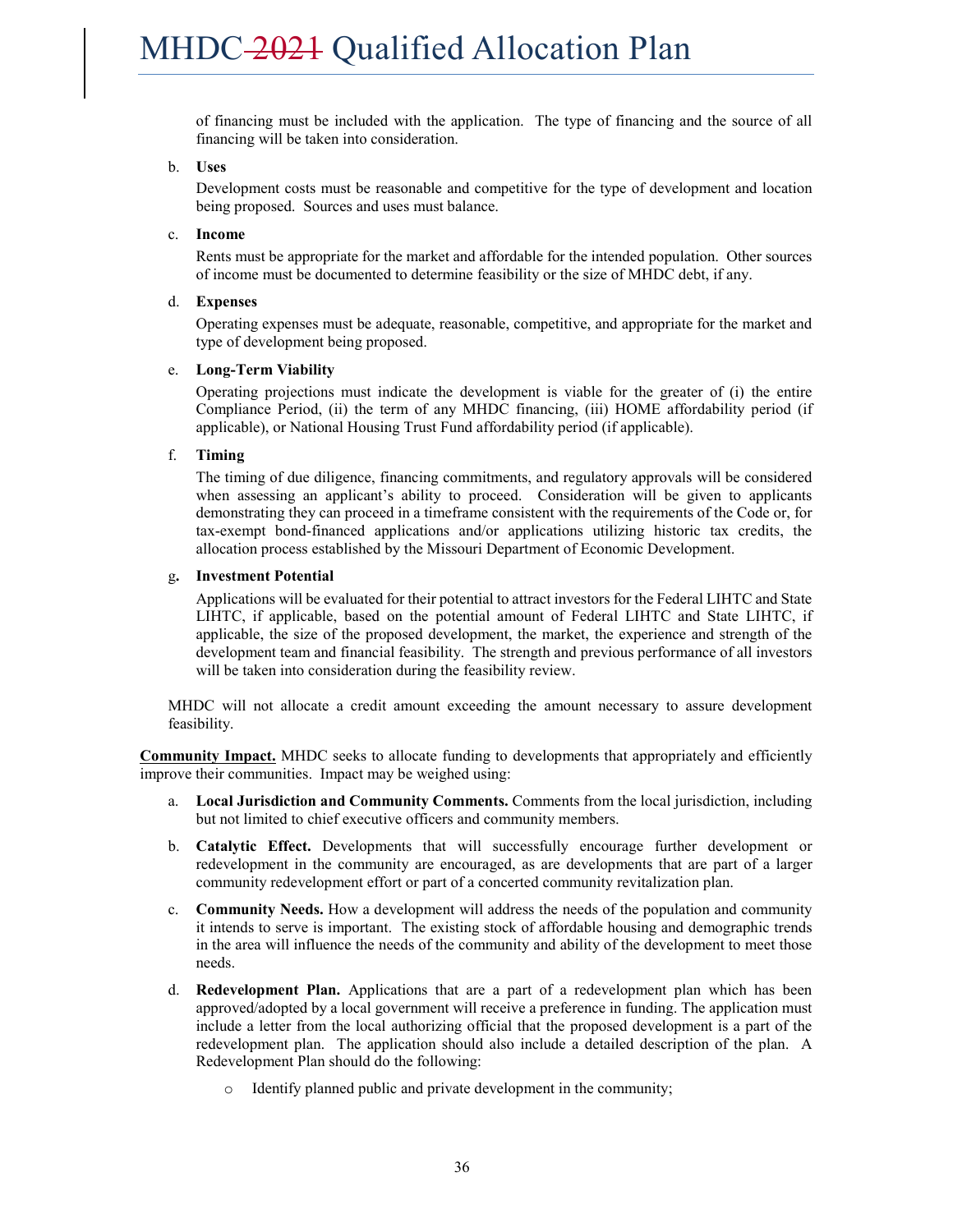of financing must be included with the application. The type of financing and the source of all financing will be taken into consideration.

b. **Uses**

Development costs must be reasonable and competitive for the type of development and location being proposed. Sources and uses must balance.

c. **Income**

Rents must be appropriate for the market and affordable for the intended population. Other sources of income must be documented to determine feasibility or the size of MHDC debt, if any.

d. **Expenses**

Operating expenses must be adequate, reasonable, competitive, and appropriate for the market and type of development being proposed.

e. **Long-Term Viability**

Operating projections must indicate the development is viable for the greater of (i) the entire Compliance Period, (ii) the term of any MHDC financing, (iii) HOME affordability period (if applicable), or National Housing Trust Fund affordability period (if applicable).

f. **Timing**

The timing of due diligence, financing commitments, and regulatory approvals will be considered when assessing an applicant's ability to proceed. Consideration will be given to applicants demonstrating they can proceed in a timeframe consistent with the requirements of the Code or, for tax-exempt bond-financed applications and/or applications utilizing historic tax credits, the allocation process established by the Missouri Department of Economic Development.

g. **Investment Potential**

Applications will be evaluated for their potential to attract investors for the Federal LIHTC and State LIHTC, if applicable, based on the potential amount of Federal LIHTC and State LIHTC, if applicable, the size of the proposed development, the market, the experience and strength of the development team and financial feasibility. The strength and previous performance of all investors will be taken into consideration during the feasibility review.

MHDC will not allocate a credit amount exceeding the amount necessary to assure development feasibility.

**Community Impact.** MHDC seeks to allocate funding to developments that appropriately and efficiently improve their communities. Impact may be weighed using:

a. **Local Jurisdiction and Community Comments.** Comments from the local jurisdiction, including but not limited to chief executive officers and community members.

b. **Catalytic Effect.** Developments that will successfully encourage further development or redevelopment in the community are encouraged, as are developments that are part of a larger community redevelopment effort or part of a concerted community revitalization plan.

c. **Community Needs.** How a development will address the needs of the population and community it intends to serve is important. The existing stock of affordable housing and demographic trends in the area will influence the needs of the community and ability of the development to meet those needs.

d. **Redevelopment Plan.** Applications that are a part of a redevelopment plan which has been approved/adopted by a local government will receive a preference in funding. The application must include a letter from the local authorizing official that the proposed development is a part of the redevelopment plan. The application should also include a detailed description of the plan. A Redevelopment Plan should do the following:

- Identify planned public and private development in the community;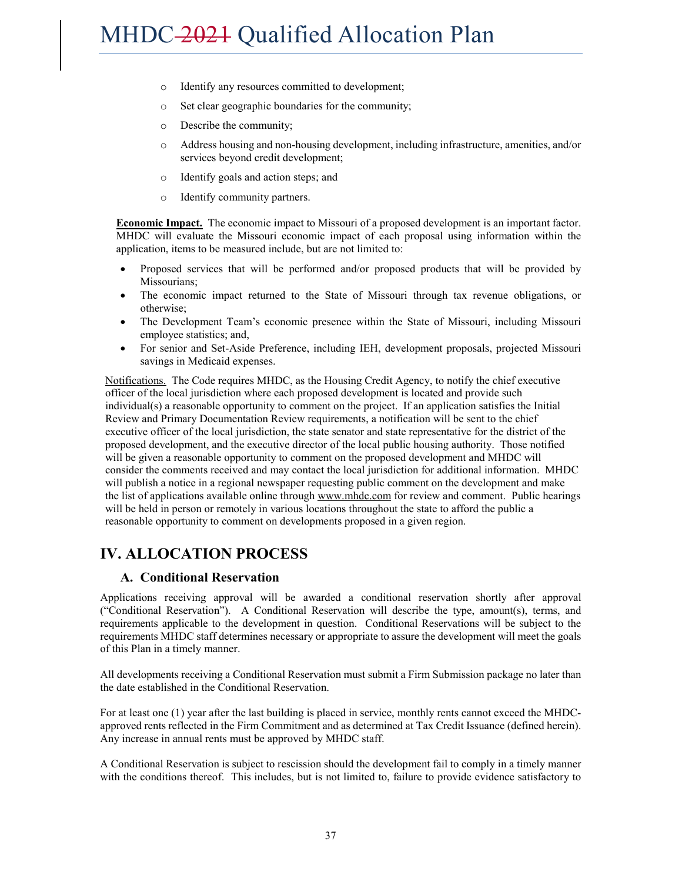- Identify any resources committed to development;
  - Set clear geographic boundaries for the community;
  - Describe the community;
  - Address housing and non-housing development, including infrastructure, amenities, and/or services beyond credit development;
  - Identify goals and action steps; and
  - Identify community partners.

**Economic Impact.** The economic impact to Missouri of a proposed development is an important factor. MHDC will evaluate the Missouri economic impact of each proposal using information within the application, items to be measured include, but are not limited to:

- Proposed services that will be performed and/or proposed products that will be provided by Missourians;
- The economic impact returned to the State of Missouri through tax revenue obligations, or otherwise;
- The Development Team's economic presence within the State of Missouri, including Missouri employee statistics; and,
- For senior and Set-Aside Preference, including IEH, development proposals, projected Missouri savings in Medicaid expenses.

Notifications. The Code requires MHDC, as the Housing Credit Agency, to notify the chief executive officer of the local jurisdiction where each proposed development is located and provide such individual(s) a reasonable opportunity to comment on the project. If an application satisfies the Initial Review and Primary Documentation Review requirements, a notification will be sent to the chief executive officer of the local jurisdiction, the state senator and state representative for the district of the proposed development, and the executive director of the local public housing authority. Those notified will be given a reasonable opportunity to comment on the proposed development and MHDC will consider the comments received and may contact the local jurisdiction for additional information. MHDC will publish a notice in a regional newspaper requesting public comment on the development and make the list of applications available online through www.mhdc.com for review and comment. Public hearings will be held in person or remotely in various locations throughout the state to afford the public a reasonable opportunity to comment on developments proposed in a given region.

# IV. ALLOCATION PROCESS

## A. Conditional Reservation

Applications receiving approval will be awarded a conditional reservation shortly after approval ("Conditional Reservation"). A Conditional Reservation will describe the type, amount(s), terms, and requirements applicable to the development in question. Conditional Reservations will be subject to the requirements MHDC staff determines necessary or appropriate to assure the development will meet the goals of this Plan in a timely manner.

All developments receiving a Conditional Reservation must submit a Firm Submission package no later than the date established in the Conditional Reservation.

For at least one (1) year after the last building is placed in service, monthly rents cannot exceed the MHDC-approved rents reflected in the Firm Commitment and as determined at Tax Credit Issuance (defined herein). Any increase in annual rents must be approved by MHDC staff.

A Conditional Reservation is subject to rescission should the development fail to comply in a timely manner with the conditions thereof. This includes, but is not limited to, failure to provide evidence satisfactory to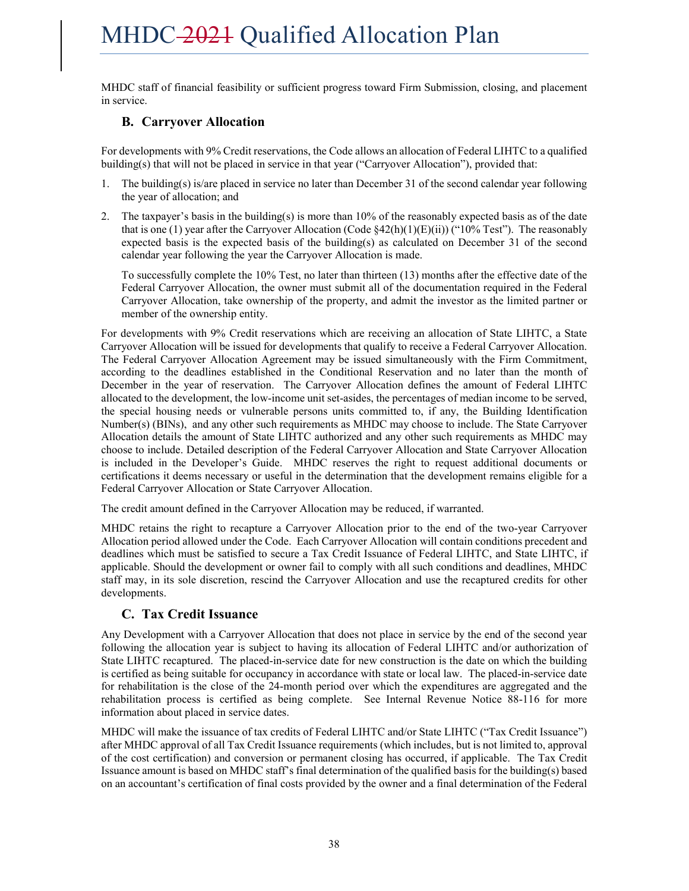MHDC staff of financial feasibility or sufficient progress toward Firm Submission, closing, and placement in service.

## B. Carryover Allocation

For developments with 9% Credit reservations, the Code allows an allocation of Federal LIHTC to a qualified building(s) that will not be placed in service in that year ("Carryover Allocation"), provided that:

1. The building(s) is/are placed in service no later than December 31 of the second calendar year following the year of allocation; and
2. The taxpayer's basis in the building(s) is more than 10% of the reasonably expected basis as of the date that is one (1) year after the Carryover Allocation (Code §42(h)(1)(E)(ii)) ("10% Test"). The reasonably expected basis is the expected basis of the building(s) as calculated on December 31 of the second calendar year following the year the Carryover Allocation is made.

   To successfully complete the 10% Test, no later than thirteen (13) months after the effective date of the Federal Carryover Allocation, the owner must submit all of the documentation required in the Federal Carryover Allocation, take ownership of the property, and admit the investor as the limited partner or member of the ownership entity.

For developments with 9% Credit reservations which are receiving an allocation of State LIHTC, a State Carryover Allocation will be issued for developments that qualify to receive a Federal Carryover Allocation. The Federal Carryover Allocation Agreement may be issued simultaneously with the Firm Commitment, according to the deadlines established in the Conditional Reservation and no later than the month of December in the year of reservation. The Carryover Allocation defines the amount of Federal LIHTC allocated to the development, the low-income unit set-asides, the percentages of median income to be served, the special housing needs or vulnerable persons units committed to, if any, the Building Identification Number(s) (BINs), and any other such requirements as MHDC may choose to include. The State Carryover Allocation details the amount of State LIHTC authorized and any other such requirements as MHDC may choose to include. Detailed description of the Federal Carryover Allocation and State Carryover Allocation is included in the Developer's Guide. MHDC reserves the right to request additional documents or certifications it deems necessary or useful in the determination that the development remains eligible for a Federal Carryover Allocation or State Carryover Allocation.

The credit amount defined in the Carryover Allocation may be reduced, if warranted.

MHDC retains the right to recapture a Carryover Allocation prior to the end of the two-year Carryover Allocation period allowed under the Code. Each Carryover Allocation will contain conditions precedent and deadlines which must be satisfied to secure a Tax Credit Issuance of Federal LIHTC, and State LIHTC, if applicable. Should the development or owner fail to comply with all such conditions and deadlines, MHDC staff may, in its sole discretion, rescind the Carryover Allocation and use the recaptured credits for other developments.

## C. Tax Credit Issuance

Any Development with a Carryover Allocation that does not place in service by the end of the second year following the allocation year is subject to having its allocation of Federal LIHTC and/or authorization of State LIHTC recaptured. The placed-in-service date for new construction is the date on which the building is certified as being suitable for occupancy in accordance with state or local law. The placed-in-service date for rehabilitation is the close of the 24-month period over which the expenditures are aggregated and the rehabilitation process is certified as being complete. See Internal Revenue Notice 88-116 for more information about placed in service dates.

MHDC will make the issuance of tax credits of Federal LIHTC and/or State LIHTC ("Tax Credit Issuance") after MHDC approval of all Tax Credit Issuance requirements (which includes, but is not limited to, approval of the cost certification) and conversion or permanent closing has occurred, if applicable. The Tax Credit Issuance amount is based on MHDC staff's final determination of the qualified basis for the building(s) based on an accountant's certification of final costs provided by the owner and a final determination of the Federal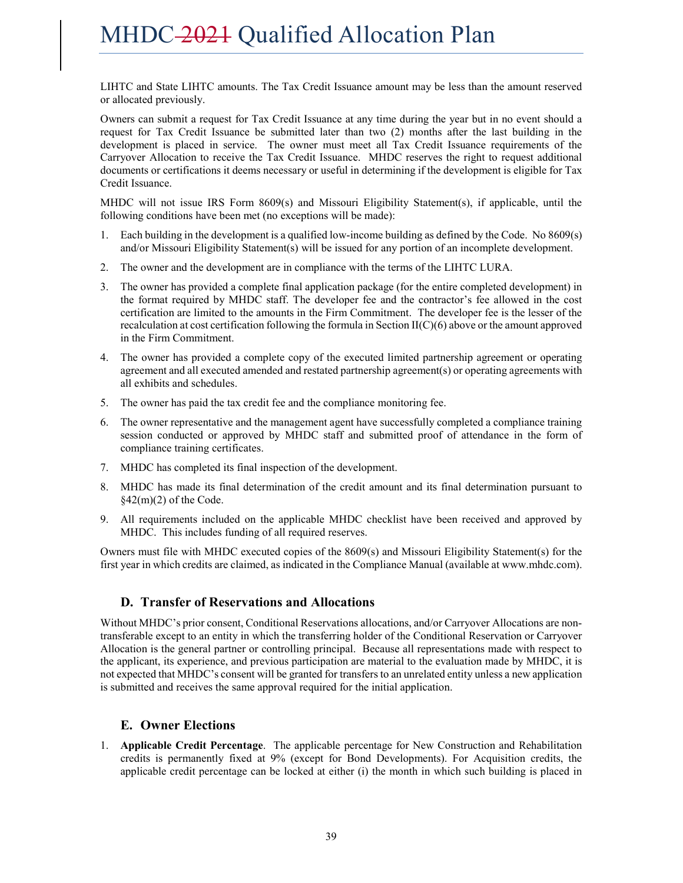LIHTC and State LIHTC amounts. The Tax Credit Issuance amount may be less than the amount reserved or allocated previously.

Owners can submit a request for Tax Credit Issuance at any time during the year but in no event should a request for Tax Credit Issuance be submitted later than two (2) months after the last building in the development is placed in service. The owner must meet all Tax Credit Issuance requirements of the Carryover Allocation to receive the Tax Credit Issuance. MHDC reserves the right to request additional documents or certifications it deems necessary or useful in determining if the development is eligible for Tax Credit Issuance.

MHDC will not issue IRS Form 8609(s) and Missouri Eligibility Statement(s), if applicable, until the following conditions have been met (no exceptions will be made):

1. Each building in the development is a qualified low-income building as defined by the Code. No 8609(s) and/or Missouri Eligibility Statement(s) will be issued for any portion of an incomplete development.
2. The owner and the development are in compliance with the terms of the LIHTC LURA.
3. The owner has provided a complete final application package (for the entire completed development) in the format required by MHDC staff. The developer fee and the contractor's fee allowed in the cost certification are limited to the amounts in the Firm Commitment. The developer fee is the lesser of the recalculation at cost certification following the formula in Section II(C)(6) above or the amount approved in the Firm Commitment.
4. The owner has provided a complete copy of the executed limited partnership agreement or operating agreement and all executed amended and restated partnership agreement(s) or operating agreements with all exhibits and schedules.
5. The owner has paid the tax credit fee and the compliance monitoring fee.
6. The owner representative and the management agent have successfully completed a compliance training session conducted or approved by MHDC staff and submitted proof of attendance in the form of compliance training certificates.
7. MHDC has completed its final inspection of the development.
8. MHDC has made its final determination of the credit amount and its final determination pursuant to §42(m)(2) of the Code.
9. All requirements included on the applicable MHDC checklist have been received and approved by MHDC. This includes funding of all required reserves.

Owners must file with MHDC executed copies of the 8609(s) and Missouri Eligibility Statement(s) for the first year in which credits are claimed, as indicated in the Compliance Manual (available at www.mhdc.com).

### D. Transfer of Reservations and Allocations

Without MHDC's prior consent, Conditional Reservations allocations, and/or Carryover Allocations are non-transferable except to an entity in which the transferring holder of the Conditional Reservation or Carryover Allocation is the general partner or controlling principal. Because all representations made with respect to the applicant, its experience, and previous participation are material to the evaluation made by MHDC, it is not expected that MHDC's consent will be granted for transfers to an unrelated entity unless a new application is submitted and receives the same approval required for the initial application.

### E. Owner Elections

1. **Applicable Credit Percentage**. The applicable percentage for New Construction and Rehabilitation credits is permanently fixed at 9% (except for Bond Developments). For Acquisition credits, the applicable credit percentage can be locked at either (i) the month in which such building is placed in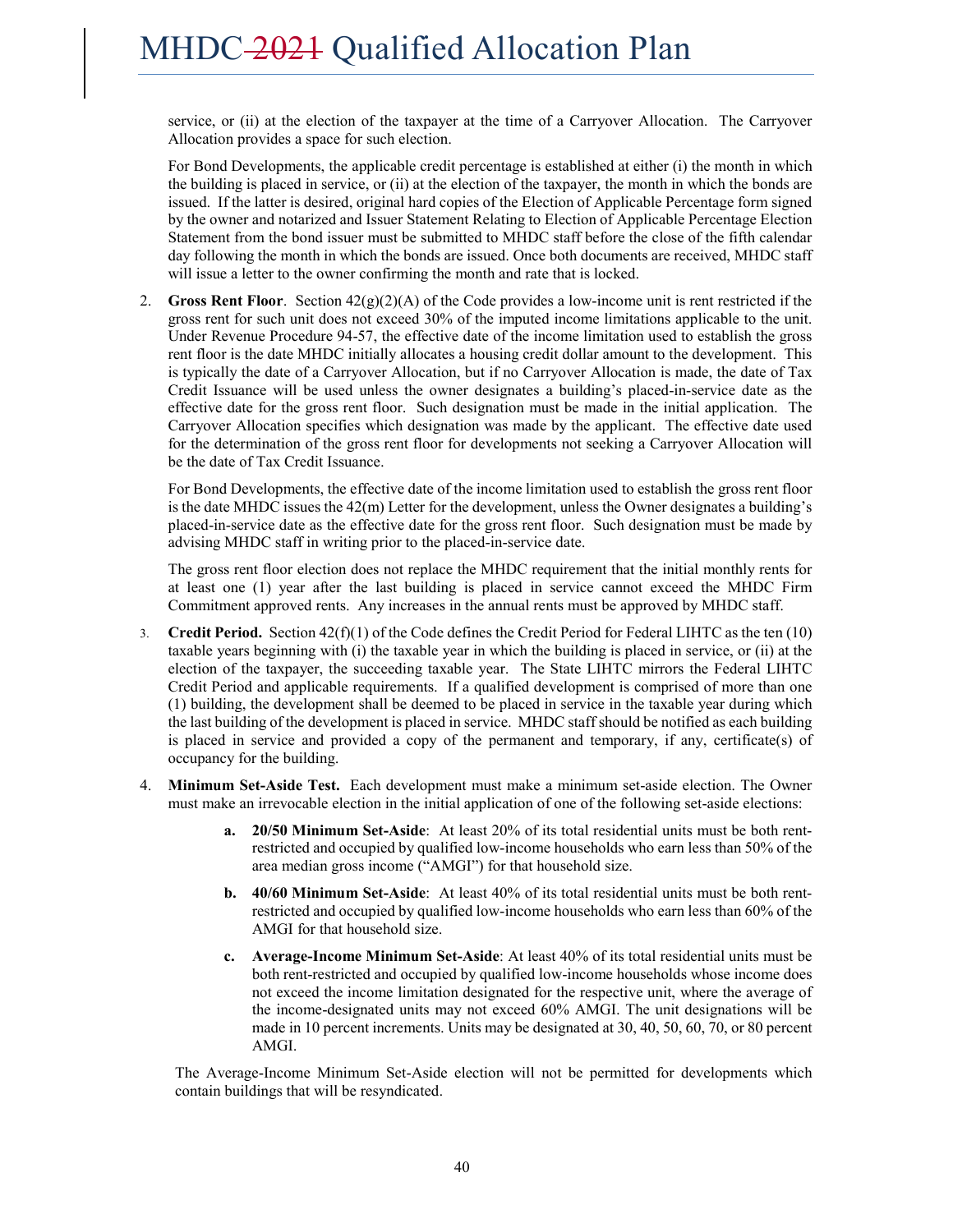service, or (ii) at the election of the taxpayer at the time of a Carryover Allocation. The Carryover Allocation provides a space for such election.

For Bond Developments, the applicable credit percentage is established at either (i) the month in which the building is placed in service, or (ii) at the election of the taxpayer, the month in which the bonds are issued. If the latter is desired, original hard copies of the Election of Applicable Percentage form signed by the owner and notarized and Issuer Statement Relating to Election of Applicable Percentage Election Statement from the bond issuer must be submitted to MHDC staff before the close of the fifth calendar day following the month in which the bonds are issued. Once both documents are received, MHDC staff will issue a letter to the owner confirming the month and rate that is locked.

2. **Gross Rent Floor**. Section 42(g)(2)(A) of the Code provides a low-income unit is rent restricted if the gross rent for such unit does not exceed 30% of the imputed income limitations applicable to the unit. Under Revenue Procedure 94-57, the effective date of the income limitation used to establish the gross rent floor is the date MHDC initially allocates a housing credit dollar amount to the development. This is typically the date of a Carryover Allocation, but if no Carryover Allocation is made, the date of Tax Credit Issuance will be used unless the owner designates a building's placed-in-service date as the effective date for the gross rent floor. Such designation must be made in the initial application. The Carryover Allocation specifies which designation was made by the applicant. The effective date used for the determination of the gross rent floor for developments not seeking a Carryover Allocation will be the date of Tax Credit Issuance.

   For Bond Developments, the effective date of the income limitation used to establish the gross rent floor is the date MHDC issues the 42(m) Letter for the development, unless the Owner designates a building's placed-in-service date as the effective date for the gross rent floor. Such designation must be made by advising MHDC staff in writing prior to the placed-in-service date.

   The gross rent floor election does not replace the MHDC requirement that the initial monthly rents for at least one (1) year after the last building is placed in service cannot exceed the MHDC Firm Commitment approved rents. Any increases in the annual rents must be approved by MHDC staff.

3. **Credit Period.** Section 42(f)(1) of the Code defines the Credit Period for Federal LIHTC as the ten (10) taxable years beginning with (i) the taxable year in which the building is placed in service, or (ii) at the election of the taxpayer, the succeeding taxable year. The State LIHTC mirrors the Federal LIHTC Credit Period and applicable requirements. If a qualified development is comprised of more than one (1) building, the development shall be deemed to be placed in service in the taxable year during which the last building of the development is placed in service. MHDC staff should be notified as each building is placed in service and provided a copy of the permanent and temporary, if any, certificate(s) of occupancy for the building.

4. **Minimum Set-Aside Test.** Each development must make a minimum set-aside election. The Owner must make an irrevocable election in the initial application of one of the following set-aside elections:

   a. **20/50 Minimum Set-Aside**: At least 20% of its total residential units must be both rent-restricted and occupied by qualified low-income households who earn less than 50% of the area median gross income ("AMGI") for that household size.

   b. **40/60 Minimum Set-Aside**: At least 40% of its total residential units must be both rent-restricted and occupied by qualified low-income households who earn less than 60% of the AMGI for that household size.

   c. **Average-Income Minimum Set-Aside**: At least 40% of its total residential units must be both rent-restricted and occupied by qualified low-income households whose income does not exceed the income limitation designated for the respective unit, where the average of the income-designated units may not exceed 60% AMGI. The unit designations will be made in 10 percent increments. Units may be designated at 30, 40, 50, 60, 70, or 80 percent AMGI.

   The Average-Income Minimum Set-Aside election will not be permitted for developments which contain buildings that will be resyndicated.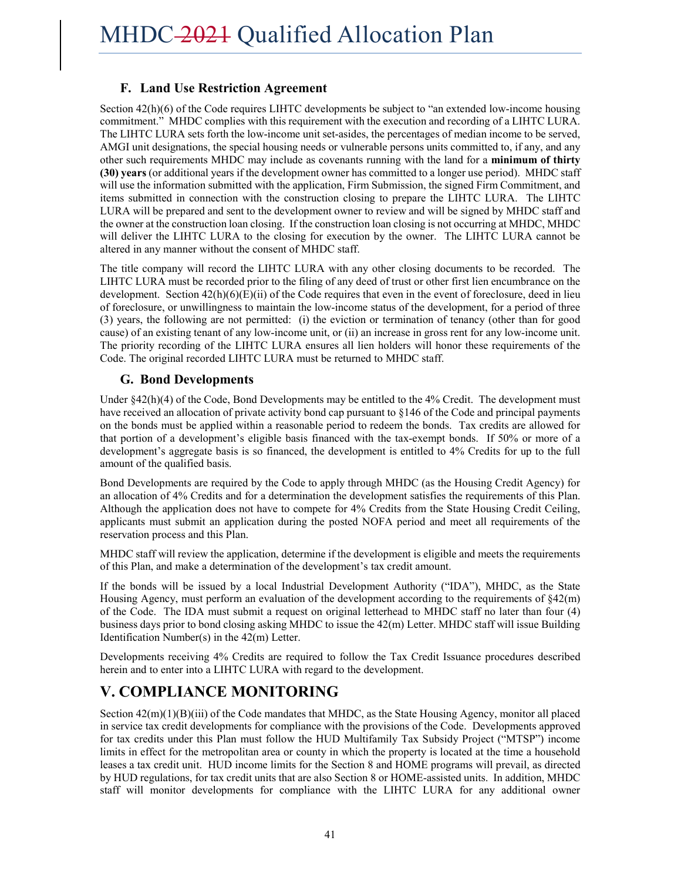### F. Land Use Restriction Agreement

Section 42(h)(6) of the Code requires LIHTC developments be subject to "an extended low-income housing commitment." MHDC complies with this requirement with the execution and recording of a LIHTC LURA. The LIHTC LURA sets forth the low-income unit set-asides, the percentages of median income to be served, AMGI unit designations, the special housing needs or vulnerable persons units committed to, if any, and any other such requirements MHDC may include as covenants running with the land for a **minimum of thirty (30) years** (or additional years if the development owner has committed to a longer use period). MHDC staff will use the information submitted with the application, Firm Submission, the signed Firm Commitment, and items submitted in connection with the construction closing to prepare the LIHTC LURA. The LIHTC LURA will be prepared and sent to the development owner to review and will be signed by MHDC staff and the owner at the construction loan closing. If the construction loan closing is not occurring at MHDC, MHDC will deliver the LIHTC LURA to the closing for execution by the owner. The LIHTC LURA cannot be altered in any manner without the consent of MHDC staff.

The title company will record the LIHTC LURA with any other closing documents to be recorded. The LIHTC LURA must be recorded prior to the filing of any deed of trust or other first lien encumbrance on the development. Section 42(h)(6)(E)(ii) of the Code requires that even in the event of foreclosure, deed in lieu of foreclosure, or unwillingness to maintain the low-income status of the development, for a period of three (3) years, the following are not permitted: (i) the eviction or termination of tenancy (other than for good cause) of an existing tenant of any low-income unit, or (ii) an increase in gross rent for any low-income unit. The priority recording of the LIHTC LURA ensures all lien holders will honor these requirements of the Code. The original recorded LIHTC LURA must be returned to MHDC staff.

### G. Bond Developments

Under §42(h)(4) of the Code, Bond Developments may be entitled to the 4% Credit. The development must have received an allocation of private activity bond cap pursuant to §146 of the Code and principal payments on the bonds must be applied within a reasonable period to redeem the bonds. Tax credits are allowed for that portion of a development's eligible basis financed with the tax-exempt bonds. If 50% or more of a development's aggregate basis is so financed, the development is entitled to 4% Credits for up to the full amount of the qualified basis.

Bond Developments are required by the Code to apply through MHDC (as the Housing Credit Agency) for an allocation of 4% Credits and for a determination the development satisfies the requirements of this Plan. Although the application does not have to compete for 4% Credits from the State Housing Credit Ceiling, applicants must submit an application during the posted NOFA period and meet all requirements of the reservation process and this Plan.

MHDC staff will review the application, determine if the development is eligible and meets the requirements of this Plan, and make a determination of the development's tax credit amount.

If the bonds will be issued by a local Industrial Development Authority ("IDA"), MHDC, as the State Housing Agency, must perform an evaluation of the development according to the requirements of §42(m) of the Code. The IDA must submit a request on original letterhead to MHDC staff no later than four (4) business days prior to bond closing asking MHDC to issue the 42(m) Letter. MHDC staff will issue Building Identification Number(s) in the 42(m) Letter.

Developments receiving 4% Credits are required to follow the Tax Credit Issuance procedures described herein and to enter into a LIHTC LURA with regard to the development.

## V. COMPLIANCE MONITORING

Section 42(m)(1)(B)(iii) of the Code mandates that MHDC, as the State Housing Agency, monitor all placed in service tax credit developments for compliance with the provisions of the Code. Developments approved for tax credits under this Plan must follow the HUD Multifamily Tax Subsidy Project ("MTSP") income limits in effect for the metropolitan area or county in which the property is located at the time a household leases a tax credit unit. HUD income limits for the Section 8 and HOME programs will prevail, as directed by HUD regulations, for tax credit units that are also Section 8 or HOME-assisted units. In addition, MHDC staff will monitor developments for compliance with the LIHTC LURA for any additional owner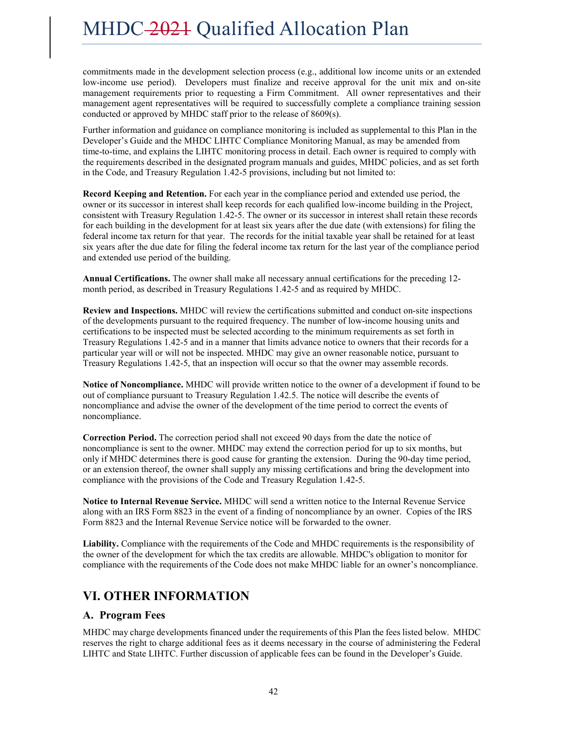commitments made in the development selection process (e.g., additional low income units or an extended low-income use period). Developers must finalize and receive approval for the unit mix and on-site management requirements prior to requesting a Firm Commitment. All owner representatives and their management agent representatives will be required to successfully complete a compliance training session conducted or approved by MHDC staff prior to the release of 8609(s).

Further information and guidance on compliance monitoring is included as supplemental to this Plan in the Developer's Guide and the MHDC LIHTC Compliance Monitoring Manual, as may be amended from time-to-time, and explains the LIHTC monitoring process in detail. Each owner is required to comply with the requirements described in the designated program manuals and guides, MHDC policies, and as set forth in the Code, and Treasury Regulation 1.42-5 provisions, including but not limited to:

**Record Keeping and Retention.** For each year in the compliance period and extended use period, the owner or its successor in interest shall keep records for each qualified low-income building in the Project, consistent with Treasury Regulation 1.42-5. The owner or its successor in interest shall retain these records for each building in the development for at least six years after the due date (with extensions) for filing the federal income tax return for that year. The records for the initial taxable year shall be retained for at least six years after the due date for filing the federal income tax return for the last year of the compliance period and extended use period of the building.

**Annual Certifications.** The owner shall make all necessary annual certifications for the preceding 12-month period, as described in Treasury Regulations 1.42-5 and as required by MHDC.

**Review and Inspections.** MHDC will review the certifications submitted and conduct on-site inspections of the developments pursuant to the required frequency. The number of low-income housing units and certifications to be inspected must be selected according to the minimum requirements as set forth in Treasury Regulations 1.42-5 and in a manner that limits advance notice to owners that their records for a particular year will or will not be inspected. MHDC may give an owner reasonable notice, pursuant to Treasury Regulations 1.42-5, that an inspection will occur so that the owner may assemble records.

**Notice of Noncompliance.** MHDC will provide written notice to the owner of a development if found to be out of compliance pursuant to Treasury Regulation 1.42.5. The notice will describe the events of noncompliance and advise the owner of the development of the time period to correct the events of noncompliance.

**Correction Period.** The correction period shall not exceed 90 days from the date the notice of noncompliance is sent to the owner. MHDC may extend the correction period for up to six months, but only if MHDC determines there is good cause for granting the extension. During the 90-day time period, or an extension thereof, the owner shall supply any missing certifications and bring the development into compliance with the provisions of the Code and Treasury Regulation 1.42-5.

**Notice to Internal Revenue Service.** MHDC will send a written notice to the Internal Revenue Service along with an IRS Form 8823 in the event of a finding of noncompliance by an owner. Copies of the IRS Form 8823 and the Internal Revenue Service notice will be forwarded to the owner.

**Liability.** Compliance with the requirements of the Code and MHDC requirements is the responsibility of the owner of the development for which the tax credits are allowable. MHDC's obligation to monitor for compliance with the requirements of the Code does not make MHDC liable for an owner's noncompliance.

## VI. OTHER INFORMATION

### A. Program Fees

MHDC may charge developments financed under the requirements of this Plan the fees listed below. MHDC reserves the right to charge additional fees as it deems necessary in the course of administering the Federal LIHTC and State LIHTC. Further discussion of applicable fees can be found in the Developer's Guide.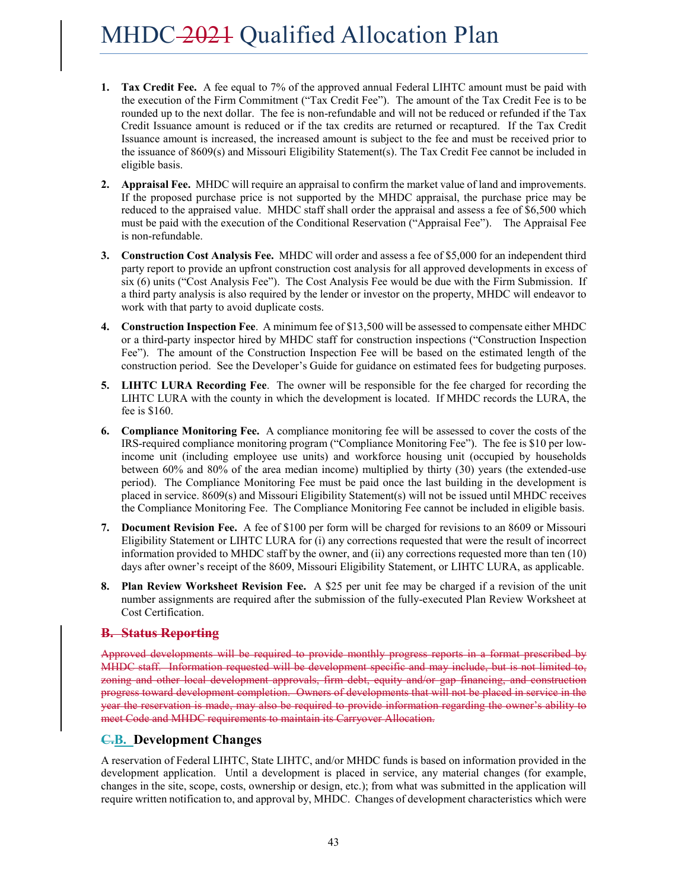1. **Tax Credit Fee.** A fee equal to 7% of the approved annual Federal LIHTC amount must be paid with the execution of the Firm Commitment ("Tax Credit Fee"). The amount of the Tax Credit Fee is to be rounded up to the next dollar. The fee is non-refundable and will not be reduced or refunded if the Tax Credit Issuance amount is reduced or if the tax credits are returned or recaptured. If the Tax Credit Issuance amount is increased, the increased amount is subject to the fee and must be received prior to the issuance of 8609(s) and Missouri Eligibility Statement(s). The Tax Credit Fee cannot be included in eligible basis.

2. **Appraisal Fee.** MHDC will require an appraisal to confirm the market value of land and improvements. If the proposed purchase price is not supported by the MHDC appraisal, the purchase price may be reduced to the appraised value. MHDC staff shall order the appraisal and assess a fee of $6,500 which must be paid with the execution of the Conditional Reservation ("Appraisal Fee"). The Appraisal Fee is non-refundable.

3. **Construction Cost Analysis Fee.** MHDC will order and assess a fee of $5,000 for an independent third party report to provide an upfront construction cost analysis for all approved developments in excess of six (6) units ("Cost Analysis Fee"). The Cost Analysis Fee would be due with the Firm Submission. If a third party analysis is also required by the lender or investor on the property, MHDC will endeavor to work with that party to avoid duplicate costs.

4. **Construction Inspection Fee**. A minimum fee of $13,500 will be assessed to compensate either MHDC or a third-party inspector hired by MHDC staff for construction inspections ("Construction Inspection Fee"). The amount of the Construction Inspection Fee will be based on the estimated length of the construction period. See the Developer's Guide for guidance on estimated fees for budgeting purposes.

5. **LIHTC LURA Recording Fee**. The owner will be responsible for the fee charged for recording the LIHTC LURA with the county in which the development is located. If MHDC records the LURA, the fee is $160.

6. **Compliance Monitoring Fee.** A compliance monitoring fee will be assessed to cover the costs of the IRS-required compliance monitoring program ("Compliance Monitoring Fee"). The fee is $10 per low-income unit (including employee use units) and workforce housing unit (occupied by households between 60% and 80% of the area median income) multiplied by thirty (30) years (the extended-use period). The Compliance Monitoring Fee must be paid once the last building in the development is placed in service. 8609(s) and Missouri Eligibility Statement(s) will not be issued until MHDC receives the Compliance Monitoring Fee. The Compliance Monitoring Fee cannot be included in eligible basis.

7. **Document Revision Fee.** A fee of $100 per form will be charged for revisions to an 8609 or Missouri Eligibility Statement or LIHTC LURA for (i) any corrections requested that were the result of incorrect information provided to MHDC staff by the owner, and (ii) any corrections requested more than ten (10) days after owner's receipt of the 8609, Missouri Eligibility Statement, or LIHTC LURA, as applicable.

8. **Plan Review Worksheet Revision Fee.** A $25 per unit fee may be charged if a revision of the unit number assignments are required after the submission of the fully-executed Plan Review Worksheet at Cost Certification.

## ~~B. Status Reporting~~

~~Approved developments will be required to provide monthly progress reports in a format prescribed by MHDC staff. Information requested will be development specific and may include, but is not limited to, zoning and other local development approvals, firm debt, equity and/or gap financing, and construction progress toward development completion. Owners of developments that will not be placed in service in the year the reservation is made, may also be required to provide information regarding the owner's ability to meet Code and MHDC requirements to maintain its Carryover Allocation.~~

## ~~C.~~B. Development Changes

A reservation of Federal LIHTC, State LIHTC, and/or MHDC funds is based on information provided in the development application. Until a development is placed in service, any material changes (for example, changes in the site, scope, costs, ownership or design, etc.); from what was submitted in the application will require written notification to, and approval by, MHDC. Changes of development characteristics which were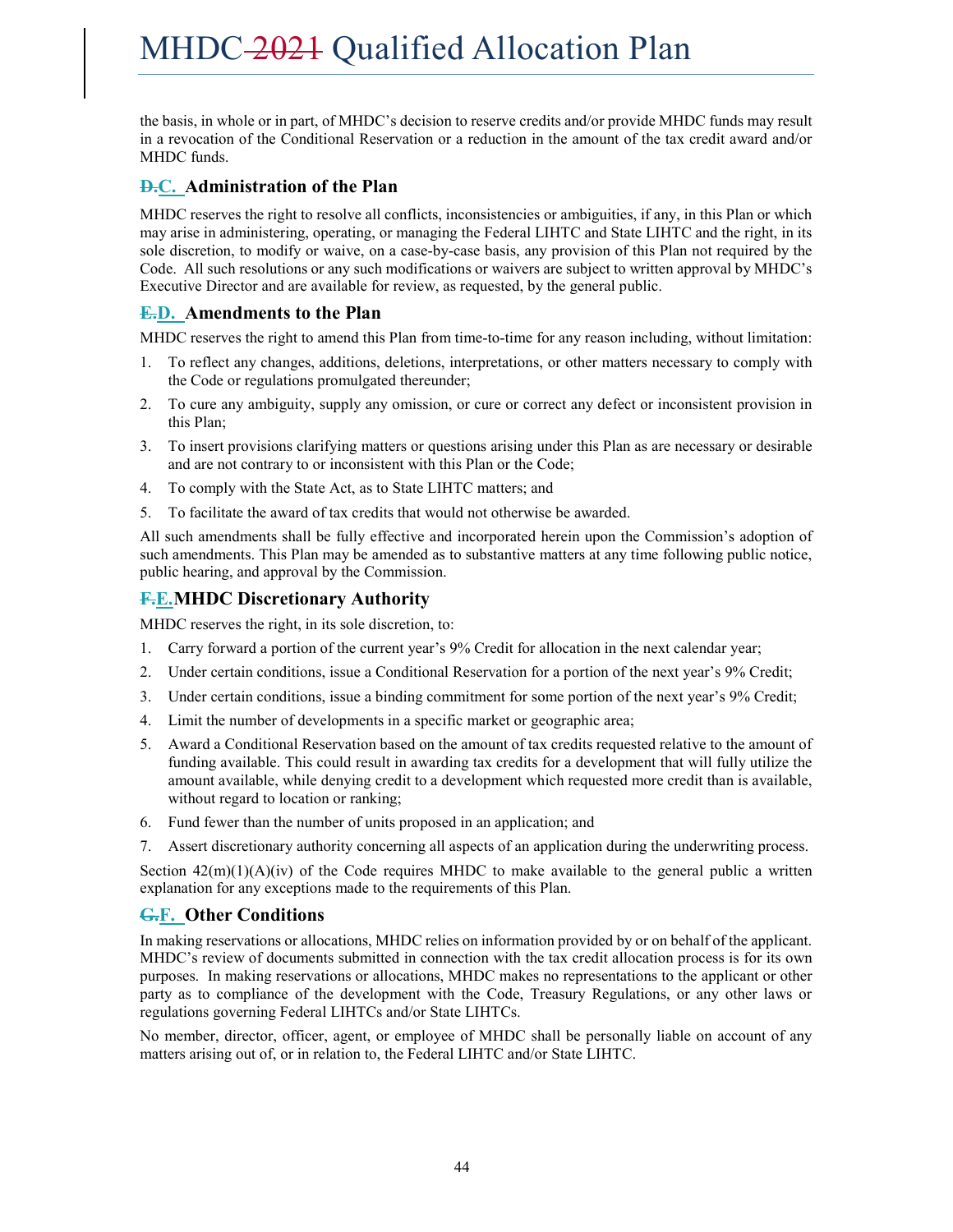the basis, in whole or in part, of MHDC's decision to reserve credits and/or provide MHDC funds may result in a revocation of the Conditional Reservation or a reduction in the amount of the tax credit award and/or MHDC funds.

## ~~D.~~C. Administration of the Plan

MHDC reserves the right to resolve all conflicts, inconsistencies or ambiguities, if any, in this Plan or which may arise in administering, operating, or managing the Federal LIHTC and State LIHTC and the right, in its sole discretion, to modify or waive, on a case-by-case basis, any provision of this Plan not required by the Code. All such resolutions or any such modifications or waivers are subject to written approval by MHDC's Executive Director and are available for review, as requested, by the general public.

## ~~E.~~D. Amendments to the Plan

MHDC reserves the right to amend this Plan from time-to-time for any reason including, without limitation:

1. To reflect any changes, additions, deletions, interpretations, or other matters necessary to comply with the Code or regulations promulgated thereunder;
2. To cure any ambiguity, supply any omission, or cure or correct any defect or inconsistent provision in this Plan;
3. To insert provisions clarifying matters or questions arising under this Plan as are necessary or desirable and are not contrary to or inconsistent with this Plan or the Code;
4. To comply with the State Act, as to State LIHTC matters; and
5. To facilitate the award of tax credits that would not otherwise be awarded.

All such amendments shall be fully effective and incorporated herein upon the Commission's adoption of such amendments. This Plan may be amended as to substantive matters at any time following public notice, public hearing, and approval by the Commission.

## ~~F.~~E. MHDC Discretionary Authority

MHDC reserves the right, in its sole discretion, to:

1. Carry forward a portion of the current year's 9% Credit for allocation in the next calendar year;
2. Under certain conditions, issue a Conditional Reservation for a portion of the next year's 9% Credit;
3. Under certain conditions, issue a binding commitment for some portion of the next year's 9% Credit;
4. Limit the number of developments in a specific market or geographic area;
5. Award a Conditional Reservation based on the amount of tax credits requested relative to the amount of funding available. This could result in awarding tax credits for a development that will fully utilize the amount available, while denying credit to a development which requested more credit than is available, without regard to location or ranking;
6. Fund fewer than the number of units proposed in an application; and
7. Assert discretionary authority concerning all aspects of an application during the underwriting process.

Section 42(m)(1)(A)(iv) of the Code requires MHDC to make available to the general public a written explanation for any exceptions made to the requirements of this Plan.

## ~~G.~~F. Other Conditions

In making reservations or allocations, MHDC relies on information provided by or on behalf of the applicant. MHDC's review of documents submitted in connection with the tax credit allocation process is for its own purposes. In making reservations or allocations, MHDC makes no representations to the applicant or other party as to compliance of the development with the Code, Treasury Regulations, or any other laws or regulations governing Federal LIHTCs and/or State LIHTCs.

No member, director, officer, agent, or employee of MHDC shall be personally liable on account of any matters arising out of, or in relation to, the Federal LIHTC and/or State LIHTC.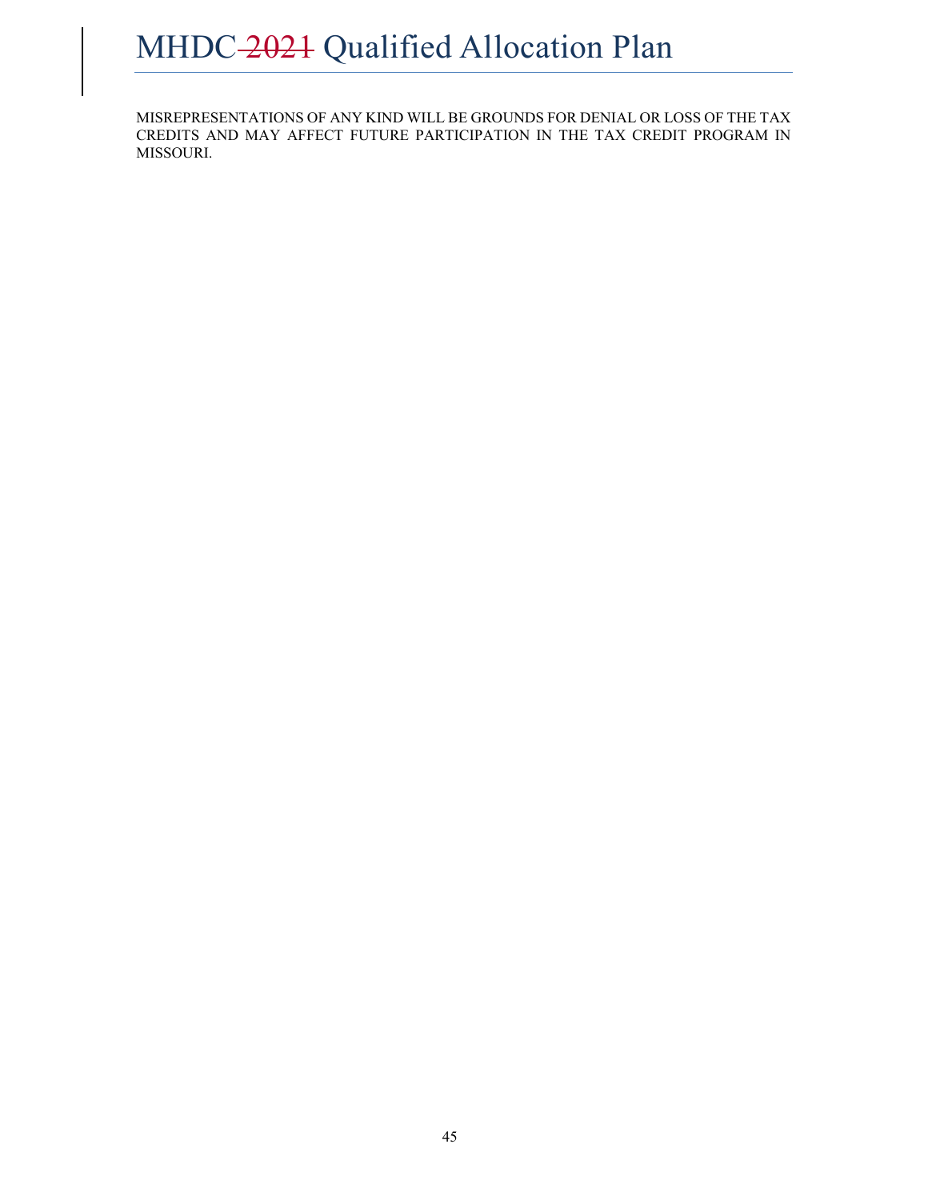MISREPRESENTATIONS OF ANY KIND WILL BE GROUNDS FOR DENIAL OR LOSS OF THE TAX CREDITS AND MAY AFFECT FUTURE PARTICIPATION IN THE TAX CREDIT PROGRAM IN MISSOURI.